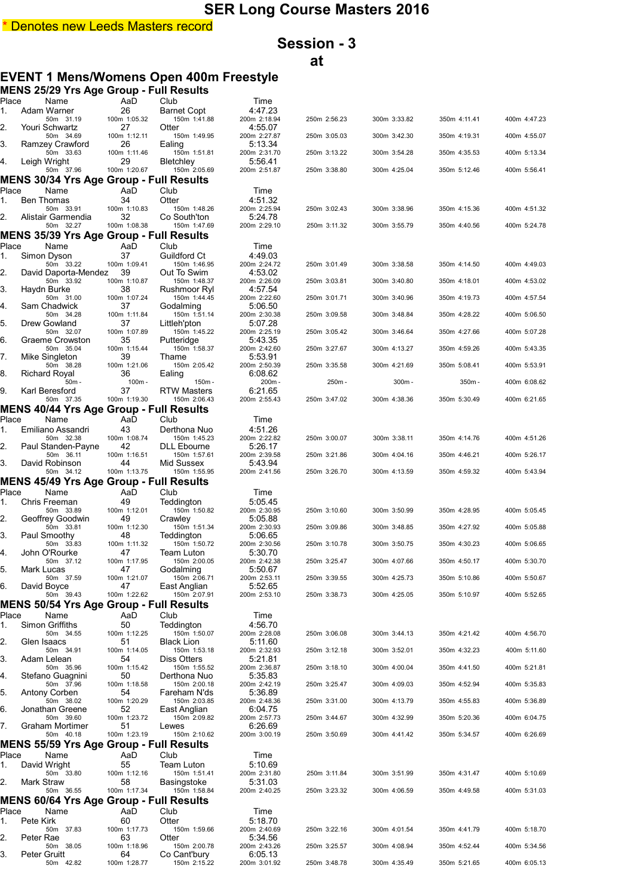# SER Long Course Masters 2016

\* Denotes new Leeds Masters record

## Session - 3

## at

## EVENT 1 Mens/Womens Open 400m Freestyle

### MENS 25/29 Yrs Age Group - Full Results

| Place | Name | AaD | Club | Time | | | | |
|---|---|---|---|---|---|---|---|---|
| 1. | Adam Warner | 26 | Barnet Copt | 4:47.23 | | | | |
| | 50m 31.19 | 100m 1:05.32 | 150m 1:41.88 | 200m 2:18.94 | 250m 2:56.23 | 300m 3:33.82 | 350m 4:11.41 | 400m 4:47.23 |
| 2. | Youri Schwartz | 27 | Otter | 4:55.07 | | | | |
| | 50m 34.69 | 100m 1:12.11 | 150m 1:49.95 | 200m 2:27.87 | 250m 3:05.03 | 300m 3:42.30 | 350m 4:19.31 | 400m 4:55.07 |
| 3. | Ramzey Crawford | 26 | Ealing | 5:13.34 | | | | |
| | 50m 33.63 | 100m 1:11.46 | 150m 1:51.81 | 200m 2:31.70 | 250m 3:13.22 | 300m 3:54.28 | 350m 4:35.53 | 400m 5:13.34 |
| 4. | Leigh Wright | 29 | Bletchley | 5:56.41 | | | | |
| | 50m 37.96 | 100m 1:20.67 | 150m 2:05.69 | 200m 2:51.87 | 250m 3:38.80 | 300m 4:25.04 | 350m 5:12.46 | 400m 5:56.41 |

### MENS 30/34 Yrs Age Group - Full Results

| Place | Name | AaD | Club | Time | | | | |
|---|---|---|---|---|---|---|---|---|
| 1. | Ben Thomas | 34 | Otter | 4:51.32 | | | | |
| | 50m 33.91 | 100m 1:10.83 | 150m 1:48.26 | 200m 2:25.94 | 250m 3:02.43 | 300m 3:38.96 | 350m 4:15.36 | 400m 4:51.32 |
| 2. | Alistair Garmendia | 32 | Co South'ton | 5:24.78 | | | | |
| | 50m 32.27 | 100m 1:08.38 | 150m 1:47.69 | 200m 2:29.10 | 250m 3:11.32 | 300m 3:55.79 | 350m 4:40.56 | 400m 5:24.78 |

### MENS 35/39 Yrs Age Group - Full Results

| Place | Name | AaD | Club | Time | | | | |
|---|---|---|---|---|---|---|---|---|
| 1. | Simon Dyson | 37 | Guildford Ct | 4:49.03 | | | | |
| | 50m 33.22 | 100m 1:09.41 | 150m 1:46.95 | 200m 2:24.72 | 250m 3:01.49 | 300m 3:38.58 | 350m 4:14.50 | 400m 4:49.03 |
| 2. | David Daporta-Mendez | 39 | Out To Swim | 4:53.02 | | | | |
| | 50m 33.92 | 100m 1:10.87 | 150m 1:48.37 | 200m 2:26.09 | 250m 3:03.81 | 300m 3:40.80 | 350m 4:18.01 | 400m 4:53.02 |
| 3. | Haydn Burke | 38 | Rushmoor Ryl | 4:57.54 | | | | |
| | 50m 31.00 | 100m 1:07.24 | 150m 1:44.45 | 200m 2:22.60 | 250m 3:01.71 | 300m 3:40.96 | 350m 4:19.73 | 400m 4:57.54 |
| 4. | Sam Chadwick | 37 | Godalming | 5:06.50 | | | | |
| | 50m 34.28 | 100m 1:11.84 | 150m 1:51.14 | 200m 2:30.38 | 250m 3:09.58 | 300m 3:48.84 | 350m 4:28.22 | 400m 5:06.50 |
| 5. | Drew Gowland | 37 | Littleh'pton | 5:07.28 | | | | |
| | 50m 32.07 | 100m 1:07.89 | 150m 1:45.22 | 200m 2:25.19 | 250m 3:05.42 | 300m 3:46.64 | 350m 4:27.66 | 400m 5:07.28 |
| 6. | Graeme Crowston | 35 | Putteridge | 5:43.35 | | | | |
| | 50m 35.04 | 100m 1:15.44 | 150m 1:58.37 | 200m 2:42.60 | 250m 3:27.67 | 300m 4:13.27 | 350m 4:59.26 | 400m 5:43.35 |
| 7. | Mike Singleton | 39 | Thame | 5:53.91 | | | | |
| | 50m 38.28 | 100m 1:21.06 | 150m 2:05.42 | 200m 2:50.39 | 250m 3:35.58 | 300m 4:21.69 | 350m 5:08.41 | 400m 5:53.91 |
| 8. | Richard Royal | 36 | Ealing | 6:08.62 | | | | |
| | 50m - | 100m - | 150m - | 200m - | 250m - | 300m - | 350m - | 400m 6:08.62 |
| 9. | Karl Beresford | 37 | RTW Masters | 6:21.65 | | | | |
| | 50m 37.35 | 100m 1:19.30 | 150m 2:06.43 | 200m 2:55.43 | 250m 3:47.02 | 300m 4:38.36 | 350m 5:30.49 | 400m 6:21.65 |

### MENS 40/44 Yrs Age Group - Full Results

| Place | Name | AaD | Club | Time | | | | |
|---|---|---|---|---|---|---|---|---|
| 1. | Emiliano Assandri | 43 | Derthona Nuo | 4:51.26 | | | | |
| | 50m 32.38 | 100m 1:08.74 | 150m 1:45.23 | 200m 2:22.82 | 250m 3:00.07 | 300m 3:38.11 | 350m 4:14.76 | 400m 4:51.26 |
| 2. | Paul Standen-Payne | 42 | DLL Ebourne | 5:26.17 | | | | |
| | 50m 36.11 | 100m 1:16.51 | 150m 1:57.61 | 200m 2:39.58 | 250m 3:21.86 | 300m 4:04.16 | 350m 4:46.21 | 400m 5:26.17 |
| 3. | David Robinson | 44 | Mid Sussex | 5:43.94 | | | | |
| | 50m 34.12 | 100m 1:13.75 | 150m 1:55.95 | 200m 2:41.56 | 250m 3:26.70 | 300m 4:13.59 | 350m 4:59.32 | 400m 5:43.94 |

### MENS 45/49 Yrs Age Group - Full Results

| Place | Name | AaD | Club | Time | | | | |
|---|---|---|---|---|---|---|---|---|
| 1. | Chris Freeman | 49 | Teddington | 5:05.45 | | | | |
| | 50m 33.89 | 100m 1:12.01 | 150m 1:50.82 | 200m 2:30.95 | 250m 3:10.60 | 300m 3:50.99 | 350m 4:28.95 | 400m 5:05.45 |
| 2. | Geoffrey Goodwin | 49 | Crawley | 5:05.88 | | | | |
| | 50m 33.81 | 100m 1:12.30 | 150m 1:51.34 | 200m 2:30.93 | 250m 3:09.86 | 300m 3:48.85 | 350m 4:27.92 | 400m 5:05.88 |
| 3. | Paul Smoothy | 48 | Teddington | 5:06.65 | | | | |
| | 50m 33.83 | 100m 1:11.32 | 150m 1:50.72 | 200m 2:30.56 | 250m 3:10.78 | 300m 3:50.75 | 350m 4:30.23 | 400m 5:06.65 |
| 4. | John O'Rourke | 47 | Team Luton | 5:30.70 | | | | |
| | 50m 37.12 | 100m 1:17.95 | 150m 2:00.05 | 200m 2:42.38 | 250m 3:25.47 | 300m 4:07.66 | 350m 4:50.17 | 400m 5:30.70 |
| 5. | Mark Lucas | 47 | Godalming | 5:50.67 | | | | |
| | 50m 37.59 | 100m 1:21.07 | 150m 2:06.71 | 200m 2:53.11 | 250m 3:39.55 | 300m 4:25.73 | 350m 5:10.86 | 400m 5:50.67 |
| 6. | David Boyce | 47 | East Anglian | 5:52.65 | | | | |
| | 50m 39.43 | 100m 1:22.62 | 150m 2:07.91 | 200m 2:53.10 | 250m 3:38.73 | 300m 4:25.05 | 350m 5:10.97 | 400m 5:52.65 |

### MENS 50/54 Yrs Age Group - Full Results

| Place | Name | AaD | Club | Time | | | | |
|---|---|---|---|---|---|---|---|---|
| 1. | Simon Griffiths | 50 | Teddington | 4:56.70 | | | | |
| | 50m 34.55 | 100m 1:12.25 | 150m 1:50.07 | 200m 2:28.08 | 250m 3:06.08 | 300m 3:44.13 | 350m 4:21.42 | 400m 4:56.70 |
| 2. | Glen Isaacs | 51 | Black Lion | 5:11.60 | | | | |
| | 50m 34.91 | 100m 1:14.05 | 150m 1:53.18 | 200m 2:32.93 | 250m 3:12.18 | 300m 3:52.01 | 350m 4:32.23 | 400m 5:11.60 |
| 3. | Adam Lelean | 54 | Diss Otters | 5:21.81 | | | | |
| | 50m 35.96 | 100m 1:15.42 | 150m 1:55.52 | 200m 2:36.87 | 250m 3:18.10 | 300m 4:00.04 | 350m 4:41.50 | 400m 5:21.81 |
| 4. | Stefano Guagnini | 50 | Derthona Nuo | 5:35.83 | | | | |
| | 50m 37.96 | 100m 1:18.58 | 150m 2:00.18 | 200m 2:42.19 | 250m 3:25.47 | 300m 4:09.03 | 350m 4:52.94 | 400m 5:35.83 |
| 5. | Antony Corben | 54 | Fareham N'ds | 5:36.89 | | | | |
| | 50m 38.02 | 100m 1:20.29 | 150m 2:03.85 | 200m 2:48.36 | 250m 3:31.00 | 300m 4:13.79 | 350m 4:55.83 | 400m 5:36.89 |
| 6. | Jonathan Greene | 52 | East Anglian | 6:04.75 | | | | |
| | 50m 39.60 | 100m 1:23.72 | 150m 2:09.82 | 200m 2:57.73 | 250m 3:44.67 | 300m 4:32.99 | 350m 5:20.36 | 400m 6:04.75 |
| 7. | Graham Mortimer | 51 | Lewes | 6:26.69 | | | | |
| | 50m 40.18 | 100m 1:23.19 | 150m 2:10.62 | 200m 3:00.19 | 250m 3:50.69 | 300m 4:41.42 | 350m 5:34.57 | 400m 6:26.69 |

### MENS 55/59 Yrs Age Group - Full Results

| Place | Name | AaD | Club | Time | | | | |
|---|---|---|---|---|---|---|---|---|
| 1. | David Wright | 55 | Team Luton | 5:10.69 | | | | |
| | 50m 33.80 | 100m 1:12.16 | 150m 1:51.41 | 200m 2:31.80 | 250m 3:11.84 | 300m 3:51.99 | 350m 4:31.47 | 400m 5:10.69 |
| 2. | Mark Straw | 58 | Basingstoke | 5:31.03 | | | | |
| | 50m 36.55 | 100m 1:17.34 | 150m 1:58.84 | 200m 2:40.25 | 250m 3:23.32 | 300m 4:06.59 | 350m 4:49.58 | 400m 5:31.03 |

### MENS 60/64 Yrs Age Group - Full Results

| Place | Name | AaD | Club | Time | | | | |
|---|---|---|---|---|---|---|---|---|
| 1. | Pete Kirk | 60 | Otter | 5:18.70 | | | | |
| | 50m 37.83 | 100m 1:17.73 | 150m 1:59.66 | 200m 2:40.69 | 250m 3:22.16 | 300m 4:01.54 | 350m 4:41.79 | 400m 5:18.70 |
| 2. | Peter Rae | 63 | Otter | 5:34.56 | | | | |
| | 50m 38.05 | 100m 1:18.96 | 150m 2:00.78 | 200m 2:43.26 | 250m 3:25.57 | 300m 4:08.94 | 350m 4:52.44 | 400m 5:34.56 |
| 3. | Peter Gruitt | 64 | Co Cant'bury | 6:05.13 | | | | |
| | 50m 42.82 | 100m 1:28.77 | 150m 2:15.22 | 200m 3:01.92 | 250m 3:48.78 | 300m 4:35.49 | 350m 5:21.65 | 400m 6:05.13 |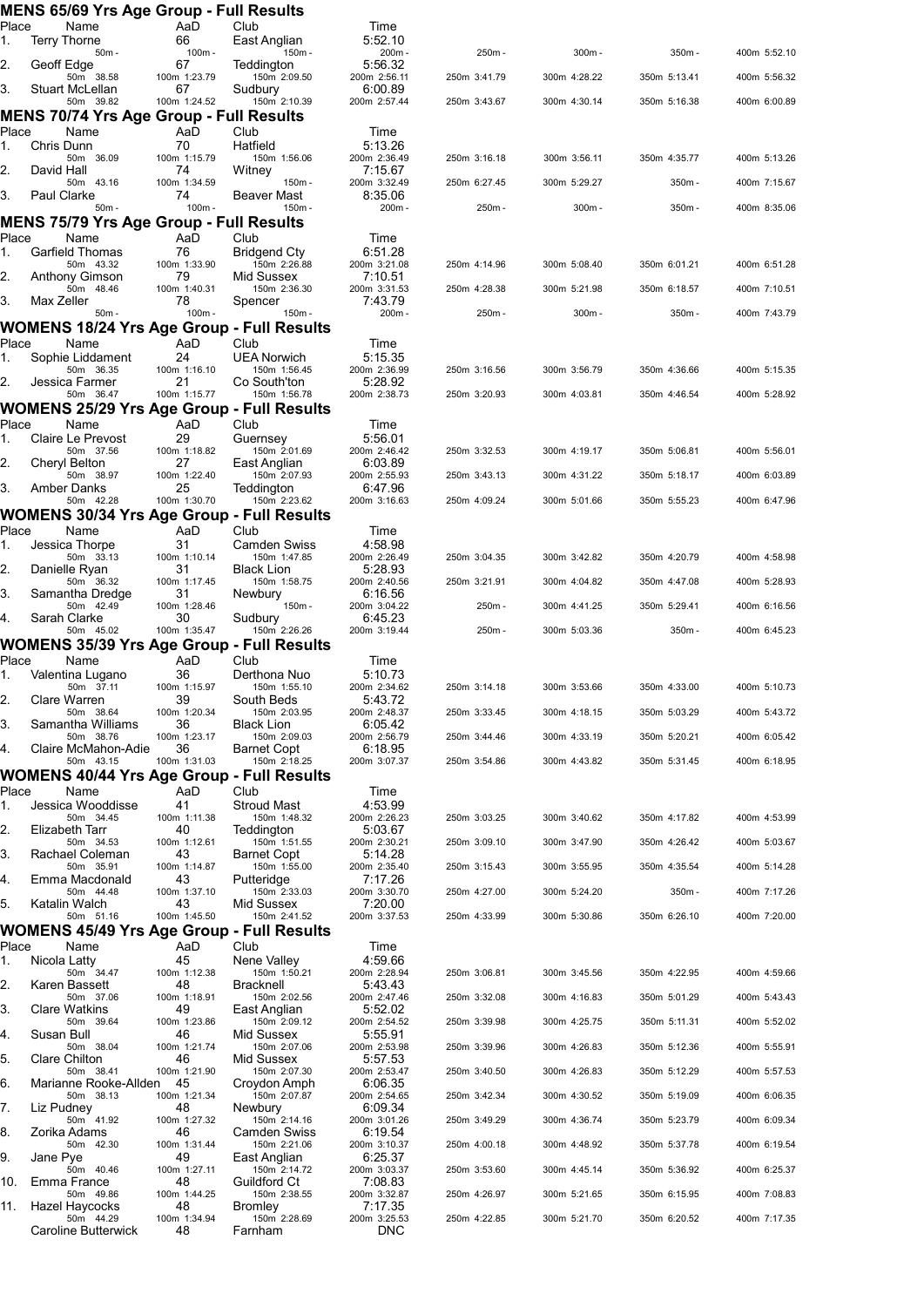## MENS 65/69 Yrs Age Group - Full Results

| Place | Name | AaD | Club | Time | | | | |
|---|---|---|---|---|---|---|---|---|
| 1. | Terry Thorne | 66 | East Anglian | 5:52.10 | | | | |
| | 50m - | 100m - | 150m - | 200m - | 250m - | 300m - | 350m - | 400m 5:52.10 |
| 2. | Geoff Edge | 67 | Teddington | 5:56.32 | | | | |
| | 50m 38.58 | 100m 1:23.79 | 150m 2:09.50 | 200m 2:56.11 | 250m 3:41.79 | 300m 4:28.22 | 350m 5:13.41 | 400m 5:56.32 |
| 3. | Stuart McLellan | 67 | Sudbury | 6:00.89 | | | | |
| | 50m 39.82 | 100m 1:24.52 | 150m 2:10.39 | 200m 2:57.44 | 250m 3:43.67 | 300m 4:30.14 | 350m 5:16.38 | 400m 6:00.89 |

## MENS 70/74 Yrs Age Group - Full Results

| Place | Name | AaD | Club | Time | | | | |
|---|---|---|---|---|---|---|---|---|
| 1. | Chris Dunn | 70 | Hatfield | 5:13.26 | | | | |
| | 50m 36.09 | 100m 1:15.79 | 150m 1:56.06 | 200m 2:36.49 | 250m 3:16.18 | 300m 3:56.11 | 350m 4:35.77 | 400m 5:13.26 |
| 2. | David Hall | 74 | Witney | 7:15.67 | | | | |
| | 50m 43.16 | 100m 1:34.59 | 150m - | 200m 3:32.49 | 250m 6:27.45 | 300m 5:29.27 | 350m - | 400m 7:15.67 |
| 3. | Paul Clarke | 74 | Beaver Mast | 8:35.06 | | | | |
| | 50m - | 100m - | 150m - | 200m - | 250m - | 300m - | 350m - | 400m 8:35.06 |

## MENS 75/79 Yrs Age Group - Full Results

| Place | Name | AaD | Club | Time | | | | |
|---|---|---|---|---|---|---|---|---|
| 1. | Garfield Thomas | 76 | Bridgend Cty | 6:51.28 | | | | |
| | 50m 43.32 | 100m 1:33.90 | 150m 2:26.88 | 200m 3:21.08 | 250m 4:14.96 | 300m 5:08.40 | 350m 6:01.21 | 400m 6:51.28 |
| 2. | Anthony Gimson | 79 | Mid Sussex | 7:10.51 | | | | |
| | 50m 48.46 | 100m 1:40.31 | 150m 2:36.30 | 200m 3:31.53 | 250m 4:28.38 | 300m 5:21.98 | 350m 6:18.57 | 400m 7:10.51 |
| 3. | Max Zeller | 78 | Spencer | 7:43.79 | | | | |
| | 50m - | 100m - | 150m - | 200m - | 250m - | 300m - | 350m - | 400m 7:43.79 |

## WOMENS 18/24 Yrs Age Group - Full Results

| Place | Name | AaD | Club | Time | | | | |
|---|---|---|---|---|---|---|---|---|
| 1. | Sophie Liddament | 24 | UEA Norwich | 5:15.35 | | | | |
| | 50m 36.35 | 100m 1:16.10 | 150m 1:56.45 | 200m 2:36.99 | 250m 3:16.56 | 300m 3:56.79 | 350m 4:36.66 | 400m 5:15.35 |
| 2. | Jessica Farmer | 21 | Co South'ton | 5:28.92 | | | | |
| | 50m 36.47 | 100m 1:15.77 | 150m 1:56.78 | 200m 2:38.73 | 250m 3:20.93 | 300m 4:03.81 | 350m 4:46.54 | 400m 5:28.92 |

## WOMENS 25/29 Yrs Age Group - Full Results

| Place | Name | AaD | Club | Time | | | | |
|---|---|---|---|---|---|---|---|---|
| 1. | Claire Le Prevost | 29 | Guernsey | 5:56.01 | | | | |
| | 50m 37.56 | 100m 1:18.82 | 150m 2:01.69 | 200m 2:46.42 | 250m 3:32.53 | 300m 4:19.17 | 350m 5:06.81 | 400m 5:56.01 |
| 2. | Cheryl Belton | 27 | East Anglian | 6:03.89 | | | | |
| | 50m 38.97 | 100m 1:22.40 | 150m 2:07.93 | 200m 2:55.93 | 250m 3:43.13 | 300m 4:31.22 | 350m 5:18.17 | 400m 6:03.89 |
| 3. | Amber Danks | 25 | Teddington | 6:47.96 | | | | |
| | 50m 42.28 | 100m 1:30.70 | 150m 2:23.62 | 200m 3:16.63 | 250m 4:09.24 | 300m 5:01.66 | 350m 5:55.23 | 400m 6:47.96 |

## WOMENS 30/34 Yrs Age Group - Full Results

| Place | Name | AaD | Club | Time | | | | |
|---|---|---|---|---|---|---|---|---|
| 1. | Jessica Thorpe | 31 | Camden Swiss | 4:58.98 | | | | |
| | 50m 33.13 | 100m 1:10.14 | 150m 1:47.85 | 200m 2:26.49 | 250m 3:04.35 | 300m 3:42.82 | 350m 4:20.79 | 400m 4:58.98 |
| 2. | Danielle Ryan | 31 | Black Lion | 5:28.93 | | | | |
| | 50m 36.32 | 100m 1:17.45 | 150m 1:58.75 | 200m 2:40.56 | 250m 3:21.91 | 300m 4:04.82 | 350m 4:47.08 | 400m 5:28.93 |
| 3. | Samantha Dredge | 31 | Newbury | 6:16.56 | | | | |
| | 50m 42.49 | 100m 1:28.46 | 150m - | 200m 3:04.22 | 250m - | 300m 4:41.25 | 350m 5:29.41 | 400m 6:16.56 |
| 4. | Sarah Clarke | 30 | Sudbury | 6:45.23 | | | | |
| | 50m 45.02 | 100m 1:35.47 | 150m 2:26.26 | 200m 3:19.44 | 250m - | 300m 5:03.36 | 350m - | 400m 6:45.23 |

## WOMENS 35/39 Yrs Age Group - Full Results

| Place | Name | AaD | Club | Time | | | | |
|---|---|---|---|---|---|---|---|---|
| 1. | Valentina Lugano | 36 | Derthona Nuo | 5:10.73 | | | | |
| | 50m 37.11 | 100m 1:15.97 | 150m 1:55.10 | 200m 2:34.62 | 250m 3:14.18 | 300m 3:53.66 | 350m 4:33.00 | 400m 5:10.73 |
| 2. | Clare Warren | 39 | South Beds | 5:43.72 | | | | |
| | 50m 38.64 | 100m 1:20.34 | 150m 2:03.95 | 200m 2:48.37 | 250m 3:33.45 | 300m 4:18.15 | 350m 5:03.29 | 400m 5:43.72 |
| 3. | Samantha Williams | 36 | Black Lion | 6:05.42 | | | | |
| | 50m 38.76 | 100m 1:23.17 | 150m 2:09.03 | 200m 2:56.79 | 250m 3:44.46 | 300m 4:33.19 | 350m 5:20.21 | 400m 6:05.42 |
| 4. | Claire McMahon-Adie | 36 | Barnet Copt | 6:18.95 | | | | |
| | 50m 43.15 | 100m 1:31.03 | 150m 2:18.25 | 200m 3:07.37 | 250m 3:54.86 | 300m 4:43.82 | 350m 5:31.45 | 400m 6:18.95 |

## WOMENS 40/44 Yrs Age Group - Full Results

| Place | Name | AaD | Club | Time | | | | |
|---|---|---|---|---|---|---|---|---|
| 1. | Jessica Wooddisse | 41 | Stroud Mast | 4:53.99 | | | | |
| | 50m 34.45 | 100m 1:11.38 | 150m 1:48.32 | 200m 2:26.23 | 250m 3:03.25 | 300m 3:40.62 | 350m 4:17.82 | 400m 4:53.99 |
| 2. | Elizabeth Tarr | 40 | Teddington | 5:03.67 | | | | |
| | 50m 34.53 | 100m 1:12.61 | 150m 1:51.55 | 200m 2:30.21 | 250m 3:09.10 | 300m 3:47.90 | 350m 4:26.42 | 400m 5:03.67 |
| 3. | Rachael Coleman | 43 | Barnet Copt | 5:14.28 | | | | |
| | 50m 35.91 | 100m 1:14.87 | 150m 1:55.00 | 200m 2:35.40 | 250m 3:15.43 | 300m 3:55.95 | 350m 4:35.54 | 400m 5:14.28 |
| 4. | Emma Macdonald | 43 | Putteridge | 7:17.26 | | | | |
| | 50m 44.48 | 100m 1:37.10 | 150m 2:33.03 | 200m 3:30.70 | 250m 4:27.00 | 300m 5:24.20 | 350m - | 400m 7:17.26 |
| 5. | Katalin Walch | 43 | Mid Sussex | 7:20.00 | | | | |
| | 50m 51.16 | 100m 1:45.50 | 150m 2:41.52 | 200m 3:37.53 | 250m 4:33.99 | 300m 5:30.86 | 350m 6:26.10 | 400m 7:20.00 |

## WOMENS 45/49 Yrs Age Group - Full Results

| Place | Name | AaD | Club | Time | | | | |
|---|---|---|---|---|---|---|---|---|
| 1. | Nicola Latty | 45 | Nene Valley | 4:59.66 | | | | |
| | 50m 34.47 | 100m 1:12.38 | 150m 1:50.21 | 200m 2:28.94 | 250m 3:06.81 | 300m 3:45.56 | 350m 4:22.95 | 400m 4:59.66 |
| 2. | Karen Bassett | 48 | Bracknell | 5:43.43 | | | | |
| | 50m 37.06 | 100m 1:18.91 | 150m 2:02.56 | 200m 2:47.46 | 250m 3:32.08 | 300m 4:16.83 | 350m 5:01.29 | 400m 5:43.43 |
| 3. | Clare Watkins | 49 | East Anglian | 5:52.02 | | | | |
| | 50m 39.64 | 100m 1:23.86 | 150m 2:09.12 | 200m 2:54.52 | 250m 3:39.98 | 300m 4:25.75 | 350m 5:11.31 | 400m 5:52.02 |
| 4. | Susan Bull | 46 | Mid Sussex | 5:55.91 | | | | |
| | 50m 38.04 | 100m 1:21.74 | 150m 2:07.06 | 200m 2:53.98 | 250m 3:39.96 | 300m 4:26.83 | 350m 5:12.36 | 400m 5:55.91 |
| 5. | Clare Chilton | 46 | Mid Sussex | 5:57.53 | | | | |
| | 50m 38.41 | 100m 1:21.90 | 150m 2:07.30 | 200m 2:53.47 | 250m 3:40.50 | 300m 4:26.83 | 350m 5:12.29 | 400m 5:57.53 |
| 6. | Marianne Rooke-Allden | 45 | Croydon Amph | 6:06.35 | | | | |
| | 50m 38.13 | 100m 1:21.34 | 150m 2:07.87 | 200m 2:54.65 | 250m 3:42.34 | 300m 4:30.52 | 350m 5:19.09 | 400m 6:06.35 |
| 7. | Liz Pudney | 48 | Newbury | 6:09.34 | | | | |
| | 50m 41.92 | 100m 1:27.32 | 150m 2:14.16 | 200m 3:01.26 | 250m 3:49.29 | 300m 4:36.74 | 350m 5:23.79 | 400m 6:09.34 |
| 8. | Zorika Adams | 46 | Camden Swiss | 6:19.54 | | | | |
| | 50m 42.30 | 100m 1:31.44 | 150m 2:21.06 | 200m 3:10.37 | 250m 4:00.18 | 300m 4:48.92 | 350m 5:37.78 | 400m 6:19.54 |
| 9. | Jane Pye | 49 | East Anglian | 6:25.37 | | | | |
| | 50m 40.46 | 100m 1:27.11 | 150m 2:14.72 | 200m 3:03.37 | 250m 3:53.60 | 300m 4:45.14 | 350m 5:36.92 | 400m 6:25.37 |
| 10. | Emma France | 48 | Guildford Ct | 7:08.83 | | | | |
| | 50m 49.86 | 100m 1:44.25 | 150m 2:38.55 | 200m 3:32.87 | 250m 4:26.97 | 300m 5:21.65 | 350m 6:15.95 | 400m 7:08.83 |
| 11. | Hazel Haycocks | 48 | Bromley | 7:17.35 | | | | |
| | 50m 44.29 | 100m 1:34.94 | 150m 2:28.69 | 200m 3:25.53 | 250m 4:22.85 | 300m 5:21.70 | 350m 6:20.52 | 400m 7:17.35 |
| | Caroline Butterwick | 48 | Farnham | DNC | | | | |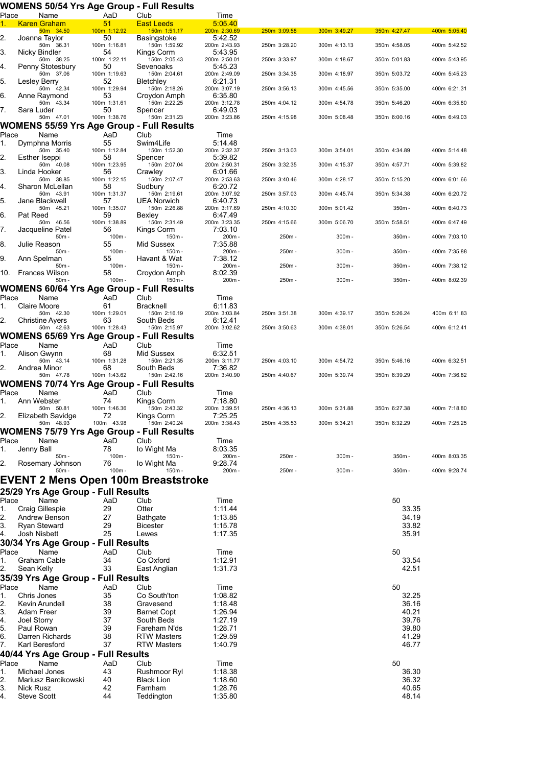## WOMENS 50/54 Yrs Age Group - Full Results

| Place | Name | AaD | Club | Time | | | | |
|---|---|---|---|---|---|---|---|---|
| 1. | Karen Graham | 51 | East Leeds | 5:05.40 | | | | |
| | 50m 34.50 | 100m 1:12.92 | 150m 1:51.17 | 200m 2:30.69 | 250m 3:09.58 | 300m 3:49.27 | 350m 4:27.47 | 400m 5:05.40 |
| 2. | Joanna Taylor | 50 | Basingstoke | 5:42.52 | | | | |
| | 50m 36.31 | 100m 1:16.81 | 150m 1:59.92 | 200m 2:43.93 | 250m 3:28.20 | 300m 4:13.13 | 350m 4:58.05 | 400m 5:42.52 |
| 3. | Nicky Bindler | 54 | Kings Corm | 5:43.95 | | | | |
| | 50m 38.25 | 100m 1:22.11 | 150m 2:05.43 | 200m 2:50.01 | 250m 3:33.97 | 300m 4:18.67 | 350m 5:01.83 | 400m 5:43.95 |
| 4. | Penny Stotesbury | 50 | Sevenoaks | 5:45.23 | | | | |
| | 50m 37.06 | 100m 1:19.63 | 150m 2:04.61 | 200m 2:49.09 | 250m 3:34.35 | 300m 4:18.97 | 350m 5:03.72 | 400m 5:45.23 |
| 5. | Lesley Berry | 52 | Bletchley | 6:21.31 | | | | |
| | 50m 42.34 | 100m 1:29.94 | 150m 2:18.26 | 200m 3:07.19 | 250m 3:56.13 | 300m 4:45.56 | 350m 5:35.00 | 400m 6:21.31 |
| 6. | Anne Raymond | 53 | Croydon Amph | 6:35.80 | | | | |
| | 50m 43.34 | 100m 1:31.61 | 150m 2:22.25 | 200m 3:12.78 | 250m 4:04.12 | 300m 4:54.78 | 350m 5:46.20 | 400m 6:35.80 |
| 7. | Sara Luder | 50 | Spencer | 6:49.03 | | | | |
| | 50m 47.01 | 100m 1:38.76 | 150m 2:31.23 | 200m 3:23.86 | 250m 4:15.98 | 300m 5:08.48 | 350m 6:00.16 | 400m 6:49.03 |

## WOMENS 55/59 Yrs Age Group - Full Results

| Place | Name | AaD | Club | Time | | | | |
|---|---|---|---|---|---|---|---|---|
| 1. | Dymphna Morris | 55 | Swim4Life | 5:14.48 | | | | |
| | 50m 35.40 | 100m 1:12.84 | 150m 1:52.30 | 200m 2:32.37 | 250m 3:13.03 | 300m 3:54.01 | 350m 4:34.89 | 400m 5:14.48 |
| 2. | Esther Iseppi | 58 | Spencer | 5:39.82 | | | | |
| | 50m 40.08 | 100m 1:23.95 | 150m 2:07.04 | 200m 2:50.31 | 250m 3:32.35 | 300m 4:15.37 | 350m 4:57.71 | 400m 5:39.82 |
| 3. | Linda Hooker | 56 | Crawley | 6:01.66 | | | | |
| | 50m 38.85 | 100m 1:22.15 | 150m 2:07.47 | 200m 2:53.63 | 250m 3:40.46 | 300m 4:28.17 | 350m 5:15.20 | 400m 6:01.66 |
| 4. | Sharon McLellan | 58 | Sudbury | 6:20.72 | | | | |
| | 50m 43.91 | 100m 1:31.37 | 150m 2:19.61 | 200m 3:07.92 | 250m 3:57.03 | 300m 4:45.74 | 350m 5:34.38 | 400m 6:20.72 |
| 5. | Jane Blackwell | 57 | UEA Norwich | 6:40.73 | | | | |
| | 50m 45.21 | 100m 1:35.07 | 150m 2:26.88 | 200m 3:17.69 | 250m 4:10.30 | 300m 5:01.42 | 350m - | 400m 6:40.73 |
| 6. | Pat Reed | 59 | Bexley | 6:47.49 | | | | |
| | 50m 46.56 | 100m 1:38.89 | 150m 2:31.49 | 200m 3:23.35 | 250m 4:15.66 | 300m 5:06.70 | 350m 5:58.51 | 400m 6:47.49 |
| 7. | Jacqueline Patel | 56 | Kings Corm | 7:03.10 | | | | |
| | 50m - | 100m - | 150m - | 200m - | 250m - | 300m - | 350m - | 400m 7:03.10 |
| 8. | Julie Reason | 55 | Mid Sussex | 7:35.88 | | | | |
| | 50m - | 100m - | 150m - | 200m - | 250m - | 300m - | 350m - | 400m 7:35.88 |
| 9. | Ann Spelman | 55 | Havant & Wat | 7:38.12 | | | | |
| | 50m - | 100m - | 150m - | 200m - | 250m - | 300m - | 350m - | 400m 7:38.12 |
| 10. | Frances Wilson | 58 | Croydon Amph | 8:02.39 | | | | |
| | 50m - | 100m - | 150m - | 200m - | 250m - | 300m - | 350m - | 400m 8:02.39 |

## WOMENS 60/64 Yrs Age Group - Full Results

| Place | Name | AaD | Club | Time | | | | |
|---|---|---|---|---|---|---|---|---|
| 1. | Claire Moore | 61 | Bracknell | 6:11.83 | | | | |
| | 50m 42.30 | 100m 1:29.01 | 150m 2:16.19 | 200m 3:03.84 | 250m 3:51.38 | 300m 4:39.17 | 350m 5:26.24 | 400m 6:11.83 |
| 2. | Christine Ayers | 63 | South Beds | 6:12.41 | | | | |
| | 50m 42.63 | 100m 1:28.43 | 150m 2:15.97 | 200m 3:02.62 | 250m 3:50.63 | 300m 4:38.01 | 350m 5:26.54 | 400m 6:12.41 |

## WOMENS 65/69 Yrs Age Group - Full Results

| Place | Name | AaD | Club | Time | | | | |
|---|---|---|---|---|---|---|---|---|
| 1. | Alison Gwynn | 68 | Mid Sussex | 6:32.51 | | | | |
| | 50m 43.14 | 100m 1:31.28 | 150m 2:21.35 | 200m 3:11.77 | 250m 4:03.10 | 300m 4:54.72 | 350m 5:46.16 | 400m 6:32.51 |
| 2. | Andrea Minor | 68 | South Beds | 7:36.82 | | | | |
| | 50m 47.78 | 100m 1:43.62 | 150m 2:42.16 | 200m 3:40.90 | 250m 4:40.67 | 300m 5:39.74 | 350m 6:39.29 | 400m 7:36.82 |

## WOMENS 70/74 Yrs Age Group - Full Results

| Place | Name | AaD | Club | Time | | | | |
|---|---|---|---|---|---|---|---|---|
| 1. | Ann Webster | 74 | Kings Corm | 7:18.80 | | | | |
| | 50m 50.81 | 100m 1:46.36 | 150m 2:43.32 | 200m 3:39.51 | 250m 4:36.13 | 300m 5:31.88 | 350m 6:27.38 | 400m 7:18.80 |
| 2. | Elizabeth Savidge | 72 | Kings Corm | 7:25.25 | | | | |
| | 50m 48.93 | 100m 43.98 | 150m 2:40.24 | 200m 3:38.43 | 250m 4:35.53 | 300m 5:34.21 | 350m 6:32.29 | 400m 7:25.25 |

## WOMENS 75/79 Yrs Age Group - Full Results

| Place | Name | AaD | Club | Time | | | | |
|---|---|---|---|---|---|---|---|---|
| 1. | Jenny Ball | 78 | Io Wight Ma | 8:03.35 | | | | |
| | 50m - | 100m - | 150m - | 200m - | 250m - | 300m - | 350m - | 400m 8:03.35 |
| 2. | Rosemary Johnson | 76 | Io Wight Ma | 9:28.74 | | | | |
| | 50m - | 100m - | 150m - | 200m - | 250m - | 300m - | 350m - | 400m 9:28.74 |

# EVENT 2 Mens Open 100m Breaststroke

## 25/29 Yrs Age Group - Full Results

| Place | Name | AaD | Club | Time | 50 |
|---|---|---|---|---|---|
| 1. | Craig Gillespie | 29 | Otter | 1:11.44 | 33.35 |
| 2. | Andrew Benson | 27 | Bathgate | 1:13.85 | 34.19 |
| 3. | Ryan Steward | 29 | Bicester | 1:15.78 | 33.82 |
| 4. | Josh Nisbett | 25 | Lewes | 1:17.35 | 35.91 |

## 30/34 Yrs Age Group - Full Results

| Place | Name | AaD | Club | Time | 50 |
|---|---|---|---|---|---|
| 1. | Graham Cable | 34 | Co Oxford | 1:12.91 | 33.54 |
| 2. | Sean Kelly | 33 | East Anglian | 1:31.73 | 42.51 |

## 35/39 Yrs Age Group - Full Results

| Place | Name | AaD | Club | Time | 50 |
|---|---|---|---|---|---|
| 1. | Chris Jones | 35 | Co South'ton | 1:08.82 | 32.25 |
| 2. | Kevin Arundell | 38 | Gravesend | 1:18.48 | 36.16 |
| 3. | Adam Freer | 39 | Barnet Copt | 1:26.94 | 40.21 |
| 4. | Joel Storry | 37 | South Beds | 1:27.19 | 39.76 |
| 5. | Paul Rowan | 39 | Fareham N'ds | 1:28.71 | 39.80 |
| 6. | Darren Richards | 38 | RTW Masters | 1:29.59 | 41.29 |
| 7. | Karl Beresford | 37 | RTW Masters | 1:40.79 | 46.77 |

## 40/44 Yrs Age Group - Full Results

| Place | Name | AaD | Club | Time | 50 |
|---|---|---|---|---|---|
| 1. | Michael Jones | 43 | Rushmoor Ryl | 1:18.38 | 36.30 |
| 2. | Mariusz Barcikowski | 40 | Black Lion | 1:18.60 | 36.32 |
| 3. | Nick Rusz | 42 | Farnham | 1:28.76 | 40.65 |
| 4. | Steve Scott | 44 | Teddington | 1:35.80 | 48.14 |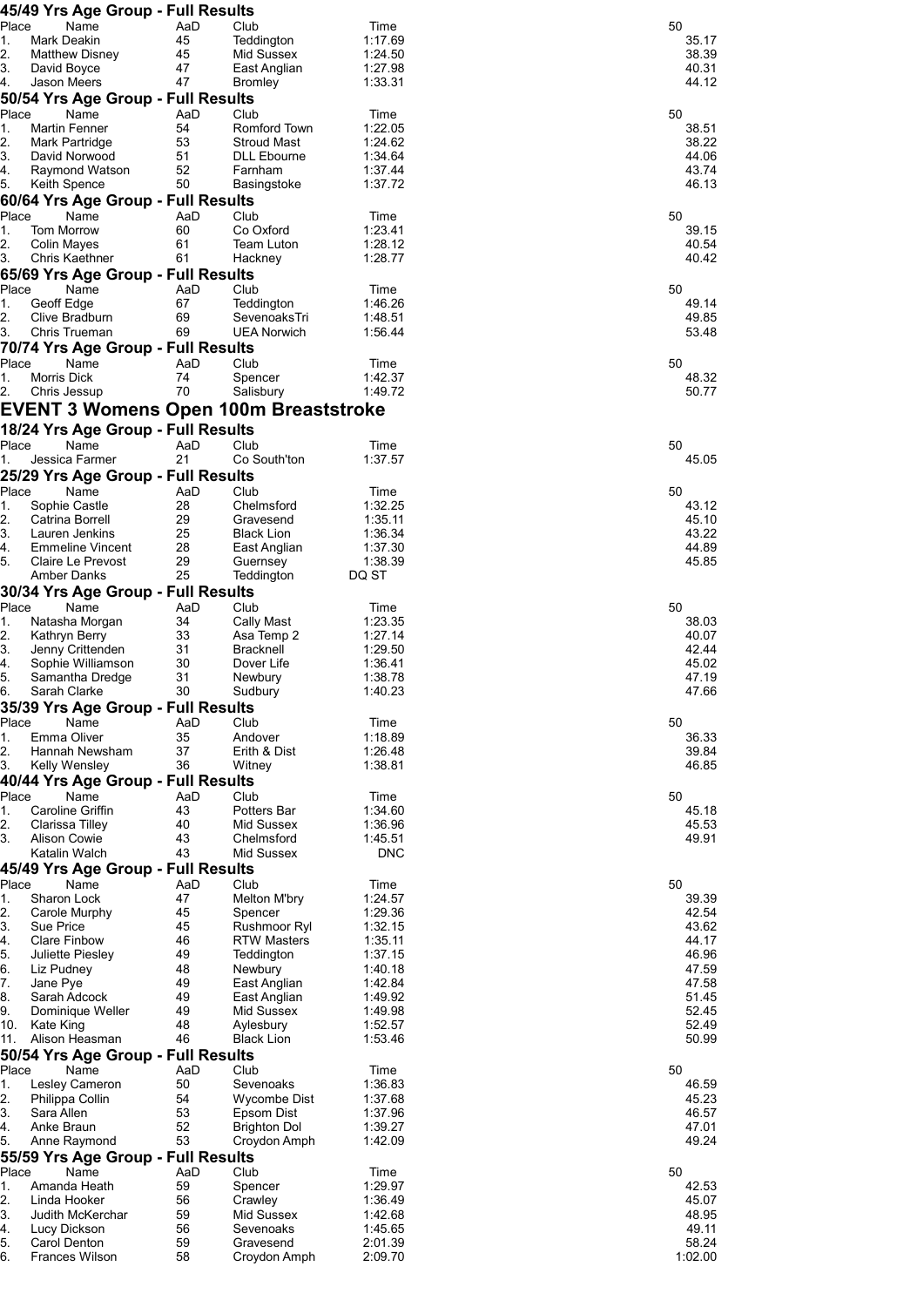### 45/49 Yrs Age Group - Full Results

| Place | Name | AaD | Club | Time | 50 |
|---|---|---|---|---|---|
| 1. | Mark Deakin | 45 | Teddington | 1:17.69 | 35.17 |
| 2. | Matthew Disney | 45 | Mid Sussex | 1:24.50 | 38.39 |
| 3. | David Boyce | 47 | East Anglian | 1:27.98 | 40.31 |
| 4. | Jason Meers | 47 | Bromley | 1:33.31 | 44.12 |

### 50/54 Yrs Age Group - Full Results

| Place | Name | AaD | Club | Time | 50 |
|---|---|---|---|---|---|
| 1. | Martin Fenner | 54 | Romford Town | 1:22.05 | 38.51 |
| 2. | Mark Partridge | 53 | Stroud Mast | 1:24.62 | 38.22 |
| 3. | David Norwood | 51 | DLL Ebourne | 1:34.64 | 44.06 |
| 4. | Raymond Watson | 52 | Farnham | 1:37.44 | 43.74 |
| 5. | Keith Spence | 50 | Basingstoke | 1:37.72 | 46.13 |

### 60/64 Yrs Age Group - Full Results

| Place | Name | AaD | Club | Time | 50 |
|---|---|---|---|---|---|
| 1. | Tom Morrow | 60 | Co Oxford | 1:23.41 | 39.15 |
| 2. | Colin Mayes | 61 | Team Luton | 1:28.12 | 40.54 |
| 3. | Chris Kaethner | 61 | Hackney | 1:28.77 | 40.42 |

### 65/69 Yrs Age Group - Full Results

| Place | Name | AaD | Club | Time | 50 |
|---|---|---|---|---|---|
| 1. | Geoff Edge | 67 | Teddington | 1:46.26 | 49.14 |
| 2. | Clive Bradburn | 69 | SevenoaksTri | 1:48.51 | 49.85 |
| 3. | Chris Trueman | 69 | UEA Norwich | 1:56.44 | 53.48 |

### 70/74 Yrs Age Group - Full Results

| Place | Name | AaD | Club | Time | 50 |
|---|---|---|---|---|---|
| 1. | Morris Dick | 74 | Spencer | 1:42.37 | 48.32 |
| 2. | Chris Jessup | 70 | Salisbury | 1:49.72 | 50.77 |

# EVENT 3 Womens Open 100m Breaststroke

### 18/24 Yrs Age Group - Full Results

| Place | Name | AaD | Club | Time | 50 |
|---|---|---|---|---|---|
| 1. | Jessica Farmer | 21 | Co South'ton | 1:37.57 | 45.05 |

### 25/29 Yrs Age Group - Full Results

| Place | Name | AaD | Club | Time | 50 |
|---|---|---|---|---|---|
| 1. | Sophie Castle | 28 | Chelmsford | 1:32.25 | 43.12 |
| 2. | Catrina Borrell | 29 | Gravesend | 1:35.11 | 45.10 |
| 3. | Lauren Jenkins | 25 | Black Lion | 1:36.34 | 43.22 |
| 4. | Emmeline Vincent | 28 | East Anglian | 1:37.30 | 44.89 |
| 5. | Claire Le Prevost | 29 | Guernsey | 1:38.39 | 45.85 |
| | Amber Danks | 25 | Teddington | DQ ST | |

### 30/34 Yrs Age Group - Full Results

| Place | Name | AaD | Club | Time | 50 |
|---|---|---|---|---|---|
| 1. | Natasha Morgan | 34 | Cally Mast | 1:23.35 | 38.03 |
| 2. | Kathryn Berry | 33 | Asa Temp 2 | 1:27.14 | 40.07 |
| 3. | Jenny Crittenden | 31 | Bracknell | 1:29.50 | 42.44 |
| 4. | Sophie Williamson | 30 | Dover Life | 1:36.41 | 45.02 |
| 5. | Samantha Dredge | 31 | Newbury | 1:38.78 | 47.19 |
| 6. | Sarah Clarke | 30 | Sudbury | 1:40.23 | 47.66 |

### 35/39 Yrs Age Group - Full Results

| Place | Name | AaD | Club | Time | 50 |
|---|---|---|---|---|---|
| 1. | Emma Oliver | 35 | Andover | 1:18.89 | 36.33 |
| 2. | Hannah Newsham | 37 | Erith & Dist | 1:26.48 | 39.84 |
| 3. | Kelly Wensley | 36 | Witney | 1:38.81 | 46.85 |

### 40/44 Yrs Age Group - Full Results

| Place | Name | AaD | Club | Time | 50 |
|---|---|---|---|---|---|
| 1. | Caroline Griffin | 43 | Potters Bar | 1:34.60 | 45.18 |
| 2. | Clarissa Tilley | 40 | Mid Sussex | 1:36.96 | 45.53 |
| 3. | Alison Cowie | 43 | Chelmsford | 1:45.51 | 49.91 |
| | Katalin Walch | 43 | Mid Sussex | DNC | |

### 45/49 Yrs Age Group - Full Results

| Place | Name | AaD | Club | Time | 50 |
|---|---|---|---|---|---|
| 1. | Sharon Lock | 47 | Melton M'bry | 1:24.57 | 39.39 |
| 2. | Carole Murphy | 45 | Spencer | 1:29.36 | 42.54 |
| 3. | Sue Price | 45 | Rushmoor Ryl | 1:32.15 | 43.62 |
| 4. | Clare Finbow | 46 | RTW Masters | 1:35.11 | 44.17 |
| 5. | Juliette Piesley | 49 | Teddington | 1:37.15 | 46.96 |
| 6. | Liz Pudney | 48 | Newbury | 1:40.18 | 47.59 |
| 7. | Jane Pye | 49 | East Anglian | 1:42.84 | 47.58 |
| 8. | Sarah Adcock | 49 | East Anglian | 1:49.92 | 51.45 |
| 9. | Dominique Weller | 49 | Mid Sussex | 1:49.98 | 52.45 |
| 10. | Kate King | 48 | Aylesbury | 1:52.57 | 52.49 |
| 11. | Alison Heasman | 46 | Black Lion | 1:53.46 | 50.99 |

### 50/54 Yrs Age Group - Full Results

| Place | Name | AaD | Club | Time | 50 |
|---|---|---|---|---|---|
| 1. | Lesley Cameron | 50 | Sevenoaks | 1:36.83 | 46.59 |
| 2. | Philippa Collin | 54 | Wycombe Dist | 1:37.68 | 45.23 |
| 3. | Sara Allen | 53 | Epsom Dist | 1:37.96 | 46.57 |
| 4. | Anke Braun | 52 | Brighton Dol | 1:39.27 | 47.01 |
| 5. | Anne Raymond | 53 | Croydon Amph | 1:42.09 | 49.24 |

### 55/59 Yrs Age Group - Full Results

| Place | Name | AaD | Club | Time | 50 |
|---|---|---|---|---|---|
| 1. | Amanda Heath | 59 | Spencer | 1:29.97 | 42.53 |
| 2. | Linda Hooker | 56 | Crawley | 1:36.49 | 45.07 |
| 3. | Judith McKerchar | 59 | Mid Sussex | 1:42.68 | 48.95 |
| 4. | Lucy Dickson | 56 | Sevenoaks | 1:45.65 | 49.11 |
| 5. | Carol Denton | 59 | Gravesend | 2:01.39 | 58.24 |
| 6. | Frances Wilson | 58 | Croydon Amph | 2:09.70 | 1:02.00 |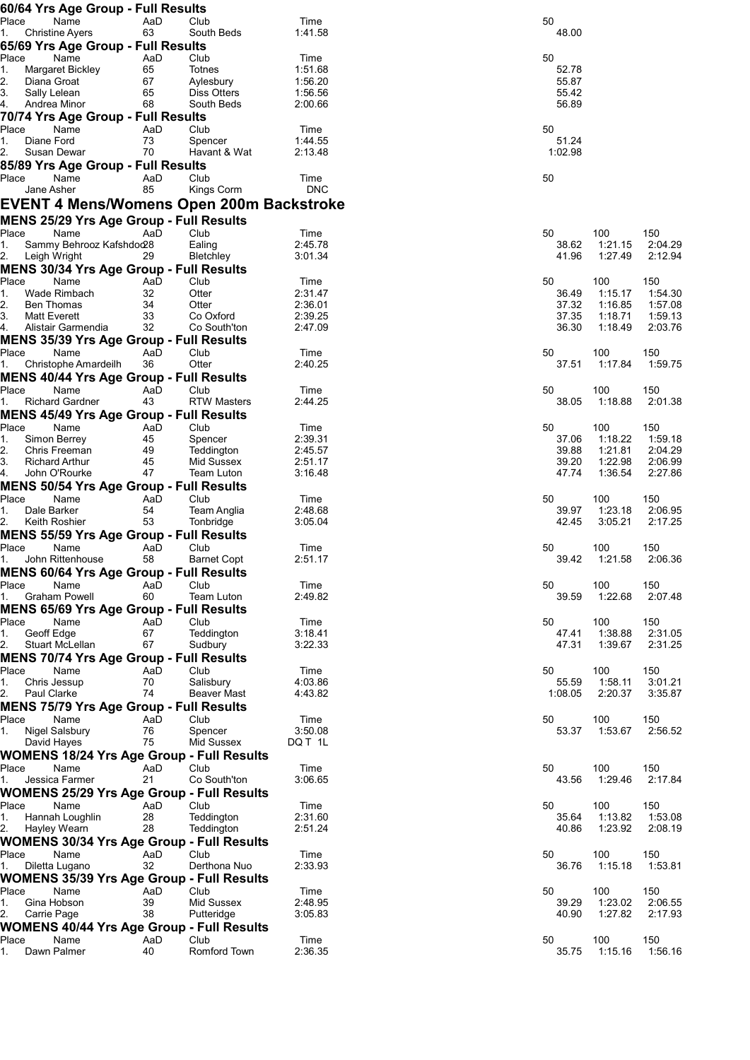### 60/64 Yrs Age Group - Full Results

| Place | Name | AaD | Club | Time | 50 |
|---|---|---|---|---|---|
| 1. | Christine Ayers | 63 | South Beds | 1:41.58 | 48.00 |

### 65/69 Yrs Age Group - Full Results

| Place | Name | AaD | Club | Time | 50 |
|---|---|---|---|---|---|
| 1. | Margaret Bickley | 65 | Totnes | 1:51.68 | 52.78 |
| 2. | Diana Groat | 67 | Aylesbury | 1:56.20 | 55.87 |
| 3. | Sally Lelean | 65 | Diss Otters | 1:56.56 | 55.42 |
| 4. | Andrea Minor | 68 | South Beds | 2:00.66 | 56.89 |

### 70/74 Yrs Age Group - Full Results

| Place | Name | AaD | Club | Time | 50 |
|---|---|---|---|---|---|
| 1. | Diane Ford | 73 | Spencer | 1:44.55 | 51.24 |
| 2. | Susan Dewar | 70 | Havant & Wat | 2:13.48 | 1:02.98 |

### 85/89 Yrs Age Group - Full Results

| Place | Name | AaD | Club | Time | 50 |
|---|---|---|---|---|---|
| | Jane Asher | 85 | Kings Corm | DNC | |

## EVENT 4 Mens/Womens Open 200m Backstroke

### MENS 25/29 Yrs Age Group - Full Results

| Place | Name | AaD | Club | Time | 50 | 100 | 150 |
|---|---|---|---|---|---|---|---|
| 1. | Sammy Behrooz Kafshdoo | 28 | Ealing | 2:45.78 | 38.62 | 1:21.15 | 2:04.29 |
| 2. | Leigh Wright | 29 | Bletchley | 3:01.34 | 41.96 | 1:27.49 | 2:12.94 |

### MENS 30/34 Yrs Age Group - Full Results

| Place | Name | AaD | Club | Time | 50 | 100 | 150 |
|---|---|---|---|---|---|---|---|
| 1. | Wade Rimbach | 32 | Otter | 2:31.47 | 36.49 | 1:15.17 | 1:54.30 |
| 2. | Ben Thomas | 34 | Otter | 2:36.01 | 37.32 | 1:16.85 | 1:57.08 |
| 3. | Matt Everett | 33 | Co Oxford | 2:39.25 | 37.35 | 1:18.71 | 1:59.13 |
| 4. | Alistair Garmendia | 32 | Co South'ton | 2:47.09 | 36.30 | 1:18.49 | 2:03.76 |

### MENS 35/39 Yrs Age Group - Full Results

| Place | Name | AaD | Club | Time | 50 | 100 | 150 |
|---|---|---|---|---|---|---|---|
| 1. | Christophe Amardeilh | 36 | Otter | 2:40.25 | 37.51 | 1:17.84 | 1:59.75 |

### MENS 40/44 Yrs Age Group - Full Results

| Place | Name | AaD | Club | Time | 50 | 100 | 150 |
|---|---|---|---|---|---|---|---|
| 1. | Richard Gardner | 43 | RTW Masters | 2:44.25 | 38.05 | 1:18.88 | 2:01.38 |

### MENS 45/49 Yrs Age Group - Full Results

| Place | Name | AaD | Club | Time | 50 | 100 | 150 |
|---|---|---|---|---|---|---|---|
| 1. | Simon Berrey | 45 | Spencer | 2:39.31 | 37.06 | 1:18.22 | 1:59.18 |
| 2. | Chris Freeman | 49 | Teddington | 2:45.57 | 39.88 | 1:21.81 | 2:04.29 |
| 3. | Richard Arthur | 45 | Mid Sussex | 2:51.17 | 39.20 | 1:22.98 | 2:06.99 |
| 4. | John O'Rourke | 47 | Team Luton | 3:16.48 | 47.74 | 1:36.54 | 2:27.86 |

### MENS 50/54 Yrs Age Group - Full Results

| Place | Name | AaD | Club | Time | 50 | 100 | 150 |
|---|---|---|---|---|---|---|---|
| 1. | Dale Barker | 54 | Team Anglia | 2:48.68 | 39.97 | 1:23.18 | 2:06.95 |
| 2. | Keith Roshier | 53 | Tonbridge | 3:05.04 | 42.45 | 3:05.21 | 2:17.25 |

### MENS 55/59 Yrs Age Group - Full Results

| Place | Name | AaD | Club | Time | 50 | 100 | 150 |
|---|---|---|---|---|---|---|---|
| 1. | John Rittenhouse | 58 | Barnet Copt | 2:51.17 | 39.42 | 1:21.58 | 2:06.36 |

### MENS 60/64 Yrs Age Group - Full Results

| Place | Name | AaD | Club | Time | 50 | 100 | 150 |
|---|---|---|---|---|---|---|---|
| 1. | Graham Powell | 60 | Team Luton | 2:49.82 | 39.59 | 1:22.68 | 2:07.48 |

### MENS 65/69 Yrs Age Group - Full Results

| Place | Name | AaD | Club | Time | 50 | 100 | 150 |
|---|---|---|---|---|---|---|---|
| 1. | Geoff Edge | 67 | Teddington | 3:18.41 | 47.41 | 1:38.88 | 2:31.05 |
| 2. | Stuart McLellan | 67 | Sudbury | 3:22.33 | 47.31 | 1:39.67 | 2:31.25 |

### MENS 70/74 Yrs Age Group - Full Results

| Place | Name | AaD | Club | Time | 50 | 100 | 150 |
|---|---|---|---|---|---|---|---|
| 1. | Chris Jessup | 70 | Salisbury | 4:03.86 | 55.59 | 1:58.11 | 3:01.21 |
| 2. | Paul Clarke | 74 | Beaver Mast | 4:43.82 | 1:08.05 | 2:20.37 | 3:35.87 |

### MENS 75/79 Yrs Age Group - Full Results

| Place | Name | AaD | Club | Time | 50 | 100 | 150 |
|---|---|---|---|---|---|---|---|
| 1. | Nigel Salsbury | 76 | Spencer | 3:50.08 | 53.37 | 1:53.67 | 2:56.52 |
| | David Hayes | 75 | Mid Sussex | DQ T 1L | | | |

### WOMENS 18/24 Yrs Age Group - Full Results

| Place | Name | AaD | Club | Time | 50 | 100 | 150 |
|---|---|---|---|---|---|---|---|
| 1. | Jessica Farmer | 21 | Co South'ton | 3:06.65 | 43.56 | 1:29.46 | 2:17.84 |

### WOMENS 25/29 Yrs Age Group - Full Results

| Place | Name | AaD | Club | Time | 50 | 100 | 150 |
|---|---|---|---|---|---|---|---|
| 1. | Hannah Loughlin | 28 | Teddington | 2:31.60 | 35.64 | 1:13.82 | 1:53.08 |
| 2. | Hayley Wearn | 28 | Teddington | 2:51.24 | 40.86 | 1:23.92 | 2:08.19 |

### WOMENS 30/34 Yrs Age Group - Full Results

| Place | Name | AaD | Club | Time | 50 | 100 | 150 |
|---|---|---|---|---|---|---|---|
| 1. | Diletta Lugano | 32 | Derthona Nuo | 2:33.93 | 36.76 | 1:15.18 | 1:53.81 |

### WOMENS 35/39 Yrs Age Group - Full Results

| Place | Name | AaD | Club | Time | 50 | 100 | 150 |
|---|---|---|---|---|---|---|---|
| 1. | Gina Hobson | 39 | Mid Sussex | 2:48.95 | 39.29 | 1:23.02 | 2:06.55 |
| 2. | Carrie Page | 38 | Putteridge | 3:05.83 | 40.90 | 1:27.82 | 2:17.93 |

### WOMENS 40/44 Yrs Age Group - Full Results

| Place | Name | AaD | Club | Time | 50 | 100 | 150 |
|---|---|---|---|---|---|---|---|
| 1. | Dawn Palmer | 40 | Romford Town | 2:36.35 | 35.75 | 1:15.16 | 1:56.16 |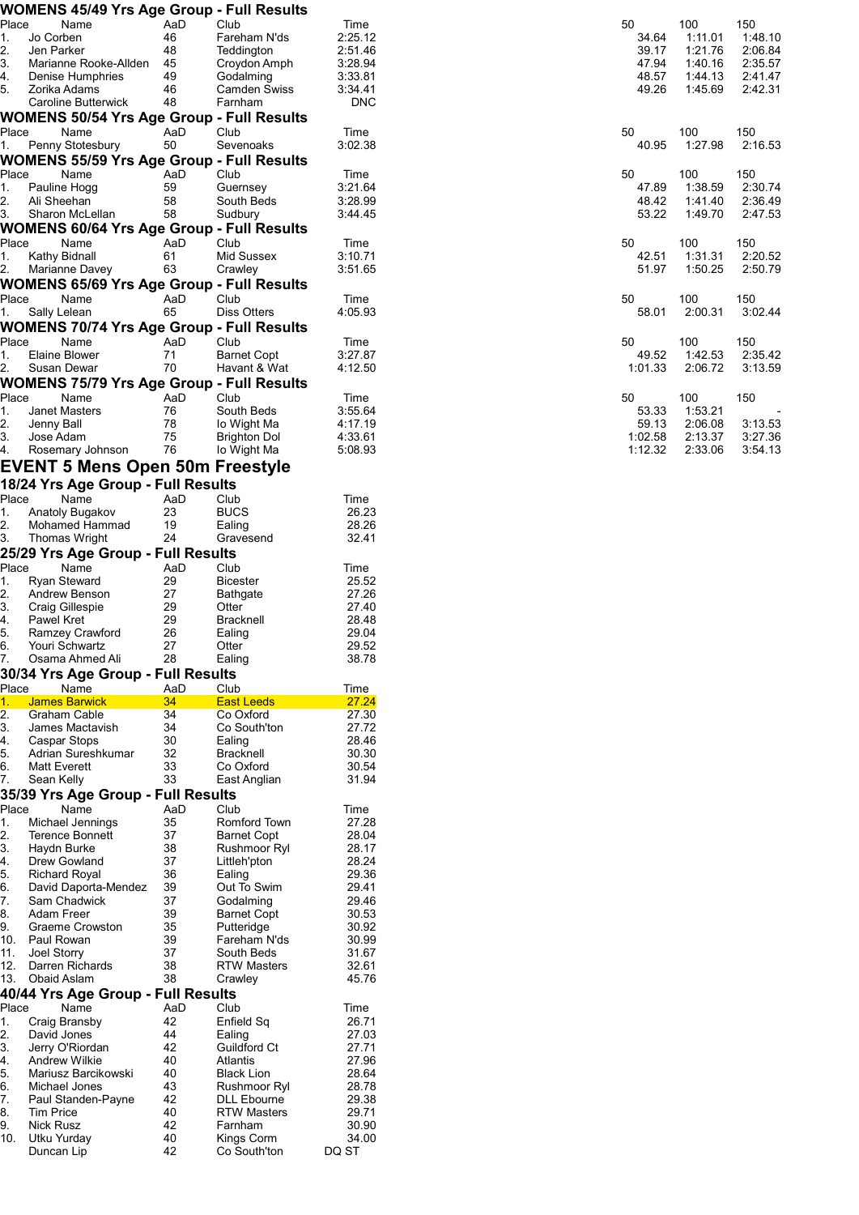## WOMENS 45/49 Yrs Age Group - Full Results

| Place | Name | AaD | Club | Time | 50 | 100 | 150 |
|---|---|---|---|---|---|---|---|
| 1. | Jo Corben | 46 | Fareham N'ds | 2:25.12 | 34.64 | 1:11.01 | 1:48.10 |
| 2. | Jen Parker | 48 | Teddington | 2:51.46 | 39.17 | 1:21.76 | 2:06.84 |
| 3. | Marianne Rooke-Allden | 45 | Croydon Amph | 3:28.94 | 47.94 | 1:40.16 | 2:35.57 |
| 4. | Denise Humphries | 49 | Godalming | 3:33.81 | 48.57 | 1:44.13 | 2:41.47 |
| 5. | Zorika Adams | 46 | Camden Swiss | 3:34.41 | 49.26 | 1:45.69 | 2:42.31 |
| | Caroline Butterwick | 48 | Farnham | DNC | | | |

## WOMENS 50/54 Yrs Age Group - Full Results

| Place | Name | AaD | Club | Time | 50 | 100 | 150 |
|---|---|---|---|---|---|---|---|
| 1. | Penny Stotesbury | 50 | Sevenoaks | 3:02.38 | 40.95 | 1:27.98 | 2:16.53 |

## WOMENS 55/59 Yrs Age Group - Full Results

| Place | Name | AaD | Club | Time | 50 | 100 | 150 |
|---|---|---|---|---|---|---|---|
| 1. | Pauline Hogg | 59 | Guernsey | 3:21.64 | 47.89 | 1:38.59 | 2:30.74 |
| 2. | Ali Sheehan | 58 | South Beds | 3:28.99 | 48.42 | 1:41.40 | 2:36.49 |
| 3. | Sharon McLellan | 58 | Sudbury | 3:44.45 | 53.22 | 1:49.70 | 2:47.53 |

## WOMENS 60/64 Yrs Age Group - Full Results

| Place | Name | AaD | Club | Time | 50 | 100 | 150 |
|---|---|---|---|---|---|---|---|
| 1. | Kathy Bidnall | 61 | Mid Sussex | 3:10.71 | 42.51 | 1:31.31 | 2:20.52 |
| 2. | Marianne Davey | 63 | Crawley | 3:51.65 | 51.97 | 1:50.25 | 2:50.79 |

## WOMENS 65/69 Yrs Age Group - Full Results

| Place | Name | AaD | Club | Time | 50 | 100 | 150 |
|---|---|---|---|---|---|---|---|
| 1. | Sally Lelean | 65 | Diss Otters | 4:05.93 | 58.01 | 2:00.31 | 3:02.44 |

## WOMENS 70/74 Yrs Age Group - Full Results

| Place | Name | AaD | Club | Time | 50 | 100 | 150 |
|---|---|---|---|---|---|---|---|
| 1. | Elaine Blower | 71 | Barnet Copt | 3:27.87 | 49.52 | 1:42.53 | 2:35.42 |
| 2. | Susan Dewar | 70 | Havant & Wat | 4:12.50 | 1:01.33 | 2:06.72 | 3:13.59 |

## WOMENS 75/79 Yrs Age Group - Full Results

| Place | Name | AaD | Club | Time | 50 | 100 | 150 |
|---|---|---|---|---|---|---|---|
| 1. | Janet Masters | 76 | South Beds | 3:55.64 | 53.33 | 1:53.21 | - |
| 2. | Jenny Ball | 78 | Io Wight Ma | 4:17.19 | 59.13 | 2:06.08 | 3:13.53 |
| 3. | Jose Adam | 75 | Brighton Dol | 4:33.61 | 1:02.58 | 2:13.37 | 3:27.36 |
| 4. | Rosemary Johnson | 76 | Io Wight Ma | 5:08.93 | 1:12.32 | 2:33.06 | 3:54.13 |

# EVENT 5 Mens Open 50m Freestyle

## 18/24 Yrs Age Group - Full Results

| Place | Name | AaD | Club | Time |
|---|---|---|---|---|
| 1. | Anatoly Bugakov | 23 | BUCS | 26.23 |
| 2. | Mohamed Hammad | 19 | Ealing | 28.26 |
| 3. | Thomas Wright | 24 | Gravesend | 32.41 |

## 25/29 Yrs Age Group - Full Results

| Place | Name | AaD | Club | Time |
|---|---|---|---|---|
| 1. | Ryan Steward | 29 | Bicester | 25.52 |
| 2. | Andrew Benson | 27 | Bathgate | 27.26 |
| 3. | Craig Gillespie | 29 | Otter | 27.40 |
| 4. | Pawel Kret | 29 | Bracknell | 28.48 |
| 5. | Ramzey Crawford | 26 | Ealing | 29.04 |
| 6. | Youri Schwartz | 27 | Otter | 29.52 |
| 7. | Osama Ahmed Ali | 28 | Ealing | 38.78 |

## 30/34 Yrs Age Group - Full Results

| Place | Name | AaD | Club | Time |
|---|---|---|---|---|
| 1. | James Barwick | 34 | East Leeds | 27.24 |
| 2. | Graham Cable | 34 | Co Oxford | 27.30 |
| 3. | James Mactavish | 34 | Co South'ton | 27.72 |
| 4. | Caspar Stops | 30 | Ealing | 28.46 |
| 5. | Adrian Sureshkumar | 32 | Bracknell | 30.30 |
| 6. | Matt Everett | 33 | Co Oxford | 30.54 |
| 7. | Sean Kelly | 33 | East Anglian | 31.94 |

## 35/39 Yrs Age Group - Full Results

| Place | Name | AaD | Club | Time |
|---|---|---|---|---|
| 1. | Michael Jennings | 35 | Romford Town | 27.28 |
| 2. | Terence Bonnett | 37 | Barnet Copt | 28.04 |
| 3. | Haydn Burke | 38 | Rushmoor Ryl | 28.17 |
| 4. | Drew Gowland | 37 | Littleh'pton | 28.24 |
| 5. | Richard Royal | 36 | Ealing | 29.36 |
| 6. | David Daporta-Mendez | 39 | Out To Swim | 29.41 |
| 7. | Sam Chadwick | 37 | Godalming | 29.46 |
| 8. | Adam Freer | 39 | Barnet Copt | 30.53 |
| 9. | Graeme Crowston | 35 | Putteridge | 30.92 |
| 10. | Paul Rowan | 39 | Fareham N'ds | 30.99 |
| 11. | Joel Storry | 37 | South Beds | 31.67 |
| 12. | Darren Richards | 38 | RTW Masters | 32.61 |
| 13. | Obaid Aslam | 38 | Crawley | 45.76 |

## 40/44 Yrs Age Group - Full Results

| Place | Name | AaD | Club | Time |
|---|---|---|---|---|
| 1. | Craig Bransby | 42 | Enfield Sq | 26.71 |
| 2. | David Jones | 44 | Ealing | 27.03 |
| 3. | Jerry O'Riordan | 42 | Guildford Ct | 27.71 |
| 4. | Andrew Wilkie | 40 | Atlantis | 27.96 |
| 5. | Mariusz Barcikowski | 40 | Black Lion | 28.64 |
| 6. | Michael Jones | 43 | Rushmoor Ryl | 28.78 |
| 7. | Paul Standen-Payne | 42 | DLL Ebourne | 29.38 |
| 8. | Tim Price | 40 | RTW Masters | 29.71 |
| 9. | Nick Rusz | 42 | Farnham | 30.90 |
| 10. | Utku Yurday | 40 | Kings Corm | 34.00 |
| | Duncan Lip | 42 | Co South'ton | DQ ST |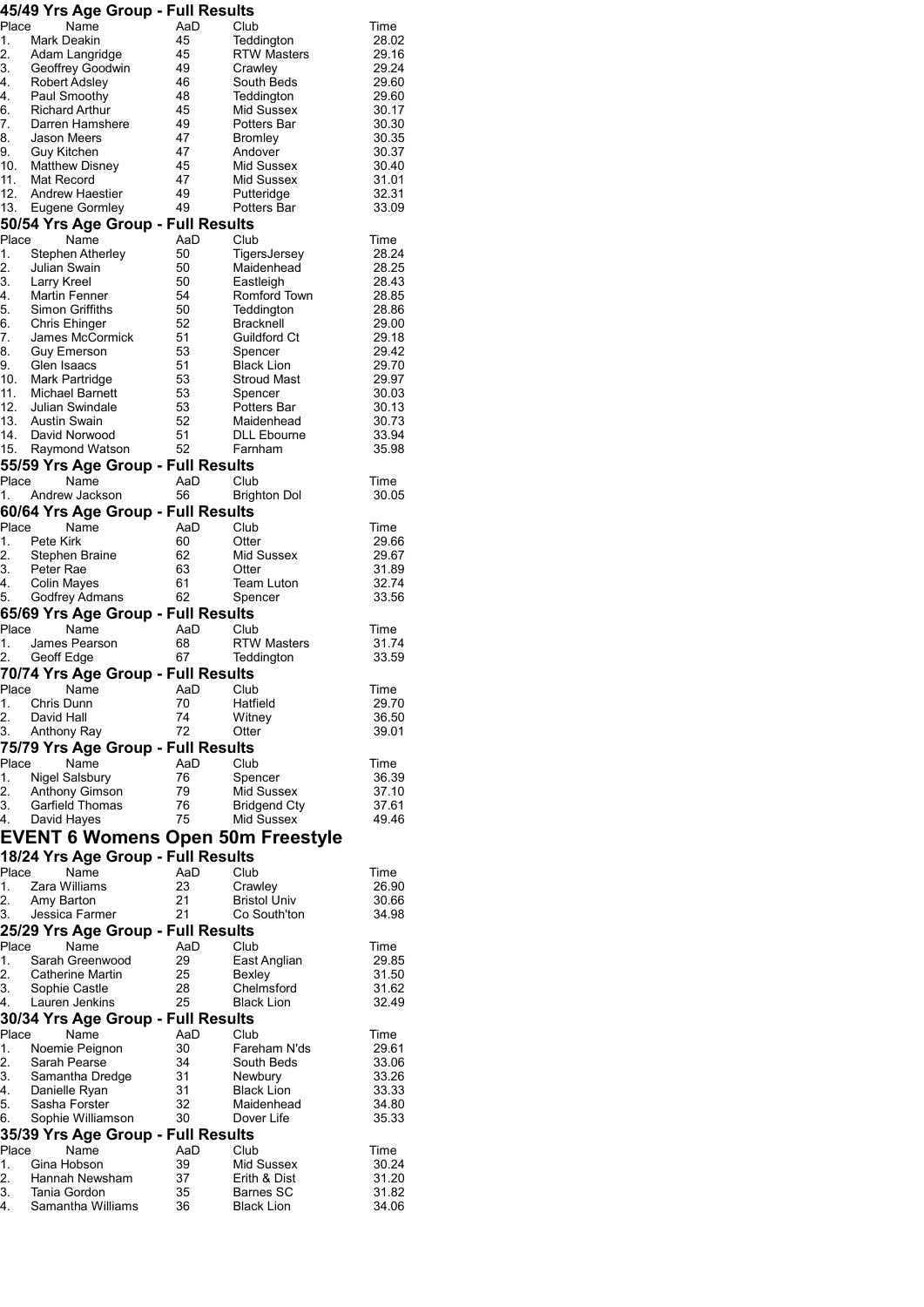### 45/49 Yrs Age Group - Full Results

| Place | Name | AaD | Club | Time |
|---|---|---|---|---|
| 1. | Mark Deakin | 45 | Teddington | 28.02 |
| 2. | Adam Langridge | 45 | RTW Masters | 29.16 |
| 3. | Geoffrey Goodwin | 49 | Crawley | 29.24 |
| 4. | Robert Adsley | 46 | South Beds | 29.60 |
| 4. | Paul Smoothy | 48 | Teddington | 29.60 |
| 6. | Richard Arthur | 45 | Mid Sussex | 30.17 |
| 7. | Darren Hamshere | 49 | Potters Bar | 30.30 |
| 8. | Jason Meers | 47 | Bromley | 30.35 |
| 9. | Guy Kitchen | 47 | Andover | 30.37 |
| 10. | Matthew Disney | 45 | Mid Sussex | 30.40 |
| 11. | Mat Record | 47 | Mid Sussex | 31.01 |
| 12. | Andrew Haestier | 49 | Putteridge | 32.31 |
| 13. | Eugene Gormley | 49 | Potters Bar | 33.09 |

### 50/54 Yrs Age Group - Full Results

| Place | Name | AaD | Club | Time |
|---|---|---|---|---|
| 1. | Stephen Atherley | 50 | TigersJersey | 28.24 |
| 2. | Julian Swain | 50 | Maidenhead | 28.25 |
| 3. | Larry Kreel | 50 | Eastleigh | 28.43 |
| 4. | Martin Fenner | 54 | Romford Town | 28.85 |
| 5. | Simon Griffiths | 50 | Teddington | 28.86 |
| 6. | Chris Ehinger | 52 | Bracknell | 29.00 |
| 7. | James McCormick | 51 | Guildford Ct | 29.18 |
| 8. | Guy Emerson | 53 | Spencer | 29.42 |
| 9. | Glen Isaacs | 51 | Black Lion | 29.70 |
| 10. | Mark Partridge | 53 | Stroud Mast | 29.97 |
| 11. | Michael Barnett | 53 | Spencer | 30.03 |
| 12. | Julian Swindale | 53 | Potters Bar | 30.13 |
| 13. | Austin Swain | 52 | Maidenhead | 30.73 |
| 14. | David Norwood | 51 | DLL Ebourne | 33.94 |
| 15. | Raymond Watson | 52 | Farnham | 35.98 |

### 55/59 Yrs Age Group - Full Results

| Place | Name | AaD | Club | Time |
|---|---|---|---|---|
| 1. | Andrew Jackson | 56 | Brighton Dol | 30.05 |

### 60/64 Yrs Age Group - Full Results

| Place | Name | AaD | Club | Time |
|---|---|---|---|---|
| 1. | Pete Kirk | 60 | Otter | 29.66 |
| 2. | Stephen Braine | 62 | Mid Sussex | 29.67 |
| 3. | Peter Rae | 63 | Otter | 31.89 |
| 4. | Colin Mayes | 61 | Team Luton | 32.74 |
| 5. | Godfrey Admans | 62 | Spencer | 33.56 |

### 65/69 Yrs Age Group - Full Results

| Place | Name | AaD | Club | Time |
|---|---|---|---|---|
| 1. | James Pearson | 68 | RTW Masters | 31.74 |
| 2. | Geoff Edge | 67 | Teddington | 33.59 |

### 70/74 Yrs Age Group - Full Results

| Place | Name | AaD | Club | Time |
|---|---|---|---|---|
| 1. | Chris Dunn | 70 | Hatfield | 29.70 |
| 2. | David Hall | 74 | Witney | 36.50 |
| 3. | Anthony Ray | 72 | Otter | 39.01 |

### 75/79 Yrs Age Group - Full Results

| Place | Name | AaD | Club | Time |
|---|---|---|---|---|
| 1. | Nigel Salsbury | 76 | Spencer | 36.39 |
| 2. | Anthony Gimson | 79 | Mid Sussex | 37.10 |
| 3. | Garfield Thomas | 76 | Bridgend Cty | 37.61 |
| 4. | David Hayes | 75 | Mid Sussex | 49.46 |

## EVENT 6 Womens Open 50m Freestyle

### 18/24 Yrs Age Group - Full Results

| Place | Name | AaD | Club | Time |
|---|---|---|---|---|
| 1. | Zara Williams | 23 | Crawley | 26.90 |
| 2. | Amy Barton | 21 | Bristol Univ | 30.66 |
| 3. | Jessica Farmer | 21 | Co South'ton | 34.98 |

### 25/29 Yrs Age Group - Full Results

| Place | Name | AaD | Club | Time |
|---|---|---|---|---|
| 1. | Sarah Greenwood | 29 | East Anglian | 29.85 |
| 2. | Catherine Martin | 25 | Bexley | 31.50 |
| 3. | Sophie Castle | 28 | Chelmsford | 31.62 |
| 4. | Lauren Jenkins | 25 | Black Lion | 32.49 |

### 30/34 Yrs Age Group - Full Results

| Place | Name | AaD | Club | Time |
|---|---|---|---|---|
| 1. | Noemie Peignon | 30 | Fareham N'ds | 29.61 |
| 2. | Sarah Pearse | 34 | South Beds | 33.06 |
| 3. | Samantha Dredge | 31 | Newbury | 33.26 |
| 4. | Danielle Ryan | 31 | Black Lion | 33.33 |
| 5. | Sasha Forster | 32 | Maidenhead | 34.80 |
| 6. | Sophie Williamson | 30 | Dover Life | 35.33 |

### 35/39 Yrs Age Group - Full Results

| Place | Name | AaD | Club | Time |
|---|---|---|---|---|
| 1. | Gina Hobson | 39 | Mid Sussex | 30.24 |
| 2. | Hannah Newsham | 37 | Erith & Dist | 31.20 |
| 3. | Tania Gordon | 35 | Barnes SC | 31.82 |
| 4. | Samantha Williams | 36 | Black Lion | 34.06 |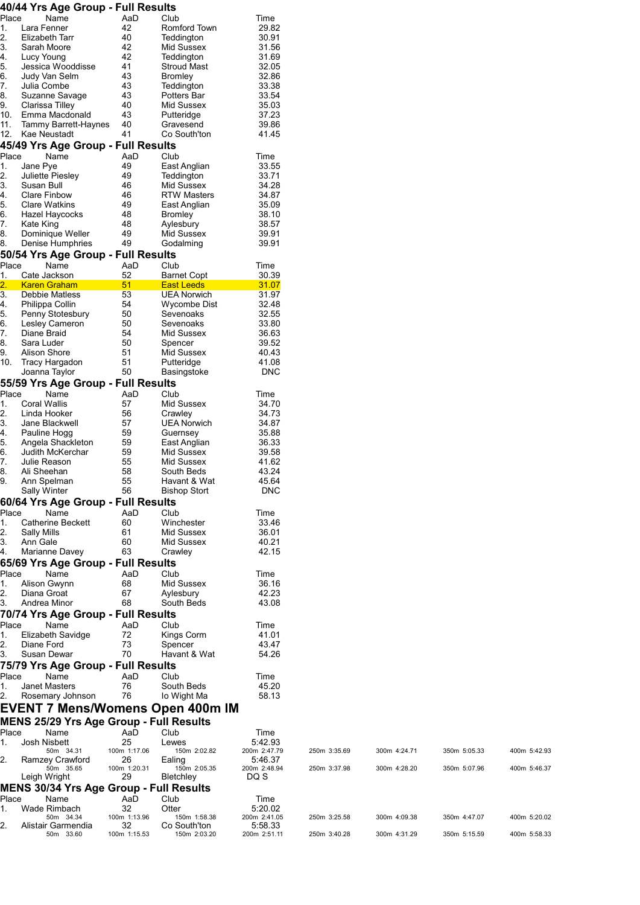## 40/44 Yrs Age Group - Full Results

| Place | Name | AaD | Club | Time |
|---|---|---|---|---|
| 1. | Lara Fenner | 42 | Romford Town | 29.82 |
| 2. | Elizabeth Tarr | 40 | Teddington | 30.91 |
| 3. | Sarah Moore | 42 | Mid Sussex | 31.56 |
| 4. | Lucy Young | 42 | Teddington | 31.69 |
| 5. | Jessica Wooddisse | 41 | Stroud Mast | 32.05 |
| 6. | Judy Van Selm | 43 | Bromley | 32.86 |
| 7. | Julia Combe | 43 | Teddington | 33.38 |
| 8. | Suzanne Savage | 43 | Potters Bar | 33.54 |
| 9. | Clarissa Tilley | 40 | Mid Sussex | 35.03 |
| 10. | Emma Macdonald | 43 | Putteridge | 37.23 |
| 11. | Tammy Barrett-Haynes | 40 | Gravesend | 39.86 |
| 12. | Kae Neustadt | 41 | Co South'ton | 41.45 |

## 45/49 Yrs Age Group - Full Results

| Place | Name | AaD | Club | Time |
|---|---|---|---|---|
| 1. | Jane Pye | 49 | East Anglian | 33.55 |
| 2. | Juliette Piesley | 49 | Teddington | 33.71 |
| 3. | Susan Bull | 46 | Mid Sussex | 34.28 |
| 4. | Clare Finbow | 46 | RTW Masters | 34.87 |
| 5. | Clare Watkins | 49 | East Anglian | 35.09 |
| 6. | Hazel Haycocks | 48 | Bromley | 38.10 |
| 7. | Kate King | 48 | Aylesbury | 38.57 |
| 8. | Dominique Weller | 49 | Mid Sussex | 39.91 |
| 8. | Denise Humphries | 49 | Godalming | 39.91 |

## 50/54 Yrs Age Group - Full Results

| Place | Name | AaD | Club | Time |
|---|---|---|---|---|
| 1. | Cate Jackson | 52 | Barnet Copt | 30.39 |
| 2. | Karen Graham | 51 | East Leeds | 31.07 |
| 3. | Debbie Matless | 53 | UEA Norwich | 31.97 |
| 4. | Philippa Collin | 54 | Wycombe Dist | 32.48 |
| 5. | Penny Stotesbury | 50 | Sevenoaks | 32.55 |
| 6. | Lesley Cameron | 50 | Sevenoaks | 33.80 |
| 7. | Diane Braid | 54 | Mid Sussex | 36.63 |
| 8. | Sara Luder | 50 | Spencer | 39.52 |
| 9. | Alison Shore | 51 | Mid Sussex | 40.43 |
| 10. | Tracy Hargadon | 51 | Putteridge | 41.08 |
| | Joanna Taylor | 50 | Basingstoke | DNC |

## 55/59 Yrs Age Group - Full Results

| Place | Name | AaD | Club | Time |
|---|---|---|---|---|
| 1. | Coral Wallis | 57 | Mid Sussex | 34.70 |
| 2. | Linda Hooker | 56 | Crawley | 34.73 |
| 3. | Jane Blackwell | 57 | UEA Norwich | 34.87 |
| 4. | Pauline Hogg | 59 | Guernsey | 35.88 |
| 5. | Angela Shackleton | 59 | East Anglian | 36.33 |
| 6. | Judith McKerchar | 59 | Mid Sussex | 39.58 |
| 7. | Julie Reason | 55 | Mid Sussex | 41.62 |
| 8. | Ali Sheehan | 58 | South Beds | 43.24 |
| 9. | Ann Spelman | 55 | Havant & Wat | 45.64 |
| | Sally Winter | 56 | Bishop Stort | DNC |

## 60/64 Yrs Age Group - Full Results

| Place | Name | AaD | Club | Time |
|---|---|---|---|---|
| 1. | Catherine Beckett | 60 | Winchester | 33.46 |
| 2. | Sally Mills | 61 | Mid Sussex | 36.01 |
| 3. | Ann Gale | 60 | Mid Sussex | 40.21 |
| 4. | Marianne Davey | 63 | Crawley | 42.15 |

## 65/69 Yrs Age Group - Full Results

| Place | Name | AaD | Club | Time |
|---|---|---|---|---|
| 1. | Alison Gwynn | 68 | Mid Sussex | 36.16 |
| 2. | Diana Groat | 67 | Aylesbury | 42.23 |
| 3. | Andrea Minor | 68 | South Beds | 43.08 |

## 70/74 Yrs Age Group - Full Results

| Place | Name | AaD | Club | Time |
|---|---|---|---|---|
| 1. | Elizabeth Savidge | 72 | Kings Corm | 41.01 |
| 2. | Diane Ford | 73 | Spencer | 43.47 |
| 3. | Susan Dewar | 70 | Havant & Wat | 54.26 |

## 75/79 Yrs Age Group - Full Results

| Place | Name | AaD | Club | Time |
|---|---|---|---|---|
| 1. | Janet Masters | 76 | South Beds | 45.20 |
| 2. | Rosemary Johnson | 76 | Io Wight Ma | 58.13 |

# EVENT 7 Mens/Womens Open 400m IM

## MENS 25/29 Yrs Age Group - Full Results

| Place | Name | AaD | Club | Time | | | | |
|---|---|---|---|---|---|---|---|---|
| 1. | Josh Nisbett | 25 | Lewes | 5:42.93 | | | | |
| | 50m 34.31 | 100m 1:17.06 | 150m 2:02.82 | 200m 2:47.79 | 250m 3:35.69 | 300m 4:24.71 | 350m 5:05.33 | 400m 5:42.93 |
| 2. | Ramzey Crawford | 26 | Ealing | 5:46.37 | | | | |
| | 50m 35.65 | 100m 1:20.31 | 150m 2:05.35 | 200m 2:48.94 | 250m 3:37.98 | 300m 4:28.20 | 350m 5:07.96 | 400m 5:46.37 |
| | Leigh Wright | 29 | Bletchley | DQ S | | | | |

## MENS 30/34 Yrs Age Group - Full Results

| Place | Name | AaD | Club | Time | | | | |
|---|---|---|---|---|---|---|---|---|
| 1. | Wade Rimbach | 32 | Otter | 5:20.02 | | | | |
| | 50m 34.34 | 100m 1:13.96 | 150m 1:58.38 | 200m 2:41.05 | 250m 3:25.58 | 300m 4:09.38 | 350m 4:47.07 | 400m 5:20.02 |
| 2. | Alistair Garmendia | 32 | Co South'ton | 5:58.33 | | | | |
| | 50m 33.60 | 100m 1:15.53 | 150m 2:03.20 | 200m 2:51.11 | 250m 3:40.28 | 300m 4:31.29 | 350m 5:15.59 | 400m 5:58.33 |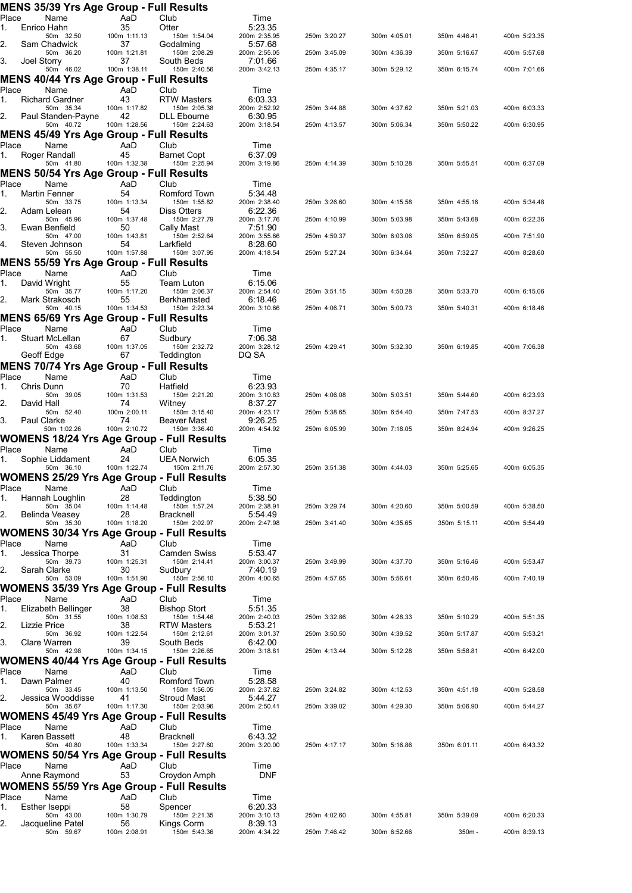## MENS 35/39 Yrs Age Group - Full Results

| Place | Name | AaD | Club | Time | | | | |
|---|---|---|---|---|---|---|---|---|
| 1. | Enrico Hahn | 35 | Otter | 5:23.35 | | | | |
| | 50m 32.50 | 100m 1:11.13 | 150m 1:54.04 | 200m 2:35.95 | 250m 3:20.27 | 300m 4:05.01 | 350m 4:46.41 | 400m 5:23.35 |
| 2. | Sam Chadwick | 37 | Godalming | 5:57.68 | | | | |
| | 50m 36.20 | 100m 1:21.81 | 150m 2:08.29 | 200m 2:55.05 | 250m 3:45.09 | 300m 4:36.39 | 350m 5:16.67 | 400m 5:57.68 |
| 3. | Joel Storry | 37 | South Beds | 7:01.66 | | | | |
| | 50m 46.02 | 100m 1:38.11 | 150m 2:40.56 | 200m 3:42.13 | 250m 4:35.17 | 300m 5:29.12 | 350m 6:15.74 | 400m 7:01.66 |

## MENS 40/44 Yrs Age Group - Full Results

| Place | Name | AaD | Club | Time | | | | |
|---|---|---|---|---|---|---|---|---|
| 1. | Richard Gardner | 43 | RTW Masters | 6:03.33 | | | | |
| | 50m 35.34 | 100m 1:17.82 | 150m 2:05.38 | 200m 2:52.92 | 250m 3:44.88 | 300m 4:37.62 | 350m 5:21.03 | 400m 6:03.33 |
| 2. | Paul Standen-Payne | 42 | DLL Ebourne | 6:30.95 | | | | |
| | 50m 40.72 | 100m 1:28.56 | 150m 2:24.63 | 200m 3:18.54 | 250m 4:13.57 | 300m 5:06.34 | 350m 5:50.22 | 400m 6:30.95 |

## MENS 45/49 Yrs Age Group - Full Results

| Place | Name | AaD | Club | Time | | | | |
|---|---|---|---|---|---|---|---|---|
| 1. | Roger Randall | 45 | Barnet Copt | 6:37.09 | | | | |
| | 50m 41.80 | 100m 1:32.38 | 150m 2:25.94 | 200m 3:19.86 | 250m 4:14.39 | 300m 5:10.28 | 350m 5:55.51 | 400m 6:37.09 |

## MENS 50/54 Yrs Age Group - Full Results

| Place | Name | AaD | Club | Time | | | | |
|---|---|---|---|---|---|---|---|---|
| 1. | Martin Fenner | 54 | Romford Town | 5:34.48 | | | | |
| | 50m 33.75 | 100m 1:13.34 | 150m 1:55.82 | 200m 2:38.40 | 250m 3:26.60 | 300m 4:15.58 | 350m 4:55.16 | 400m 5:34.48 |
| 2. | Adam Lelean | 54 | Diss Otters | 6:22.36 | | | | |
| | 50m 45.96 | 100m 1:37.48 | 150m 2:27.79 | 200m 3:17.76 | 250m 4:10.99 | 300m 5:03.98 | 350m 5:43.68 | 400m 6:22.36 |
| 3. | Ewan Benfield | 50 | Cally Mast | 7:51.90 | | | | |
| | 50m 47.00 | 100m 1:43.81 | 150m 2:52.64 | 200m 3:55.66 | 250m 4:59.37 | 300m 6:03.06 | 350m 6:59.05 | 400m 7:51.90 |
| 4. | Steven Johnson | 54 | Larkfield | 8:28.60 | | | | |
| | 50m 55.50 | 100m 1:57.88 | 150m 3:07.95 | 200m 4:18.54 | 250m 5:27.24 | 300m 6:34.64 | 350m 7:32.27 | 400m 8:28.60 |

## MENS 55/59 Yrs Age Group - Full Results

| Place | Name | AaD | Club | Time | | | | |
|---|---|---|---|---|---|---|---|---|
| 1. | David Wright | 55 | Team Luton | 6:15.06 | | | | |
| | 50m 35.77 | 100m 1:17.20 | 150m 2:06.37 | 200m 2:54.40 | 250m 3:51.15 | 300m 4:50.28 | 350m 5:33.70 | 400m 6:15.06 |
| 2. | Mark Strakosch | 55 | Berkhamsted | 6:18.46 | | | | |
| | 50m 40.15 | 100m 1:34.53 | 150m 2:23.34 | 200m 3:10.66 | 250m 4:06.71 | 300m 5:00.73 | 350m 5:40.31 | 400m 6:18.46 |

## MENS 65/69 Yrs Age Group - Full Results

| Place | Name | AaD | Club | Time | | | | |
|---|---|---|---|---|---|---|---|---|
| 1. | Stuart McLellan | 67 | Sudbury | 7:06.38 | | | | |
| | 50m 43.68 | 100m 1:37.05 | 150m 2:32.72 | 200m 3:28.12 | 250m 4:29.41 | 300m 5:32.30 | 350m 6:19.85 | 400m 7:06.38 |
| | Geoff Edge | 67 | Teddington | DQ SA | | | | |

## MENS 70/74 Yrs Age Group - Full Results

| Place | Name | AaD | Club | Time | | | | |
|---|---|---|---|---|---|---|---|---|
| 1. | Chris Dunn | 70 | Hatfield | 6:23.93 | | | | |
| | 50m 39.05 | 100m 1:31.53 | 150m 2:21.20 | 200m 3:10.83 | 250m 4:06.08 | 300m 5:03.51 | 350m 5:44.60 | 400m 6:23.93 |
| 2. | David Hall | 74 | Witney | 8:37.27 | | | | |
| | 50m 52.40 | 100m 2:00.11 | 150m 3:15.40 | 200m 4:23.17 | 250m 5:38.65 | 300m 6:54.40 | 350m 7:47.53 | 400m 8:37.27 |
| 3. | Paul Clarke | 74 | Beaver Mast | 9:26.25 | | | | |
| | 50m 1:02.26 | 100m 2:10.72 | 150m 3:36.40 | 200m 4:54.92 | 250m 6:05.99 | 300m 7:18.05 | 350m 8:24.94 | 400m 9:26.25 |

## WOMENS 18/24 Yrs Age Group - Full Results

| Place | Name | AaD | Club | Time | | | | |
|---|---|---|---|---|---|---|---|---|
| 1. | Sophie Liddament | 24 | UEA Norwich | 6:05.35 | | | | |
| | 50m 36.10 | 100m 1:22.74 | 150m 2:11.76 | 200m 2:57.30 | 250m 3:51.38 | 300m 4:44.03 | 350m 5:25.65 | 400m 6:05.35 |

## WOMENS 25/29 Yrs Age Group - Full Results

| Place | Name | AaD | Club | Time | | | | |
|---|---|---|---|---|---|---|---|---|
| 1. | Hannah Loughlin | 28 | Teddington | 5:38.50 | | | | |
| | 50m 35.04 | 100m 1:14.48 | 150m 1:57.24 | 200m 2:38.91 | 250m 3:29.74 | 300m 4:20.60 | 350m 5:00.59 | 400m 5:38.50 |
| 2. | Belinda Veasey | 28 | Bracknell | 5:54.49 | | | | |
| | 50m 35.30 | 100m 1:18.20 | 150m 2:02.97 | 200m 2:47.98 | 250m 3:41.40 | 300m 4:35.65 | 350m 5:15.11 | 400m 5:54.49 |

## WOMENS 30/34 Yrs Age Group - Full Results

| Place | Name | AaD | Club | Time | | | | |
|---|---|---|---|---|---|---|---|---|
| 1. | Jessica Thorpe | 31 | Camden Swiss | 5:53.47 | | | | |
| | 50m 39.73 | 100m 1:25.31 | 150m 2:14.41 | 200m 3:00.37 | 250m 3:49.99 | 300m 4:37.70 | 350m 5:16.46 | 400m 5:53.47 |
| 2. | Sarah Clarke | 30 | Sudbury | 7:40.19 | | | | |
| | 50m 53.09 | 100m 1:51.90 | 150m 2:56.10 | 200m 4:00.65 | 250m 4:57.65 | 300m 5:56.61 | 350m 6:50.46 | 400m 7:40.19 |

## WOMENS 35/39 Yrs Age Group - Full Results

| Place | Name | AaD | Club | Time | | | | |
|---|---|---|---|---|---|---|---|---|
| 1. | Elizabeth Bellinger | 38 | Bishop Stort | 5:51.35 | | | | |
| | 50m 31.55 | 100m 1:08.53 | 150m 1:54.46 | 200m 2:40.03 | 250m 3:32.86 | 300m 4:28.33 | 350m 5:10.29 | 400m 5:51.35 |
| 2. | Lizzie Price | 38 | RTW Masters | 5:53.21 | | | | |
| | 50m 36.92 | 100m 1:22.54 | 150m 2:12.61 | 200m 3:01.37 | 250m 3:50.50 | 300m 4:39.52 | 350m 5:17.87 | 400m 5:53.21 |
| 3. | Clare Warren | 39 | South Beds | 6:42.00 | | | | |
| | 50m 42.98 | 100m 1:34.15 | 150m 2:26.65 | 200m 3:18.81 | 250m 4:13.44 | 300m 5:12.28 | 350m 5:58.81 | 400m 6:42.00 |

## WOMENS 40/44 Yrs Age Group - Full Results

| Place | Name | AaD | Club | Time | | | | |
|---|---|---|---|---|---|---|---|---|
| 1. | Dawn Palmer | 40 | Romford Town | 5:28.58 | | | | |
| | 50m 33.45 | 100m 1:13.50 | 150m 1:56.05 | 200m 2:37.82 | 250m 3:24.82 | 300m 4:12.53 | 350m 4:51.18 | 400m 5:28.58 |
| 2. | Jessica Wooddisse | 41 | Stroud Mast | 5:44.27 | | | | |
| | 50m 35.67 | 100m 1:17.30 | 150m 2:03.96 | 200m 2:50.41 | 250m 3:39.02 | 300m 4:29.30 | 350m 5:06.90 | 400m 5:44.27 |

## WOMENS 45/49 Yrs Age Group - Full Results

| Place | Name | AaD | Club | Time | | | | |
|---|---|---|---|---|---|---|---|---|
| 1. | Karen Bassett | 48 | Bracknell | 6:43.32 | | | | |
| | 50m 40.80 | 100m 1:33.34 | 150m 2:27.60 | 200m 3:20.00 | 250m 4:17.17 | 300m 5:16.86 | 350m 6:01.11 | 400m 6:43.32 |

## WOMENS 50/54 Yrs Age Group - Full Results

| Place | Name | AaD | Club | Time |
|---|---|---|---|---|
| | Anne Raymond | 53 | Croydon Amph | DNF |

## WOMENS 55/59 Yrs Age Group - Full Results

| Place | Name | AaD | Club | Time | | | | |
|---|---|---|---|---|---|---|---|---|
| 1. | Esther Iseppi | 58 | Spencer | 6:20.33 | | | | |
| | 50m 43.00 | 100m 1:30.79 | 150m 2:21.35 | 200m 3:10.13 | 250m 4:02.60 | 300m 4:55.81 | 350m 5:39.09 | 400m 6:20.33 |
| 2. | Jacqueline Patel | 56 | Kings Corm | 8:39.13 | | | | |
| | 50m 59.67 | 100m 2:08.91 | 150m 5:43.36 | 200m 4:34.22 | 250m 7:46.42 | 300m 6:52.66 | 350m - | 400m 8:39.13 |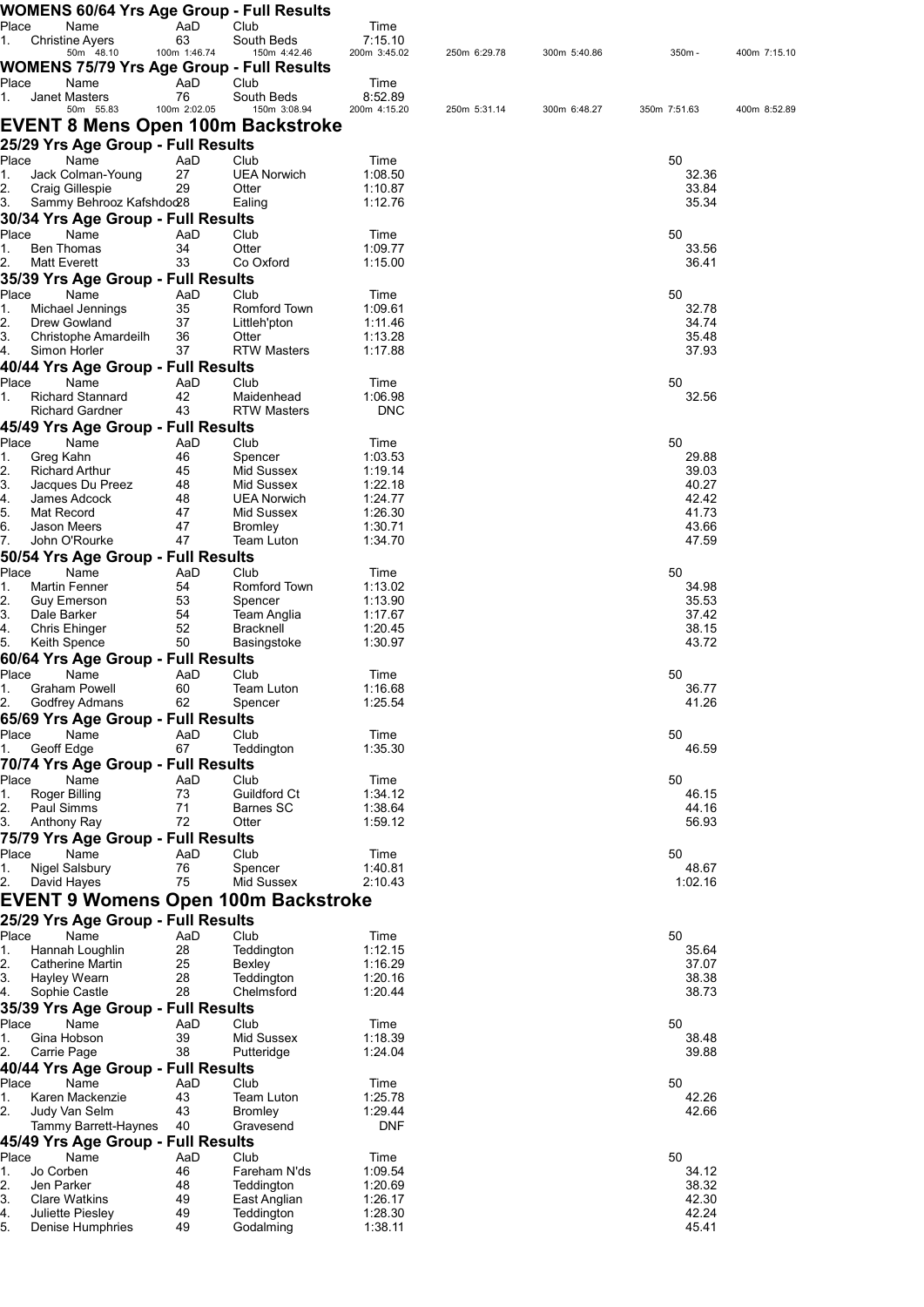## WOMENS 60/64 Yrs Age Group - Full Results

| Place | Name | AaD | Club | Time | | | | |
|---|---|---|---|---|---|---|---|---|
| 1. | Christine Ayers | 63 | South Beds | 7:15.10 | | | | |
| | 50m 48.10 | 100m 1:46.74 | 150m 4:42.46 | 200m 3:45.02 | 250m 6:29.78 | 300m 5:40.86 | 350m - | 400m 7:15.10 |

## WOMENS 75/79 Yrs Age Group - Full Results

| Place | Name | AaD | Club | Time | | | | |
|---|---|---|---|---|---|---|---|---|
| 1. | Janet Masters | 76 | South Beds | 8:52.89 | | | | |
| | 50m 55.83 | 100m 2:02.05 | 150m 3:08.94 | 200m 4:15.20 | 250m 5:31.14 | 300m 6:48.27 | 350m 7:51.63 | 400m 8:52.89 |

# EVENT 8 Mens Open 100m Backstroke

## 25/29 Yrs Age Group - Full Results

| Place | Name | AaD | Club | Time | 50 |
|---|---|---|---|---|---|
| 1. | Jack Colman-Young | 27 | UEA Norwich | 1:08.50 | 32.36 |
| 2. | Craig Gillespie | 29 | Otter | 1:10.87 | 33.84 |
| 3. | Sammy Behrooz Kafshdoo | 28 | Ealing | 1:12.76 | 35.34 |

## 30/34 Yrs Age Group - Full Results

| Place | Name | AaD | Club | Time | 50 |
|---|---|---|---|---|---|
| 1. | Ben Thomas | 34 | Otter | 1:09.77 | 33.56 |
| 2. | Matt Everett | 33 | Co Oxford | 1:15.00 | 36.41 |

## 35/39 Yrs Age Group - Full Results

| Place | Name | AaD | Club | Time | 50 |
|---|---|---|---|---|---|
| 1. | Michael Jennings | 35 | Romford Town | 1:09.61 | 32.78 |
| 2. | Drew Gowland | 37 | Littleh'pton | 1:11.46 | 34.74 |
| 3. | Christophe Amardeilh | 36 | Otter | 1:13.28 | 35.48 |
| 4. | Simon Horler | 37 | RTW Masters | 1:17.88 | 37.93 |

## 40/44 Yrs Age Group - Full Results

| Place | Name | AaD | Club | Time | 50 |
|---|---|---|---|---|---|
| 1. | Richard Stannard | 42 | Maidenhead | 1:06.98 | 32.56 |
| | Richard Gardner | 43 | RTW Masters | DNC | |

## 45/49 Yrs Age Group - Full Results

| Place | Name | AaD | Club | Time | 50 |
|---|---|---|---|---|---|
| 1. | Greg Kahn | 46 | Spencer | 1:03.53 | 29.88 |
| 2. | Richard Arthur | 45 | Mid Sussex | 1:19.14 | 39.03 |
| 3. | Jacques Du Preez | 48 | Mid Sussex | 1:22.18 | 40.27 |
| 4. | James Adcock | 48 | UEA Norwich | 1:24.77 | 42.42 |
| 5. | Mat Record | 47 | Mid Sussex | 1:26.30 | 41.73 |
| 6. | Jason Meers | 47 | Bromley | 1:30.71 | 43.66 |
| 7. | John O'Rourke | 47 | Team Luton | 1:34.70 | 47.59 |

## 50/54 Yrs Age Group - Full Results

| Place | Name | AaD | Club | Time | 50 |
|---|---|---|---|---|---|
| 1. | Martin Fenner | 54 | Romford Town | 1:13.02 | 34.98 |
| 2. | Guy Emerson | 53 | Spencer | 1:13.90 | 35.53 |
| 3. | Dale Barker | 54 | Team Anglia | 1:17.67 | 37.42 |
| 4. | Chris Ehinger | 52 | Bracknell | 1:20.45 | 38.15 |
| 5. | Keith Spence | 50 | Basingstoke | 1:30.97 | 43.72 |

## 60/64 Yrs Age Group - Full Results

| Place | Name | AaD | Club | Time | 50 |
|---|---|---|---|---|---|
| 1. | Graham Powell | 60 | Team Luton | 1:16.68 | 36.77 |
| 2. | Godfrey Admans | 62 | Spencer | 1:25.54 | 41.26 |

## 65/69 Yrs Age Group - Full Results

| Place | Name | AaD | Club | Time | 50 |
|---|---|---|---|---|---|
| 1. | Geoff Edge | 67 | Teddington | 1:35.30 | 46.59 |

## 70/74 Yrs Age Group - Full Results

| Place | Name | AaD | Club | Time | 50 |
|---|---|---|---|---|---|
| 1. | Roger Billing | 73 | Guildford Ct | 1:34.12 | 46.15 |
| 2. | Paul Simms | 71 | Barnes SC | 1:38.64 | 44.16 |
| 3. | Anthony Ray | 72 | Otter | 1:59.12 | 56.93 |

## 75/79 Yrs Age Group - Full Results

| Place | Name | AaD | Club | Time | 50 |
|---|---|---|---|---|---|
| 1. | Nigel Salsbury | 76 | Spencer | 1:40.81 | 48.67 |
| 2. | David Hayes | 75 | Mid Sussex | 2:10.43 | 1:02.16 |

# EVENT 9 Womens Open 100m Backstroke

## 25/29 Yrs Age Group - Full Results

| Place | Name | AaD | Club | Time | 50 |
|---|---|---|---|---|---|
| 1. | Hannah Loughlin | 28 | Teddington | 1:12.15 | 35.64 |
| 2. | Catherine Martin | 25 | Bexley | 1:16.29 | 37.07 |
| 3. | Hayley Wearn | 28 | Teddington | 1:20.16 | 38.38 |
| 4. | Sophie Castle | 28 | Chelmsford | 1:20.44 | 38.73 |

## 35/39 Yrs Age Group - Full Results

| Place | Name | AaD | Club | Time | 50 |
|---|---|---|---|---|---|
| 1. | Gina Hobson | 39 | Mid Sussex | 1:18.39 | 38.48 |
| 2. | Carrie Page | 38 | Putteridge | 1:24.04 | 39.88 |

## 40/44 Yrs Age Group - Full Results

| Place | Name | AaD | Club | Time | 50 |
|---|---|---|---|---|---|
| 1. | Karen Mackenzie | 43 | Team Luton | 1:25.78 | 42.26 |
| 2. | Judy Van Selm | 43 | Bromley | 1:29.44 | 42.66 |
| | Tammy Barrett-Haynes | 40 | Gravesend | DNF | |

## 45/49 Yrs Age Group - Full Results

| Place | Name | AaD | Club | Time | 50 |
|---|---|---|---|---|---|
| 1. | Jo Corben | 46 | Fareham N'ds | 1:09.54 | 34.12 |
| 2. | Jen Parker | 48 | Teddington | 1:20.69 | 38.32 |
| 3. | Clare Watkins | 49 | East Anglian | 1:26.17 | 42.30 |
| 4. | Juliette Piesley | 49 | Teddington | 1:28.30 | 42.24 |
| 5. | Denise Humphries | 49 | Godalming | 1:38.11 | 45.41 |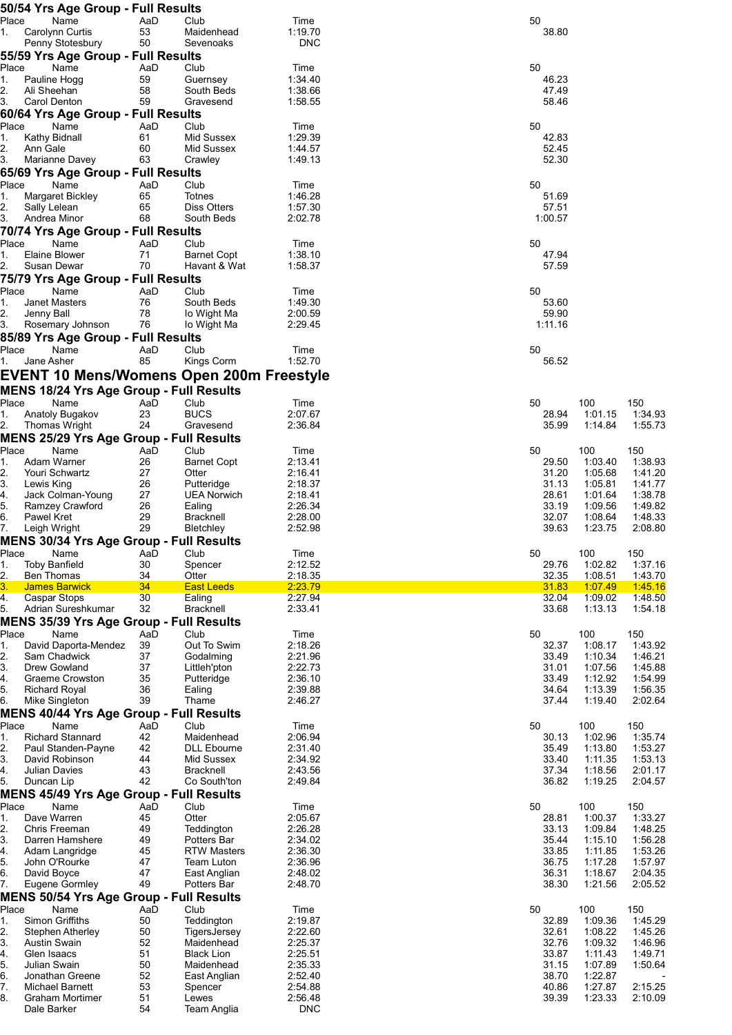## 50/54 Yrs Age Group - Full Results

| Place | Name | AaD | Club | Time | 50 |
|---|---|---|---|---|---|
| 1. | Carolynn Curtis | 53 | Maidenhead | 1:19.70 | 38.80 |
| | Penny Stotesbury | 50 | Sevenoaks | DNC | |

## 55/59 Yrs Age Group - Full Results

| Place | Name | AaD | Club | Time | 50 |
|---|---|---|---|---|---|
| 1. | Pauline Hogg | 59 | Guernsey | 1:34.40 | 46.23 |
| 2. | Ali Sheehan | 58 | South Beds | 1:38.66 | 47.49 |
| 3. | Carol Denton | 59 | Gravesend | 1:58.55 | 58.46 |

## 60/64 Yrs Age Group - Full Results

| Place | Name | AaD | Club | Time | 50 |
|---|---|---|---|---|---|
| 1. | Kathy Bidnall | 61 | Mid Sussex | 1:29.39 | 42.83 |
| 2. | Ann Gale | 60 | Mid Sussex | 1:44.57 | 52.45 |
| 3. | Marianne Davey | 63 | Crawley | 1:49.13 | 52.30 |

## 65/69 Yrs Age Group - Full Results

| Place | Name | AaD | Club | Time | 50 |
|---|---|---|---|---|---|
| 1. | Margaret Bickley | 65 | Totnes | 1:46.28 | 51.69 |
| 2. | Sally Lelean | 65 | Diss Otters | 1:57.30 | 57.51 |
| 3. | Andrea Minor | 68 | South Beds | 2:02.78 | 1:00.57 |

## 70/74 Yrs Age Group - Full Results

| Place | Name | AaD | Club | Time | 50 |
|---|---|---|---|---|---|
| 1. | Elaine Blower | 71 | Barnet Copt | 1:38.10 | 47.94 |
| 2. | Susan Dewar | 70 | Havant & Wat | 1:58.37 | 57.59 |

## 75/79 Yrs Age Group - Full Results

| Place | Name | AaD | Club | Time | 50 |
|---|---|---|---|---|---|
| 1. | Janet Masters | 76 | South Beds | 1:49.30 | 53.60 |
| 2. | Jenny Ball | 78 | Io Wight Ma | 2:00.59 | 59.90 |
| 3. | Rosemary Johnson | 76 | Io Wight Ma | 2:29.45 | 1:11.16 |

## 85/89 Yrs Age Group - Full Results

| Place | Name | AaD | Club | Time | 50 |
|---|---|---|---|---|---|
| 1. | Jane Asher | 85 | Kings Corm | 1:52.70 | 56.52 |

# EVENT 10 Mens/Womens Open 200m Freestyle

## MENS 18/24 Yrs Age Group - Full Results

| Place | Name | AaD | Club | Time | 50 | 100 | 150 |
|---|---|---|---|---|---|---|---|
| 1. | Anatoly Bugakov | 23 | BUCS | 2:07.67 | 28.94 | 1:01.15 | 1:34.93 |
| 2. | Thomas Wright | 24 | Gravesend | 2:36.84 | 35.99 | 1:14.84 | 1:55.73 |

## MENS 25/29 Yrs Age Group - Full Results

| Place | Name | AaD | Club | Time | 50 | 100 | 150 |
|---|---|---|---|---|---|---|---|
| 1. | Adam Warner | 26 | Barnet Copt | 2:13.41 | 29.50 | 1:03.40 | 1:38.93 |
| 2. | Youri Schwartz | 27 | Otter | 2:16.41 | 31.20 | 1:05.68 | 1:41.20 |
| 3. | Lewis King | 26 | Putteridge | 2:18.37 | 31.13 | 1:05.81 | 1:41.77 |
| 4. | Jack Colman-Young | 27 | UEA Norwich | 2:18.41 | 28.61 | 1:01.64 | 1:38.78 |
| 5. | Ramzey Crawford | 26 | Ealing | 2:26.34 | 33.19 | 1:09.56 | 1:49.82 |
| 6. | Pawel Kret | 29 | Bracknell | 2:28.00 | 32.07 | 1:08.64 | 1:48.33 |
| 7. | Leigh Wright | 29 | Bletchley | 2:52.98 | 39.63 | 1:23.75 | 2:08.80 |

## MENS 30/34 Yrs Age Group - Full Results

| Place | Name | AaD | Club | Time | 50 | 100 | 150 |
|---|---|---|---|---|---|---|---|
| 1. | Toby Banfield | 30 | Spencer | 2:12.52 | 29.76 | 1:02.82 | 1:37.16 |
| 2. | Ben Thomas | 34 | Otter | 2:18.35 | 32.35 | 1:08.51 | 1:43.70 |
| 3. | James Barwick | 34 | East Leeds | 2:23.79 | 31.83 | 1:07.49 | 1:45.16 |
| 4. | Caspar Stops | 30 | Ealing | 2:27.94 | 32.04 | 1:09.02 | 1:48.50 |
| 5. | Adrian Sureshkumar | 32 | Bracknell | 2:33.41 | 33.68 | 1:13.13 | 1:54.18 |

## MENS 35/39 Yrs Age Group - Full Results

| Place | Name | AaD | Club | Time | 50 | 100 | 150 |
|---|---|---|---|---|---|---|---|
| 1. | David Daporta-Mendez | 39 | Out To Swim | 2:18.26 | 32.37 | 1:08.17 | 1:43.92 |
| 2. | Sam Chadwick | 37 | Godalming | 2:21.96 | 33.49 | 1:10.34 | 1:46.21 |
| 3. | Drew Gowland | 37 | Littleh'pton | 2:22.73 | 31.01 | 1:07.56 | 1:45.88 |
| 4. | Graeme Crowston | 35 | Putteridge | 2:36.10 | 33.49 | 1:12.92 | 1:54.99 |
| 5. | Richard Royal | 36 | Ealing | 2:39.88 | 34.64 | 1:13.39 | 1:56.35 |
| 6. | Mike Singleton | 39 | Thame | 2:46.27 | 37.44 | 1:19.40 | 2:02.64 |

## MENS 40/44 Yrs Age Group - Full Results

| Place | Name | AaD | Club | Time | 50 | 100 | 150 |
|---|---|---|---|---|---|---|---|
| 1. | Richard Stannard | 42 | Maidenhead | 2:06.94 | 30.13 | 1:02.96 | 1:35.74 |
| 2. | Paul Standen-Payne | 42 | DLL Ebourne | 2:31.40 | 35.49 | 1:13.80 | 1:53.27 |
| 3. | David Robinson | 44 | Mid Sussex | 2:34.92 | 33.40 | 1:11.35 | 1:53.13 |
| 4. | Julian Davies | 43 | Bracknell | 2:43.56 | 37.34 | 1:18.56 | 2:01.17 |
| 5. | Duncan Lip | 42 | Co South'ton | 2:49.84 | 36.82 | 1:19.25 | 2:04.57 |

## MENS 45/49 Yrs Age Group - Full Results

| Place | Name | AaD | Club | Time | 50 | 100 | 150 |
|---|---|---|---|---|---|---|---|
| 1. | Dave Warren | 45 | Otter | 2:05.67 | 28.81 | 1:00.37 | 1:33.27 |
| 2. | Chris Freeman | 49 | Teddington | 2:26.28 | 33.13 | 1:09.84 | 1:48.25 |
| 3. | Darren Hamshere | 49 | Potters Bar | 2:34.02 | 35.44 | 1:15.10 | 1:56.28 |
| 4. | Adam Langridge | 45 | RTW Masters | 2:36.30 | 33.85 | 1:11.85 | 1:53.26 |
| 5. | John O'Rourke | 47 | Team Luton | 2:36.96 | 36.75 | 1:17.28 | 1:57.97 |
| 6. | David Boyce | 47 | East Anglian | 2:48.02 | 36.31 | 1:18.67 | 2:04.35 |
| 7. | Eugene Gormley | 49 | Potters Bar | 2:48.70 | 38.30 | 1:21.56 | 2:05.52 |

## MENS 50/54 Yrs Age Group - Full Results

| Place | Name | AaD | Club | Time | 50 | 100 | 150 |
|---|---|---|---|---|---|---|---|
| 1. | Simon Griffiths | 50 | Teddington | 2:19.87 | 32.89 | 1:09.36 | 1:45.29 |
| 2. | Stephen Atherley | 50 | TigersJersey | 2:22.60 | 32.61 | 1:08.22 | 1:45.26 |
| 3. | Austin Swain | 52 | Maidenhead | 2:25.37 | 32.76 | 1:09.32 | 1:46.96 |
| 4. | Glen Isaacs | 51 | Black Lion | 2:25.51 | 33.87 | 1:11.43 | 1:49.71 |
| 5. | Julian Swain | 50 | Maidenhead | 2:35.33 | 31.15 | 1:07.89 | 1:50.64 |
| 6. | Jonathan Greene | 52 | East Anglian | 2:52.40 | 38.70 | 1:22.87 | - |
| 7. | Michael Barnett | 53 | Spencer | 2:54.88 | 40.86 | 1:27.87 | 2:15.25 |
| 8. | Graham Mortimer | 51 | Lewes | 2:56.48 | 39.39 | 1:23.33 | 2:10.09 |
| | Dale Barker | 54 | Team Anglia | DNC | | | |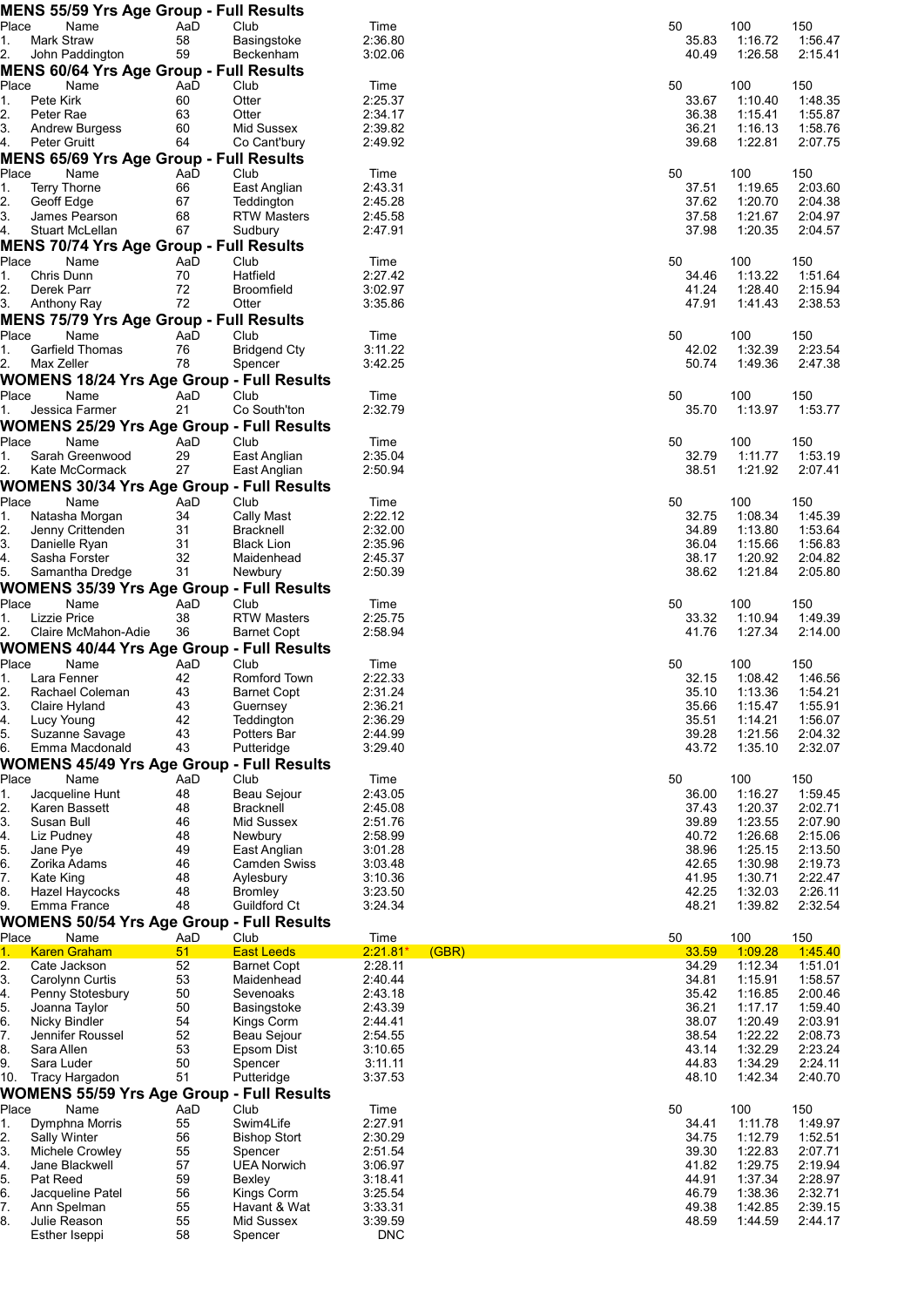## MENS 55/59 Yrs Age Group - Full Results

| Place | Name | AaD | Club | Time | | 50 | 100 | 150 |
|---|---|---|---|---|---|---|---|---|
| 1. | Mark Straw | 58 | Basingstoke | 2:36.80 | | 35.83 | 1:16.72 | 1:56.47 |
| 2. | John Paddington | 59 | Beckenham | 3:02.06 | | 40.49 | 1:26.58 | 2:15.41 |

## MENS 60/64 Yrs Age Group - Full Results

| Place | Name | AaD | Club | Time | | 50 | 100 | 150 |
|---|---|---|---|---|---|---|---|---|
| 1. | Pete Kirk | 60 | Otter | 2:25.37 | | 33.67 | 1:10.40 | 1:48.35 |
| 2. | Peter Rae | 63 | Otter | 2:34.17 | | 36.38 | 1:15.41 | 1:55.87 |
| 3. | Andrew Burgess | 60 | Mid Sussex | 2:39.82 | | 36.21 | 1:16.13 | 1:58.76 |
| 4. | Peter Gruitt | 64 | Co Cant'bury | 2:49.92 | | 39.68 | 1:22.81 | 2:07.75 |

## MENS 65/69 Yrs Age Group - Full Results

| Place | Name | AaD | Club | Time | | 50 | 100 | 150 |
|---|---|---|---|---|---|---|---|---|
| 1. | Terry Thorne | 66 | East Anglian | 2:43.31 | | 37.51 | 1:19.65 | 2:03.60 |
| 2. | Geoff Edge | 67 | Teddington | 2:45.28 | | 37.62 | 1:20.70 | 2:04.38 |
| 3. | James Pearson | 68 | RTW Masters | 2:45.58 | | 37.58 | 1:21.67 | 2:04.97 |
| 4. | Stuart McLellan | 67 | Sudbury | 2:47.91 | | 37.98 | 1:20.35 | 2:04.57 |

## MENS 70/74 Yrs Age Group - Full Results

| Place | Name | AaD | Club | Time | | 50 | 100 | 150 |
|---|---|---|---|---|---|---|---|---|
| 1. | Chris Dunn | 70 | Hatfield | 2:27.42 | | 34.46 | 1:13.22 | 1:51.64 |
| 2. | Derek Parr | 72 | Broomfield | 3:02.97 | | 41.24 | 1:28.40 | 2:15.94 |
| 3. | Anthony Ray | 72 | Otter | 3:35.86 | | 47.91 | 1:41.43 | 2:38.53 |

## MENS 75/79 Yrs Age Group - Full Results

| Place | Name | AaD | Club | Time | | 50 | 100 | 150 |
|---|---|---|---|---|---|---|---|---|
| 1. | Garfield Thomas | 76 | Bridgend Cty | 3:11.22 | | 42.02 | 1:32.39 | 2:23.54 |
| 2. | Max Zeller | 78 | Spencer | 3:42.25 | | 50.74 | 1:49.36 | 2:47.38 |

## WOMENS 18/24 Yrs Age Group - Full Results

| Place | Name | AaD | Club | Time | | 50 | 100 | 150 |
|---|---|---|---|---|---|---|---|---|
| 1. | Jessica Farmer | 21 | Co South'ton | 2:32.79 | | 35.70 | 1:13.97 | 1:53.77 |

## WOMENS 25/29 Yrs Age Group - Full Results

| Place | Name | AaD | Club | Time | | 50 | 100 | 150 |
|---|---|---|---|---|---|---|---|---|
| 1. | Sarah Greenwood | 29 | East Anglian | 2:35.04 | | 32.79 | 1:11.77 | 1:53.19 |
| 2. | Kate McCormack | 27 | East Anglian | 2:50.94 | | 38.51 | 1:21.92 | 2:07.41 |

## WOMENS 30/34 Yrs Age Group - Full Results

| Place | Name | AaD | Club | Time | | 50 | 100 | 150 |
|---|---|---|---|---|---|---|---|---|
| 1. | Natasha Morgan | 34 | Cally Mast | 2:22.12 | | 32.75 | 1:08.34 | 1:45.39 |
| 2. | Jenny Crittenden | 31 | Bracknell | 2:32.00 | | 34.89 | 1:13.80 | 1:53.64 |
| 3. | Danielle Ryan | 31 | Black Lion | 2:35.96 | | 36.04 | 1:15.66 | 1:56.83 |
| 4. | Sasha Forster | 32 | Maidenhead | 2:45.37 | | 38.17 | 1:20.92 | 2:04.82 |
| 5. | Samantha Dredge | 31 | Newbury | 2:50.39 | | 38.62 | 1:21.84 | 2:05.80 |

## WOMENS 35/39 Yrs Age Group - Full Results

| Place | Name | AaD | Club | Time | | 50 | 100 | 150 |
|---|---|---|---|---|---|---|---|---|
| 1. | Lizzie Price | 38 | RTW Masters | 2:25.75 | | 33.32 | 1:10.94 | 1:49.39 |
| 2. | Claire McMahon-Adie | 36 | Barnet Copt | 2:58.94 | | 41.76 | 1:27.34 | 2:14.00 |

## WOMENS 40/44 Yrs Age Group - Full Results

| Place | Name | AaD | Club | Time | | 50 | 100 | 150 |
|---|---|---|---|---|---|---|---|---|
| 1. | Lara Fenner | 42 | Romford Town | 2:22.33 | | 32.15 | 1:08.42 | 1:46.56 |
| 2. | Rachael Coleman | 43 | Barnet Copt | 2:31.24 | | 35.10 | 1:13.36 | 1:54.21 |
| 3. | Claire Hyland | 43 | Guernsey | 2:36.21 | | 35.66 | 1:15.47 | 1:55.91 |
| 4. | Lucy Young | 42 | Teddington | 2:36.29 | | 35.51 | 1:14.21 | 1:56.07 |
| 5. | Suzanne Savage | 43 | Potters Bar | 2:44.99 | | 39.28 | 1:21.56 | 2:04.32 |
| 6. | Emma Macdonald | 43 | Putteridge | 3:29.40 | | 43.72 | 1:35.10 | 2:32.07 |

## WOMENS 45/49 Yrs Age Group - Full Results

| Place | Name | AaD | Club | Time | | 50 | 100 | 150 |
|---|---|---|---|---|---|---|---|---|
| 1. | Jacqueline Hunt | 48 | Beau Sejour | 2:43.05 | | 36.00 | 1:16.27 | 1:59.45 |
| 2. | Karen Bassett | 48 | Bracknell | 2:45.08 | | 37.43 | 1:20.37 | 2:02.71 |
| 3. | Susan Bull | 46 | Mid Sussex | 2:51.76 | | 39.89 | 1:23.55 | 2:07.90 |
| 4. | Liz Pudney | 48 | Newbury | 2:58.99 | | 40.72 | 1:26.68 | 2:15.06 |
| 5. | Jane Pye | 49 | East Anglian | 3:01.28 | | 38.96 | 1:25.15 | 2:13.50 |
| 6. | Zorika Adams | 46 | Camden Swiss | 3:03.48 | | 42.65 | 1:30.98 | 2:19.73 |
| 7. | Kate King | 48 | Aylesbury | 3:10.36 | | 41.95 | 1:30.71 | 2:22.47 |
| 8. | Hazel Haycocks | 48 | Bromley | 3:23.50 | | 42.25 | 1:32.03 | 2:26.11 |
| 9. | Emma France | 48 | Guildford Ct | 3:24.34 | | 48.21 | 1:39.82 | 2:32.54 |

## WOMENS 50/54 Yrs Age Group - Full Results

| Place | Name | AaD | Club | Time | | 50 | 100 | 150 |
|---|---|---|---|---|---|---|---|---|
| 1. | Karen Graham | 51 | East Leeds | 2:21.81* | (GBR) | 33.59 | 1:09.28 | 1:45.40 |
| 2. | Cate Jackson | 52 | Barnet Copt | 2:28.11 | | 34.29 | 1:12.34 | 1:51.01 |
| 3. | Carolynn Curtis | 53 | Maidenhead | 2:40.44 | | 34.81 | 1:15.91 | 1:58.57 |
| 4. | Penny Stotesbury | 50 | Sevenoaks | 2:43.18 | | 35.42 | 1:16.85 | 2:00.46 |
| 5. | Joanna Taylor | 50 | Basingstoke | 2:43.39 | | 36.21 | 1:17.17 | 1:59.40 |
| 6. | Nicky Bindler | 54 | Kings Corm | 2:44.41 | | 38.07 | 1:20.49 | 2:03.91 |
| 7. | Jennifer Roussel | 52 | Beau Sejour | 2:54.55 | | 38.54 | 1:22.22 | 2:08.73 |
| 8. | Sara Allen | 53 | Epsom Dist | 3:10.65 | | 43.14 | 1:32.29 | 2:23.24 |
| 9. | Sara Luder | 50 | Spencer | 3:11.11 | | 44.83 | 1:34.29 | 2:24.11 |
| 10. | Tracy Hargadon | 51 | Putteridge | 3:37.53 | | 48.10 | 1:42.34 | 2:40.70 |

## WOMENS 55/59 Yrs Age Group - Full Results

| Place | Name | AaD | Club | Time | | 50 | 100 | 150 |
|---|---|---|---|---|---|---|---|---|
| 1. | Dymphna Morris | 55 | Swim4Life | 2:27.91 | | 34.41 | 1:11.78 | 1:49.97 |
| 2. | Sally Winter | 56 | Bishop Stort | 2:30.29 | | 34.75 | 1:12.79 | 1:52.51 |
| 3. | Michele Crowley | 55 | Spencer | 2:51.54 | | 39.30 | 1:22.83 | 2:07.71 |
| 4. | Jane Blackwell | 57 | UEA Norwich | 3:06.97 | | 41.82 | 1:29.75 | 2:19.94 |
| 5. | Pat Reed | 59 | Bexley | 3:18.41 | | 44.91 | 1:37.34 | 2:28.97 |
| 6. | Jacqueline Patel | 56 | Kings Corm | 3:25.54 | | 46.79 | 1:38.36 | 2:32.71 |
| 7. | Ann Spelman | 55 | Havant & Wat | 3:33.31 | | 49.38 | 1:42.85 | 2:39.15 |
| 8. | Julie Reason | 55 | Mid Sussex | 3:39.59 | | 48.59 | 1:44.59 | 2:44.17 |
| | Esther Iseppi | 58 | Spencer | DNC | | | | |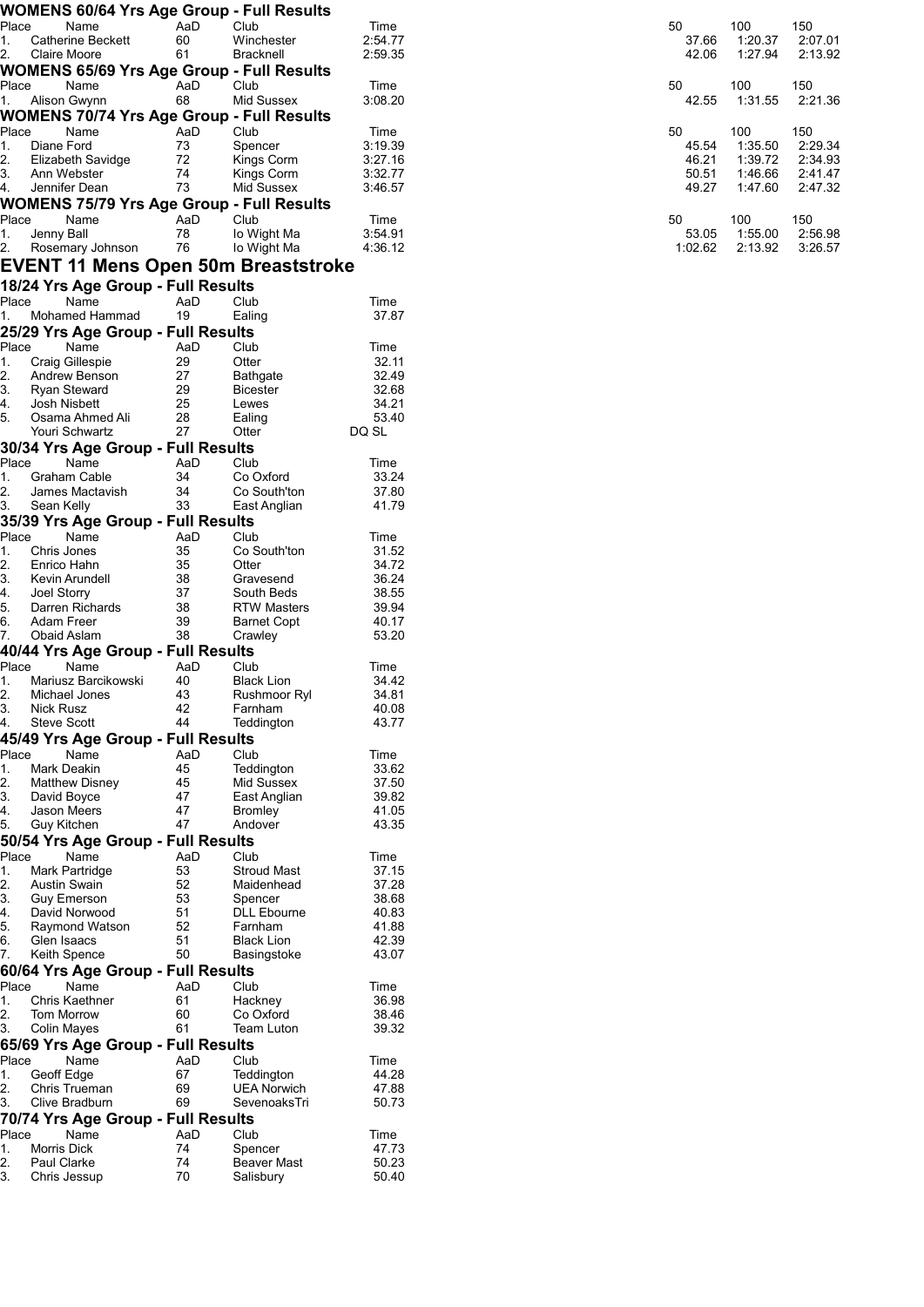### WOMENS 60/64 Yrs Age Group - Full Results

| Place | Name | AaD | Club | Time | 50 | 100 | 150 |
|---|---|---|---|---|---|---|---|
| 1. | Catherine Beckett | 60 | Winchester | 2:54.77 | 37.66 | 1:20.37 | 2:07.01 |
| 2. | Claire Moore | 61 | Bracknell | 2:59.35 | 42.06 | 1:27.94 | 2:13.92 |

### WOMENS 65/69 Yrs Age Group - Full Results

| Place | Name | AaD | Club | Time | 50 | 100 | 150 |
|---|---|---|---|---|---|---|---|
| 1. | Alison Gwynn | 68 | Mid Sussex | 3:08.20 | 42.55 | 1:31.55 | 2:21.36 |

### WOMENS 70/74 Yrs Age Group - Full Results

| Place | Name | AaD | Club | Time | 50 | 100 | 150 |
|---|---|---|---|---|---|---|---|
| 1. | Diane Ford | 73 | Spencer | 3:19.39 | 45.54 | 1:35.50 | 2:29.34 |
| 2. | Elizabeth Savidge | 72 | Kings Corm | 3:27.16 | 46.21 | 1:39.72 | 2:34.93 |
| 3. | Ann Webster | 74 | Kings Corm | 3:32.77 | 50.51 | 1:46.66 | 2:41.47 |
| 4. | Jennifer Dean | 73 | Mid Sussex | 3:46.57 | 49.27 | 1:47.60 | 2:47.32 |

### WOMENS 75/79 Yrs Age Group - Full Results

| Place | Name | AaD | Club | Time | 50 | 100 | 150 |
|---|---|---|---|---|---|---|---|
| 1. | Jenny Ball | 78 | Io Wight Ma | 3:54.91 | 53.05 | 1:55.00 | 2:56.98 |
| 2. | Rosemary Johnson | 76 | Io Wight Ma | 4:36.12 | 1:02.62 | 2:13.92 | 3:26.57 |

## EVENT 11 Mens Open 50m Breaststroke

### 18/24 Yrs Age Group - Full Results

| Place | Name | AaD | Club | Time |
|---|---|---|---|---|
| 1. | Mohamed Hammad | 19 | Ealing | 37.87 |

### 25/29 Yrs Age Group - Full Results

| Place | Name | AaD | Club | Time |
|---|---|---|---|---|
| 1. | Craig Gillespie | 29 | Otter | 32.11 |
| 2. | Andrew Benson | 27 | Bathgate | 32.49 |
| 3. | Ryan Steward | 29 | Bicester | 32.68 |
| 4. | Josh Nisbett | 25 | Lewes | 34.21 |
| 5. | Osama Ahmed Ali | 28 | Ealing | 53.40 |
| | Youri Schwartz | 27 | Otter | DQ SL |

### 30/34 Yrs Age Group - Full Results

| Place | Name | AaD | Club | Time |
|---|---|---|---|---|
| 1. | Graham Cable | 34 | Co Oxford | 33.24 |
| 2. | James Mactavish | 34 | Co South'ton | 37.80 |
| 3. | Sean Kelly | 33 | East Anglian | 41.79 |

### 35/39 Yrs Age Group - Full Results

| Place | Name | AaD | Club | Time |
|---|---|---|---|---|
| 1. | Chris Jones | 35 | Co South'ton | 31.52 |
| 2. | Enrico Hahn | 35 | Otter | 34.72 |
| 3. | Kevin Arundell | 38 | Gravesend | 36.24 |
| 4. | Joel Storry | 37 | South Beds | 38.55 |
| 5. | Darren Richards | 38 | RTW Masters | 39.94 |
| 6. | Adam Freer | 39 | Barnet Copt | 40.17 |
| 7. | Obaid Aslam | 38 | Crawley | 53.20 |

### 40/44 Yrs Age Group - Full Results

| Place | Name | AaD | Club | Time |
|---|---|---|---|---|
| 1. | Mariusz Barcikowski | 40 | Black Lion | 34.42 |
| 2. | Michael Jones | 43 | Rushmoor Ryl | 34.81 |
| 3. | Nick Rusz | 42 | Farnham | 40.08 |
| 4. | Steve Scott | 44 | Teddington | 43.77 |

### 45/49 Yrs Age Group - Full Results

| Place | Name | AaD | Club | Time |
|---|---|---|---|---|
| 1. | Mark Deakin | 45 | Teddington | 33.62 |
| 2. | Matthew Disney | 45 | Mid Sussex | 37.50 |
| 3. | David Boyce | 47 | East Anglian | 39.82 |
| 4. | Jason Meers | 47 | Bromley | 41.05 |
| 5. | Guy Kitchen | 47 | Andover | 43.35 |

### 50/54 Yrs Age Group - Full Results

| Place | Name | AaD | Club | Time |
|---|---|---|---|---|
| 1. | Mark Partridge | 53 | Stroud Mast | 37.15 |
| 2. | Austin Swain | 52 | Maidenhead | 37.28 |
| 3. | Guy Emerson | 53 | Spencer | 38.68 |
| 4. | David Norwood | 51 | DLL Ebourne | 40.83 |
| 5. | Raymond Watson | 52 | Farnham | 41.88 |
| 6. | Glen Isaacs | 51 | Black Lion | 42.39 |
| 7. | Keith Spence | 50 | Basingstoke | 43.07 |

### 60/64 Yrs Age Group - Full Results

| Place | Name | AaD | Club | Time |
|---|---|---|---|---|
| 1. | Chris Kaethner | 61 | Hackney | 36.98 |
| 2. | Tom Morrow | 60 | Co Oxford | 38.46 |
| 3. | Colin Mayes | 61 | Team Luton | 39.32 |

### 65/69 Yrs Age Group - Full Results

| Place | Name | AaD | Club | Time |
|---|---|---|---|---|
| 1. | Geoff Edge | 67 | Teddington | 44.28 |
| 2. | Chris Trueman | 69 | UEA Norwich | 47.88 |
| 3. | Clive Bradburn | 69 | SevenoaksTri | 50.73 |

### 70/74 Yrs Age Group - Full Results

| Place | Name | AaD | Club | Time |
|---|---|---|---|---|
| 1. | Morris Dick | 74 | Spencer | 47.73 |
| 2. | Paul Clarke | 74 | Beaver Mast | 50.23 |
| 3. | Chris Jessup | 70 | Salisbury | 50.40 |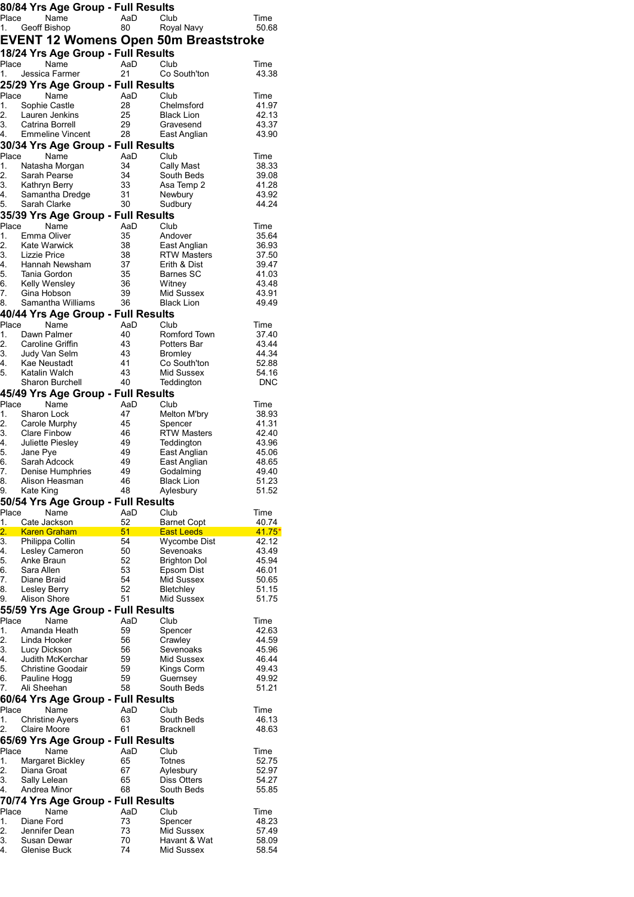## 80/84 Yrs Age Group - Full Results

| Place | Name | AaD | Club | Time |
|---|---|---|---|---|
| 1. | Geoff Bishop | 80 | Royal Navy | 50.68 |

# EVENT 12 Womens Open 50m Breaststroke

## 18/24 Yrs Age Group - Full Results

| Place | Name | AaD | Club | Time |
|---|---|---|---|---|
| 1. | Jessica Farmer | 21 | Co South'ton | 43.38 |

## 25/29 Yrs Age Group - Full Results

| Place | Name | AaD | Club | Time |
|---|---|---|---|---|
| 1. | Sophie Castle | 28 | Chelmsford | 41.97 |
| 2. | Lauren Jenkins | 25 | Black Lion | 42.13 |
| 3. | Catrina Borrell | 29 | Gravesend | 43.37 |
| 4. | Emmeline Vincent | 28 | East Anglian | 43.90 |

## 30/34 Yrs Age Group - Full Results

| Place | Name | AaD | Club | Time |
|---|---|---|---|---|
| 1. | Natasha Morgan | 34 | Cally Mast | 38.33 |
| 2. | Sarah Pearse | 34 | South Beds | 39.08 |
| 3. | Kathryn Berry | 33 | Asa Temp 2 | 41.28 |
| 4. | Samantha Dredge | 31 | Newbury | 43.92 |
| 5. | Sarah Clarke | 30 | Sudbury | 44.24 |

## 35/39 Yrs Age Group - Full Results

| Place | Name | AaD | Club | Time |
|---|---|---|---|---|
| 1. | Emma Oliver | 35 | Andover | 35.64 |
| 2. | Kate Warwick | 38 | East Anglian | 36.93 |
| 3. | Lizzie Price | 38 | RTW Masters | 37.50 |
| 4. | Hannah Newsham | 37 | Erith & Dist | 39.47 |
| 5. | Tania Gordon | 35 | Barnes SC | 41.03 |
| 6. | Kelly Wensley | 36 | Witney | 43.48 |
| 7. | Gina Hobson | 39 | Mid Sussex | 43.91 |
| 8. | Samantha Williams | 36 | Black Lion | 49.49 |

## 40/44 Yrs Age Group - Full Results

| Place | Name | AaD | Club | Time |
|---|---|---|---|---|
| 1. | Dawn Palmer | 40 | Romford Town | 37.40 |
| 2. | Caroline Griffin | 43 | Potters Bar | 43.44 |
| 3. | Judy Van Selm | 43 | Bromley | 44.34 |
| 4. | Kae Neustadt | 41 | Co South'ton | 52.88 |
| 5. | Katalin Walch | 43 | Mid Sussex | 54.16 |
| | Sharon Burchell | 40 | Teddington | DNC |

## 45/49 Yrs Age Group - Full Results

| Place | Name | AaD | Club | Time |
|---|---|---|---|---|
| 1. | Sharon Lock | 47 | Melton M'bry | 38.93 |
| 2. | Carole Murphy | 45 | Spencer | 41.31 |
| 3. | Clare Finbow | 46 | RTW Masters | 42.40 |
| 4. | Juliette Piesley | 49 | Teddington | 43.96 |
| 5. | Jane Pye | 49 | East Anglian | 45.06 |
| 6. | Sarah Adcock | 49 | East Anglian | 48.65 |
| 7. | Denise Humphries | 49 | Godalming | 49.40 |
| 8. | Alison Heasman | 46 | Black Lion | 51.23 |
| 9. | Kate King | 48 | Aylesbury | 51.52 |

## 50/54 Yrs Age Group - Full Results

| Place | Name | AaD | Club | Time |
|---|---|---|---|---|
| 1. | Cate Jackson | 52 | Barnet Copt | 40.74 |
| 2. | Karen Graham | 51 | East Leeds | 41.75* |
| 3. | Philippa Collin | 54 | Wycombe Dist | 42.12 |
| 4. | Lesley Cameron | 50 | Sevenoaks | 43.49 |
| 5. | Anke Braun | 52 | Brighton Dol | 45.94 |
| 6. | Sara Allen | 53 | Epsom Dist | 46.01 |
| 7. | Diane Braid | 54 | Mid Sussex | 50.65 |
| 8. | Lesley Berry | 52 | Bletchley | 51.15 |
| 9. | Alison Shore | 51 | Mid Sussex | 51.75 |

## 55/59 Yrs Age Group - Full Results

| Place | Name | AaD | Club | Time |
|---|---|---|---|---|
| 1. | Amanda Heath | 59 | Spencer | 42.63 |
| 2. | Linda Hooker | 56 | Crawley | 44.59 |
| 3. | Lucy Dickson | 56 | Sevenoaks | 45.96 |
| 4. | Judith McKerchar | 59 | Mid Sussex | 46.44 |
| 5. | Christine Goodair | 59 | Kings Corm | 49.43 |
| 6. | Pauline Hogg | 59 | Guernsey | 49.92 |
| 7. | Ali Sheehan | 58 | South Beds | 51.21 |

## 60/64 Yrs Age Group - Full Results

| Place | Name | AaD | Club | Time |
|---|---|---|---|---|
| 1. | Christine Ayers | 63 | South Beds | 46.13 |
| 2. | Claire Moore | 61 | Bracknell | 48.63 |

## 65/69 Yrs Age Group - Full Results

| Place | Name | AaD | Club | Time |
|---|---|---|---|---|
| 1. | Margaret Bickley | 65 | Totnes | 52.75 |
| 2. | Diana Groat | 67 | Aylesbury | 52.97 |
| 3. | Sally Lelean | 65 | Diss Otters | 54.27 |
| 4. | Andrea Minor | 68 | South Beds | 55.85 |

## 70/74 Yrs Age Group - Full Results

| Place | Name | AaD | Club | Time |
|---|---|---|---|---|
| 1. | Diane Ford | 73 | Spencer | 48.23 |
| 2. | Jennifer Dean | 73 | Mid Sussex | 57.49 |
| 3. | Susan Dewar | 70 | Havant & Wat | 58.09 |
| 4. | Glenise Buck | 74 | Mid Sussex | 58.54 |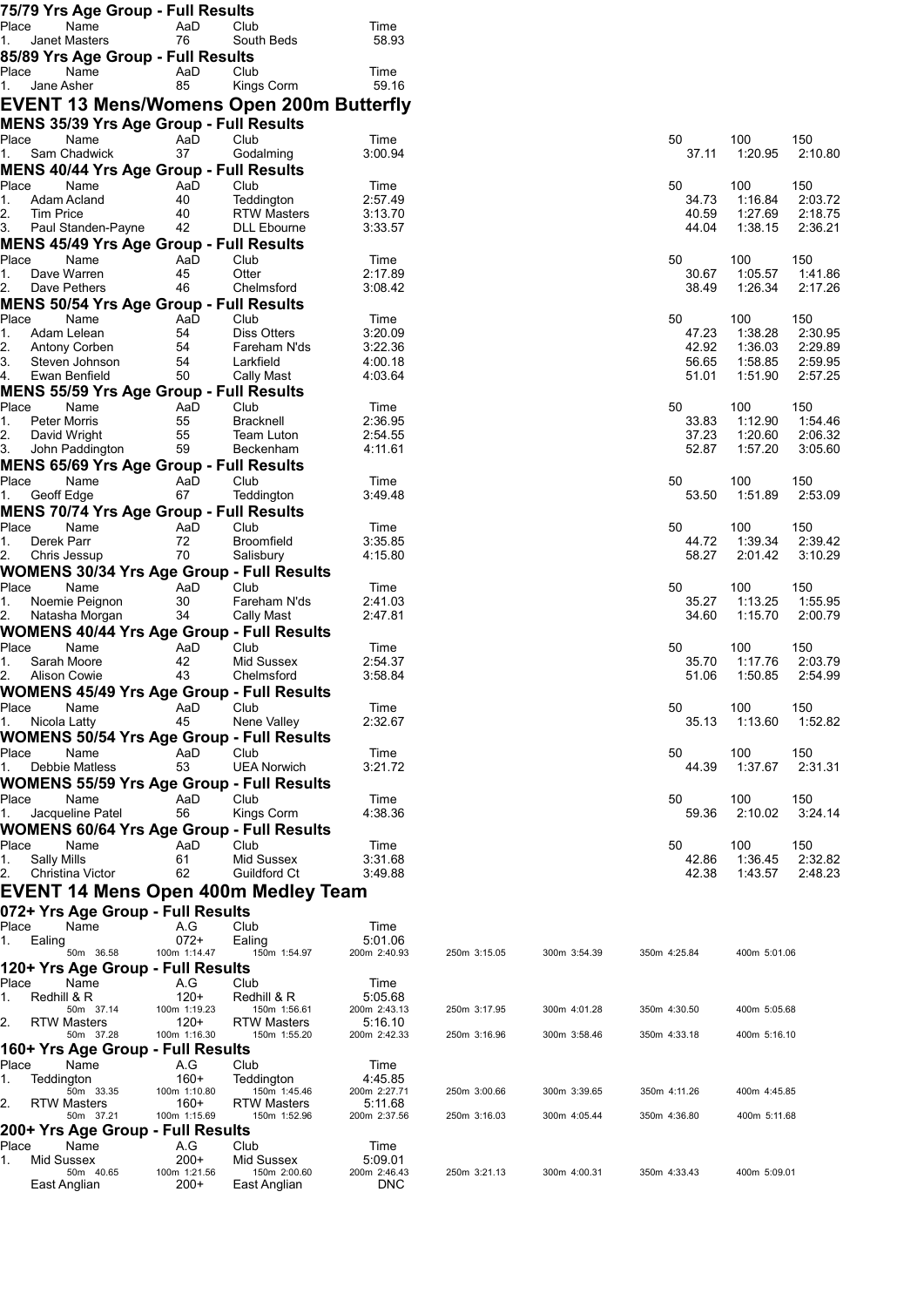### 75/79 Yrs Age Group - Full Results

| Place | Name | AaD | Club | Time |
|---|---|---|---|---|
| 1. | Janet Masters | 76 | South Beds | 58.93 |

### 85/89 Yrs Age Group - Full Results

| Place | Name | AaD | Club | Time |
|---|---|---|---|---|
| 1. | Jane Asher | 85 | Kings Corm | 59.16 |

## EVENT 13 Mens/Womens Open 200m Butterfly

### MENS 35/39 Yrs Age Group - Full Results

| Place | Name | AaD | Club | Time | 50 | 100 | 150 |
|---|---|---|---|---|---|---|---|
| 1. | Sam Chadwick | 37 | Godalming | 3:00.94 | 37.11 | 1:20.95 | 2:10.80 |

### MENS 40/44 Yrs Age Group - Full Results

| Place | Name | AaD | Club | Time | 50 | 100 | 150 |
|---|---|---|---|---|---|---|---|
| 1. | Adam Acland | 40 | Teddington | 2:57.49 | 34.73 | 1:16.84 | 2:03.72 |
| 2. | Tim Price | 40 | RTW Masters | 3:13.70 | 40.59 | 1:27.69 | 2:18.75 |
| 3. | Paul Standen-Payne | 42 | DLL Ebourne | 3:33.57 | 44.04 | 1:38.15 | 2:36.21 |

### MENS 45/49 Yrs Age Group - Full Results

| Place | Name | AaD | Club | Time | 50 | 100 | 150 |
|---|---|---|---|---|---|---|---|
| 1. | Dave Warren | 45 | Otter | 2:17.89 | 30.67 | 1:05.57 | 1:41.86 |
| 2. | Dave Pethers | 46 | Chelmsford | 3:08.42 | 38.49 | 1:26.34 | 2:17.26 |

### MENS 50/54 Yrs Age Group - Full Results

| Place | Name | AaD | Club | Time | 50 | 100 | 150 |
|---|---|---|---|---|---|---|---|
| 1. | Adam Lelean | 54 | Diss Otters | 3:20.09 | 47.23 | 1:38.28 | 2:30.95 |
| 2. | Antony Corben | 54 | Fareham N'ds | 3:22.36 | 42.92 | 1:36.03 | 2:29.89 |
| 3. | Steven Johnson | 54 | Larkfield | 4:00.18 | 56.65 | 1:58.85 | 2:59.95 |
| 4. | Ewan Benfield | 50 | Cally Mast | 4:03.64 | 51.01 | 1:51.90 | 2:57.25 |

### MENS 55/59 Yrs Age Group - Full Results

| Place | Name | AaD | Club | Time | 50 | 100 | 150 |
|---|---|---|---|---|---|---|---|
| 1. | Peter Morris | 55 | Bracknell | 2:36.95 | 33.83 | 1:12.90 | 1:54.46 |
| 2. | David Wright | 55 | Team Luton | 2:54.55 | 37.23 | 1:20.60 | 2:06.32 |
| 3. | John Paddington | 59 | Beckenham | 4:11.61 | 52.87 | 1:57.20 | 3:05.60 |

### MENS 65/69 Yrs Age Group - Full Results

| Place | Name | AaD | Club | Time | 50 | 100 | 150 |
|---|---|---|---|---|---|---|---|
| 1. | Geoff Edge | 67 | Teddington | 3:49.48 | 53.50 | 1:51.89 | 2:53.09 |

### MENS 70/74 Yrs Age Group - Full Results

| Place | Name | AaD | Club | Time | 50 | 100 | 150 |
|---|---|---|---|---|---|---|---|
| 1. | Derek Parr | 72 | Broomfield | 3:35.85 | 44.72 | 1:39.34 | 2:39.42 |
| 2. | Chris Jessup | 70 | Salisbury | 4:15.80 | 58.27 | 2:01.42 | 3:10.29 |

### WOMENS 30/34 Yrs Age Group - Full Results

| Place | Name | AaD | Club | Time | 50 | 100 | 150 |
|---|---|---|---|---|---|---|---|
| 1. | Noemie Peignon | 30 | Fareham N'ds | 2:41.03 | 35.27 | 1:13.25 | 1:55.95 |
| 2. | Natasha Morgan | 34 | Cally Mast | 2:47.81 | 34.60 | 1:15.70 | 2:00.79 |

### WOMENS 40/44 Yrs Age Group - Full Results

| Place | Name | AaD | Club | Time | 50 | 100 | 150 |
|---|---|---|---|---|---|---|---|
| 1. | Sarah Moore | 42 | Mid Sussex | 2:54.37 | 35.70 | 1:17.76 | 2:03.79 |
| 2. | Alison Cowie | 43 | Chelmsford | 3:58.84 | 51.06 | 1:50.85 | 2:54.99 |

### WOMENS 45/49 Yrs Age Group - Full Results

| Place | Name | AaD | Club | Time | 50 | 100 | 150 |
|---|---|---|---|---|---|---|---|
| 1. | Nicola Latty | 45 | Nene Valley | 2:32.67 | 35.13 | 1:13.60 | 1:52.82 |

### WOMENS 50/54 Yrs Age Group - Full Results

| Place | Name | AaD | Club | Time | 50 | 100 | 150 |
|---|---|---|---|---|---|---|---|
| 1. | Debbie Matless | 53 | UEA Norwich | 3:21.72 | 44.39 | 1:37.67 | 2:31.31 |

### WOMENS 55/59 Yrs Age Group - Full Results

| Place | Name | AaD | Club | Time | 50 | 100 | 150 |
|---|---|---|---|---|---|---|---|
| 1. | Jacqueline Patel | 56 | Kings Corm | 4:38.36 | 59.36 | 2:10.02 | 3:24.14 |

### WOMENS 60/64 Yrs Age Group - Full Results

| Place | Name | AaD | Club | Time | 50 | 100 | 150 |
|---|---|---|---|---|---|---|---|
| 1. | Sally Mills | 61 | Mid Sussex | 3:31.68 | 42.86 | 1:36.45 | 2:32.82 |
| 2. | Christina Victor | 62 | Guildford Ct | 3:49.88 | 42.38 | 1:43.57 | 2:48.23 |

## EVENT 14 Mens Open 400m Medley Team

### 072+ Yrs Age Group - Full Results

| Place | Name | A.G | Club | Time | | | | |
|---|---|---|---|---|---|---|---|---|
| 1. | Ealing | 072+ | Ealing | 5:01.06 | | | | |
| | 50m 36.58 | 100m 1:14.47 | 150m 1:54.97 | 200m 2:40.93 | 250m 3:15.05 | 300m 3:54.39 | 350m 4:25.84 | 400m 5:01.06 |

### 120+ Yrs Age Group - Full Results

| Place | Name | A.G | Club | Time | | | | |
|---|---|---|---|---|---|---|---|---|
| 1. | Redhill & R | 120+ | Redhill & R | 5:05.68 | | | | |
| | 50m 37.14 | 100m 1:19.23 | 150m 1:56.61 | 200m 2:43.13 | 250m 3:17.95 | 300m 4:01.28 | 350m 4:30.50 | 400m 5:05.68 |
| 2. | RTW Masters | 120+ | RTW Masters | 5:16.10 | | | | |
| | 50m 37.28 | 100m 1:16.30 | 150m 1:55.20 | 200m 2:42.33 | 250m 3:16.96 | 300m 3:58.46 | 350m 4:33.18 | 400m 5:16.10 |

### 160+ Yrs Age Group - Full Results

| Place | Name | A.G | Club | Time | | | | |
|---|---|---|---|---|---|---|---|---|
| 1. | Teddington | 160+ | Teddington | 4:45.85 | | | | |
| | 50m 33.35 | 100m 1:10.80 | 150m 1:45.46 | 200m 2:27.71 | 250m 3:00.66 | 300m 3:39.65 | 350m 4:11.26 | 400m 4:45.85 |
| 2. | RTW Masters | 160+ | RTW Masters | 5:11.68 | | | | |
| | 50m 37.21 | 100m 1:15.69 | 150m 1:52.96 | 200m 2:37.56 | 250m 3:16.03 | 300m 4:05.44 | 350m 4:36.80 | 400m 5:11.68 |

### 200+ Yrs Age Group - Full Results

| Place | Name | A.G | Club | Time | | | | |
|---|---|---|---|---|---|---|---|---|
| 1. | Mid Sussex | 200+ | Mid Sussex | 5:09.01 | | | | |
| | 50m 40.65 | 100m 1:21.56 | 150m 2:00.60 | 200m 2:46.43 | 250m 3:21.13 | 300m 4:00.31 | 350m 4:33.43 | 400m 5:09.01 |
| | East Anglian | 200+ | East Anglian | DNC | | | | |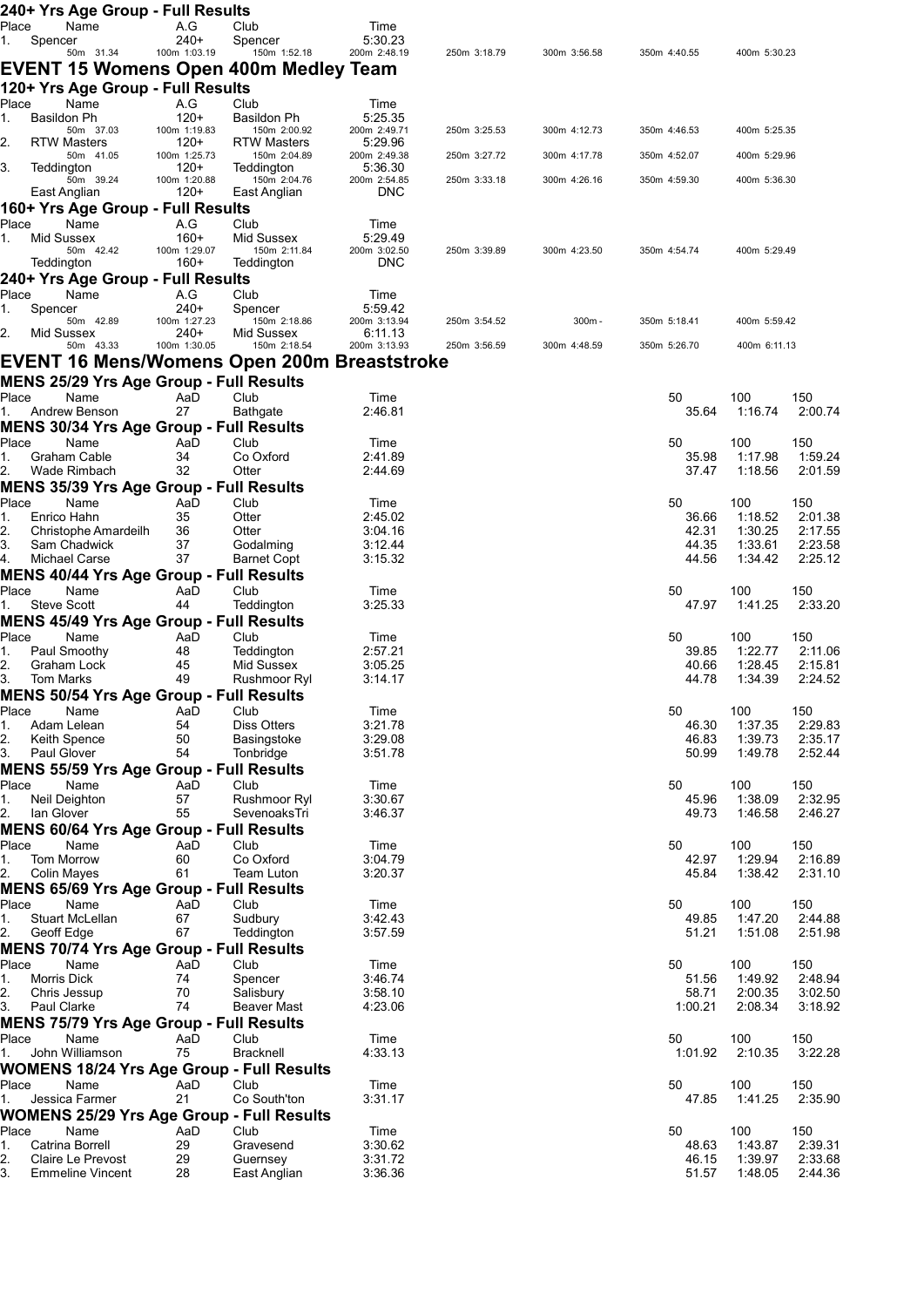### 240+ Yrs Age Group - Full Results

| Place | Name | A.G | Club | Time | | | | |
|---|---|---|---|---|---|---|---|---|
| 1. | Spencer | 240+ | Spencer | 5:30.23 | | | | |
| | 50m 31.34 | 100m 1:03.19 | 150m 1:52.18 | 200m 2:48.19 | 250m 3:18.79 | 300m 3:56.58 | 350m 4:40.55 | 400m 5:30.23 |

## EVENT 15 Womens Open 400m Medley Team

### 120+ Yrs Age Group - Full Results

| Place | Name | A.G | Club | Time | | | | |
|---|---|---|---|---|---|---|---|---|
| 1. | Basildon Ph | 120+ | Basildon Ph | 5:25.35 | | | | |
| | 50m 37.03 | 100m 1:19.83 | 150m 2:00.92 | 200m 2:49.71 | 250m 3:25.53 | 300m 4:12.73 | 350m 4:46.53 | 400m 5:25.35 |
| 2. | RTW Masters | 120+ | RTW Masters | 5:29.96 | | | | |
| | 50m 41.05 | 100m 1:25.73 | 150m 2:04.89 | 200m 2:49.38 | 250m 3:27.72 | 300m 4:17.78 | 350m 4:52.07 | 400m 5:29.96 |
| 3. | Teddington | 120+ | Teddington | 5:36.30 | | | | |
| | 50m 39.24 | 100m 1:20.88 | 150m 2:04.76 | 200m 2:54.85 | 250m 3:33.18 | 300m 4:26.16 | 350m 4:59.30 | 400m 5:36.30 |
| | East Anglian | 120+ | East Anglian | DNC | | | | |

### 160+ Yrs Age Group - Full Results

| Place | Name | A.G | Club | Time | | | | |
|---|---|---|---|---|---|---|---|---|
| 1. | Mid Sussex | 160+ | Mid Sussex | 5:29.49 | | | | |
| | 50m 42.42 | 100m 1:29.07 | 150m 2:11.84 | 200m 3:02.50 | 250m 3:39.89 | 300m 4:23.50 | 350m 4:54.74 | 400m 5:29.49 |
| | Teddington | 160+ | Teddington | DNC | | | | |

### 240+ Yrs Age Group - Full Results

| Place | Name | A.G | Club | Time | | | | |
|---|---|---|---|---|---|---|---|---|
| 1. | Spencer | 240+ | Spencer | 5:59.42 | | | | |
| | 50m 42.89 | 100m 1:27.23 | 150m 2:18.86 | 200m 3:13.94 | 250m 3:54.52 | 300m - | 350m 5:18.41 | 400m 5:59.42 |
| 2. | Mid Sussex | 240+ | Mid Sussex | 6:11.13 | | | | |
| | 50m 43.33 | 100m 1:30.05 | 150m 2:18.54 | 200m 3:13.93 | 250m 3:56.59 | 300m 4:48.59 | 350m 5:26.70 | 400m 6:11.13 |

## EVENT 16 Mens/Womens Open 200m Breaststroke

### MENS 25/29 Yrs Age Group - Full Results

| Place | Name | AaD | Club | Time | 50 | 100 | 150 |
|---|---|---|---|---|---|---|---|
| 1. | Andrew Benson | 27 | Bathgate | 2:46.81 | 35.64 | 1:16.74 | 2:00.74 |

### MENS 30/34 Yrs Age Group - Full Results

| Place | Name | AaD | Club | Time | 50 | 100 | 150 |
|---|---|---|---|---|---|---|---|
| 1. | Graham Cable | 34 | Co Oxford | 2:41.89 | 35.98 | 1:17.98 | 1:59.24 |
| 2. | Wade Rimbach | 32 | Otter | 2:44.69 | 37.47 | 1:18.56 | 2:01.59 |

### MENS 35/39 Yrs Age Group - Full Results

| Place | Name | AaD | Club | Time | 50 | 100 | 150 |
|---|---|---|---|---|---|---|---|
| 1. | Enrico Hahn | 35 | Otter | 2:45.02 | 36.66 | 1:18.52 | 2:01.38 |
| 2. | Christophe Amardeilh | 36 | Otter | 3:04.16 | 42.31 | 1:30.25 | 2:17.55 |
| 3. | Sam Chadwick | 37 | Godalming | 3:12.44 | 44.35 | 1:33.61 | 2:23.58 |
| 4. | Michael Carse | 37 | Barnet Copt | 3:15.32 | 44.56 | 1:34.42 | 2:25.12 |

### MENS 40/44 Yrs Age Group - Full Results

| Place | Name | AaD | Club | Time | 50 | 100 | 150 |
|---|---|---|---|---|---|---|---|
| 1. | Steve Scott | 44 | Teddington | 3:25.33 | 47.97 | 1:41.25 | 2:33.20 |

### MENS 45/49 Yrs Age Group - Full Results

| Place | Name | AaD | Club | Time | 50 | 100 | 150 |
|---|---|---|---|---|---|---|---|
| 1. | Paul Smoothy | 48 | Teddington | 2:57.21 | 39.85 | 1:22.77 | 2:11.06 |
| 2. | Graham Lock | 45 | Mid Sussex | 3:05.25 | 40.66 | 1:28.45 | 2:15.81 |
| 3. | Tom Marks | 49 | Rushmoor Ryl | 3:14.17 | 44.78 | 1:34.39 | 2:24.52 |

### MENS 50/54 Yrs Age Group - Full Results

| Place | Name | AaD | Club | Time | 50 | 100 | 150 |
|---|---|---|---|---|---|---|---|
| 1. | Adam Lelean | 54 | Diss Otters | 3:21.78 | 46.30 | 1:37.35 | 2:29.83 |
| 2. | Keith Spence | 50 | Basingstoke | 3:29.08 | 46.83 | 1:39.73 | 2:35.17 |
| 3. | Paul Glover | 54 | Tonbridge | 3:51.78 | 50.99 | 1:49.78 | 2:52.44 |

### MENS 55/59 Yrs Age Group - Full Results

| Place | Name | AaD | Club | Time | 50 | 100 | 150 |
|---|---|---|---|---|---|---|---|
| 1. | Neil Deighton | 57 | Rushmoor Ryl | 3:30.67 | 45.96 | 1:38.09 | 2:32.95 |
| 2. | Ian Glover | 55 | SevenoaksTri | 3:46.37 | 49.73 | 1:46.58 | 2:46.27 |

### MENS 60/64 Yrs Age Group - Full Results

| Place | Name | AaD | Club | Time | 50 | 100 | 150 |
|---|---|---|---|---|---|---|---|
| 1. | Tom Morrow | 60 | Co Oxford | 3:04.79 | 42.97 | 1:29.94 | 2:16.89 |
| 2. | Colin Mayes | 61 | Team Luton | 3:20.37 | 45.84 | 1:38.42 | 2:31.10 |

### MENS 65/69 Yrs Age Group - Full Results

| Place | Name | AaD | Club | Time | 50 | 100 | 150 |
|---|---|---|---|---|---|---|---|
| 1. | Stuart McLellan | 67 | Sudbury | 3:42.43 | 49.85 | 1:47.20 | 2:44.88 |
| 2. | Geoff Edge | 67 | Teddington | 3:57.59 | 51.21 | 1:51.08 | 2:51.98 |

### MENS 70/74 Yrs Age Group - Full Results

| Place | Name | AaD | Club | Time | 50 | 100 | 150 |
|---|---|---|---|---|---|---|---|
| 1. | Morris Dick | 74 | Spencer | 3:46.74 | 51.56 | 1:49.92 | 2:48.94 |
| 2. | Chris Jessup | 70 | Salisbury | 3:58.10 | 58.71 | 2:00.35 | 3:02.50 |
| 3. | Paul Clarke | 74 | Beaver Mast | 4:23.06 | 1:00.21 | 2:08.34 | 3:18.92 |

### MENS 75/79 Yrs Age Group - Full Results

| Place | Name | AaD | Club | Time | 50 | 100 | 150 |
|---|---|---|---|---|---|---|---|
| 1. | John Williamson | 75 | Bracknell | 4:33.13 | 1:01.92 | 2:10.35 | 3:22.28 |

### WOMENS 18/24 Yrs Age Group - Full Results

| Place | Name | AaD | Club | Time | 50 | 100 | 150 |
|---|---|---|---|---|---|---|---|
| 1. | Jessica Farmer | 21 | Co South'ton | 3:31.17 | 47.85 | 1:41.25 | 2:35.90 |

### WOMENS 25/29 Yrs Age Group - Full Results

| Place | Name | AaD | Club | Time | 50 | 100 | 150 |
|---|---|---|---|---|---|---|---|
| 1. | Catrina Borrell | 29 | Gravesend | 3:30.62 | 48.63 | 1:43.87 | 2:39.31 |
| 2. | Claire Le Prevost | 29 | Guernsey | 3:31.72 | 46.15 | 1:39.97 | 2:33.68 |
| 3. | Emmeline Vincent | 28 | East Anglian | 3:36.36 | 51.57 | 1:48.05 | 2:44.36 |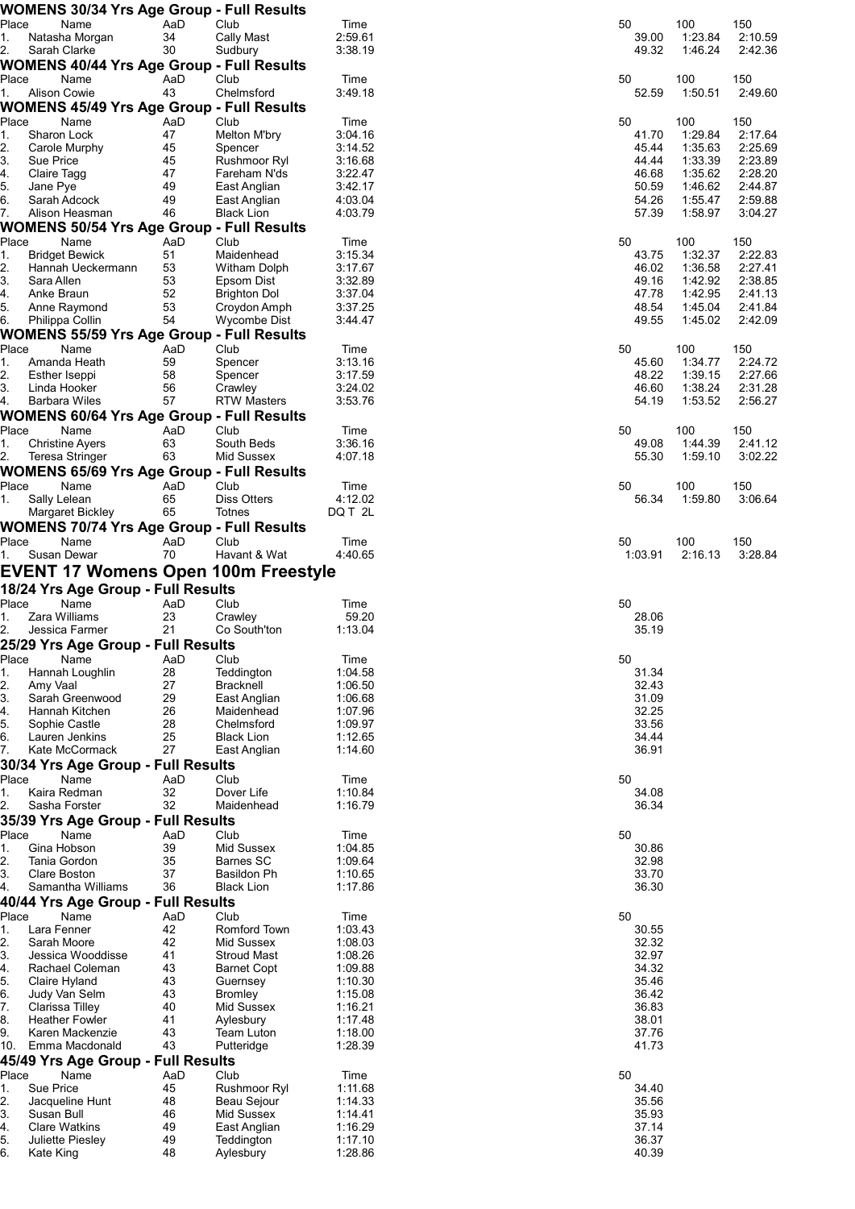## WOMENS 30/34 Yrs Age Group - Full Results

| Place | Name | AaD | Club | Time | 50 | 100 | 150 |
|---|---|---|---|---|---|---|---|
| 1. | Natasha Morgan | 34 | Cally Mast | 2:59.61 | 39.00 | 1:23.84 | 2:10.59 |
| 2. | Sarah Clarke | 30 | Sudbury | 3:38.19 | 49.32 | 1:46.24 | 2:42.36 |

## WOMENS 40/44 Yrs Age Group - Full Results

| Place | Name | AaD | Club | Time | 50 | 100 | 150 |
|---|---|---|---|---|---|---|---|
| 1. | Alison Cowie | 43 | Chelmsford | 3:49.18 | 52.59 | 1:50.51 | 2:49.60 |

## WOMENS 45/49 Yrs Age Group - Full Results

| Place | Name | AaD | Club | Time | 50 | 100 | 150 |
|---|---|---|---|---|---|---|---|
| 1. | Sharon Lock | 47 | Melton M'bry | 3:04.16 | 41.70 | 1:29.84 | 2:17.64 |
| 2. | Carole Murphy | 45 | Spencer | 3:14.52 | 45.44 | 1:35.63 | 2:25.69 |
| 3. | Sue Price | 45 | Rushmoor Ryl | 3:16.68 | 44.44 | 1:33.39 | 2:23.89 |
| 4. | Claire Tagg | 47 | Fareham N'ds | 3:22.47 | 46.68 | 1:35.62 | 2:28.20 |
| 5. | Jane Pye | 49 | East Anglian | 3:42.17 | 50.59 | 1:46.62 | 2:44.87 |
| 6. | Sarah Adcock | 49 | East Anglian | 4:03.04 | 54.26 | 1:55.47 | 2:59.88 |
| 7. | Alison Heasman | 46 | Black Lion | 4:03.79 | 57.39 | 1:58.97 | 3:04.27 |

## WOMENS 50/54 Yrs Age Group - Full Results

| Place | Name | AaD | Club | Time | 50 | 100 | 150 |
|---|---|---|---|---|---|---|---|
| 1. | Bridget Bewick | 51 | Maidenhead | 3:15.34 | 43.75 | 1:32.37 | 2:22.83 |
| 2. | Hannah Ueckermann | 53 | Witham Dolph | 3:17.67 | 46.02 | 1:36.58 | 2:27.41 |
| 3. | Sara Allen | 53 | Epsom Dist | 3:32.89 | 49.16 | 1:42.92 | 2:38.85 |
| 4. | Anke Braun | 52 | Brighton Dol | 3:37.04 | 47.78 | 1:42.95 | 2:41.13 |
| 5. | Anne Raymond | 53 | Croydon Amph | 3:37.25 | 48.54 | 1:45.04 | 2:41.84 |
| 6. | Philippa Collin | 54 | Wycombe Dist | 3:44.47 | 49.55 | 1:45.02 | 2:42.09 |

## WOMENS 55/59 Yrs Age Group - Full Results

| Place | Name | AaD | Club | Time | 50 | 100 | 150 |
|---|---|---|---|---|---|---|---|
| 1. | Amanda Heath | 59 | Spencer | 3:13.16 | 45.60 | 1:34.77 | 2:24.72 |
| 2. | Esther Iseppi | 58 | Spencer | 3:17.59 | 48.22 | 1:39.15 | 2:27.66 |
| 3. | Linda Hooker | 56 | Crawley | 3:24.02 | 46.60 | 1:38.24 | 2:31.28 |
| 4. | Barbara Wiles | 57 | RTW Masters | 3:53.76 | 54.19 | 1:53.52 | 2:56.27 |

## WOMENS 60/64 Yrs Age Group - Full Results

| Place | Name | AaD | Club | Time | 50 | 100 | 150 |
|---|---|---|---|---|---|---|---|
| 1. | Christine Ayers | 63 | South Beds | 3:36.16 | 49.08 | 1:44.39 | 2:41.12 |
| 2. | Teresa Stringer | 63 | Mid Sussex | 4:07.18 | 55.30 | 1:59.10 | 3:02.22 |

## WOMENS 65/69 Yrs Age Group - Full Results

| Place | Name | AaD | Club | Time | 50 | 100 | 150 |
|---|---|---|---|---|---|---|---|
| 1. | Sally Lelean | 65 | Diss Otters | 4:12.02 | 56.34 | 1:59.80 | 3:06.64 |
| | Margaret Bickley | 65 | Totnes | DQ T 2L | | | |

## WOMENS 70/74 Yrs Age Group - Full Results

| Place | Name | AaD | Club | Time | 50 | 100 | 150 |
|---|---|---|---|---|---|---|---|
| 1. | Susan Dewar | 70 | Havant & Wat | 4:40.65 | 1:03.91 | 2:16.13 | 3:28.84 |

# EVENT 17 Womens Open 100m Freestyle

## 18/24 Yrs Age Group - Full Results

| Place | Name | AaD | Club | Time | 50 |
|---|---|---|---|---|---|
| 1. | Zara Williams | 23 | Crawley | 59.20 | 28.06 |
| 2. | Jessica Farmer | 21 | Co South'ton | 1:13.04 | 35.19 |

## 25/29 Yrs Age Group - Full Results

| Place | Name | AaD | Club | Time | 50 |
|---|---|---|---|---|---|
| 1. | Hannah Loughlin | 28 | Teddington | 1:04.58 | 31.34 |
| 2. | Amy Vaal | 27 | Bracknell | 1:06.50 | 32.43 |
| 3. | Sarah Greenwood | 29 | East Anglian | 1:06.68 | 31.09 |
| 4. | Hannah Kitchen | 26 | Maidenhead | 1:07.96 | 32.25 |
| 5. | Sophie Castle | 28 | Chelmsford | 1:09.97 | 33.56 |
| 6. | Lauren Jenkins | 25 | Black Lion | 1:12.65 | 34.44 |
| 7. | Kate McCormack | 27 | East Anglian | 1:14.60 | 36.91 |

## 30/34 Yrs Age Group - Full Results

| Place | Name | AaD | Club | Time | 50 |
|---|---|---|---|---|---|
| 1. | Kaira Redman | 32 | Dover Life | 1:10.84 | 34.08 |
| 2. | Sasha Forster | 32 | Maidenhead | 1:16.79 | 36.34 |

## 35/39 Yrs Age Group - Full Results

| Place | Name | AaD | Club | Time | 50 |
|---|---|---|---|---|---|
| 1. | Gina Hobson | 39 | Mid Sussex | 1:04.85 | 30.86 |
| 2. | Tania Gordon | 35 | Barnes SC | 1:09.64 | 32.98 |
| 3. | Clare Boston | 37 | Basildon Ph | 1:10.65 | 33.70 |
| 4. | Samantha Williams | 36 | Black Lion | 1:17.86 | 36.30 |

## 40/44 Yrs Age Group - Full Results

| Place | Name | AaD | Club | Time | 50 |
|---|---|---|---|---|---|
| 1. | Lara Fenner | 42 | Romford Town | 1:03.43 | 30.55 |
| 2. | Sarah Moore | 42 | Mid Sussex | 1:08.03 | 32.32 |
| 3. | Jessica Wooddisse | 41 | Stroud Mast | 1:08.26 | 32.97 |
| 4. | Rachael Coleman | 43 | Barnet Copt | 1:09.88 | 34.32 |
| 5. | Claire Hyland | 43 | Guernsey | 1:10.30 | 35.46 |
| 6. | Judy Van Selm | 43 | Bromley | 1:15.08 | 36.42 |
| 7. | Clarissa Tilley | 40 | Mid Sussex | 1:16.21 | 36.83 |
| 8. | Heather Fowler | 41 | Aylesbury | 1:17.48 | 38.01 |
| 9. | Karen Mackenzie | 43 | Team Luton | 1:18.00 | 37.76 |
| 10. | Emma Macdonald | 43 | Putteridge | 1:28.39 | 41.73 |

## 45/49 Yrs Age Group - Full Results

| Place | Name | AaD | Club | Time | 50 |
|---|---|---|---|---|---|
| 1. | Sue Price | 45 | Rushmoor Ryl | 1:11.68 | 34.40 |
| 2. | Jacqueline Hunt | 48 | Beau Sejour | 1:14.33 | 35.56 |
| 3. | Susan Bull | 46 | Mid Sussex | 1:14.41 | 35.93 |
| 4. | Clare Watkins | 49 | East Anglian | 1:16.29 | 37.14 |
| 5. | Juliette Piesley | 49 | Teddington | 1:17.10 | 36.37 |
| 6. | Kate King | 48 | Aylesbury | 1:28.86 | 40.39 |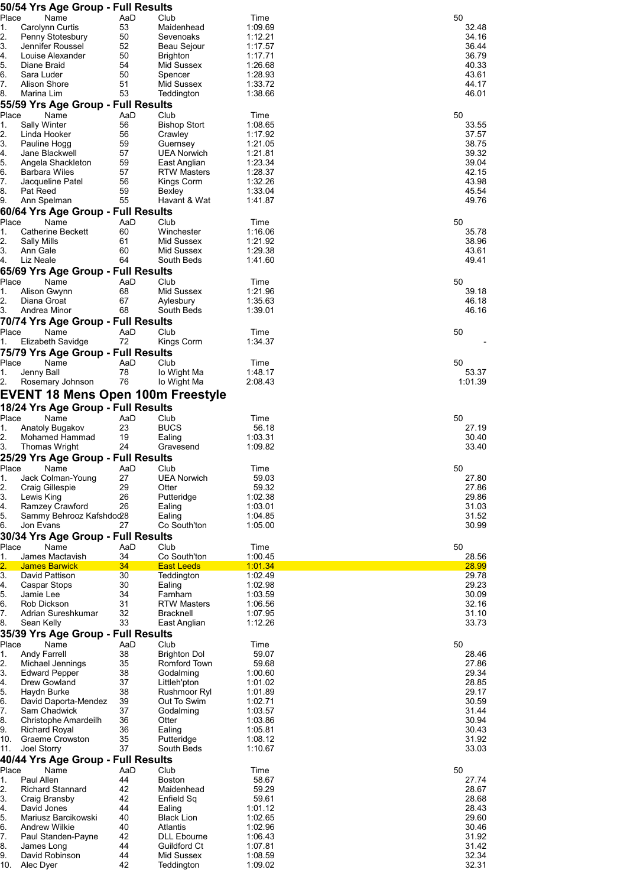### 50/54 Yrs Age Group - Full Results

| Place | Name | AaD | Club | Time | 50 |
|---|---|---|---|---|---|
| 1. | Carolynn Curtis | 53 | Maidenhead | 1:09.69 | 32.48 |
| 2. | Penny Stotesbury | 50 | Sevenoaks | 1:12.21 | 34.16 |
| 3. | Jennifer Roussel | 52 | Beau Sejour | 1:17.57 | 36.44 |
| 4. | Louise Alexander | 50 | Brighton | 1:17.71 | 36.79 |
| 5. | Diane Braid | 54 | Mid Sussex | 1:26.68 | 40.33 |
| 6. | Sara Luder | 50 | Spencer | 1:28.93 | 43.61 |
| 7. | Alison Shore | 51 | Mid Sussex | 1:33.72 | 44.17 |
| 8. | Marina Lim | 53 | Teddington | 1:38.66 | 46.01 |

### 55/59 Yrs Age Group - Full Results

| Place | Name | AaD | Club | Time | 50 |
|---|---|---|---|---|---|
| 1. | Sally Winter | 56 | Bishop Stort | 1:08.65 | 33.55 |
| 2. | Linda Hooker | 56 | Crawley | 1:17.92 | 37.57 |
| 3. | Pauline Hogg | 59 | Guernsey | 1:21.05 | 38.75 |
| 4. | Jane Blackwell | 57 | UEA Norwich | 1:21.81 | 39.32 |
| 5. | Angela Shackleton | 59 | East Anglian | 1:23.34 | 39.04 |
| 6. | Barbara Wiles | 57 | RTW Masters | 1:28.37 | 42.15 |
| 7. | Jacqueline Patel | 56 | Kings Corm | 1:32.26 | 43.98 |
| 8. | Pat Reed | 59 | Bexley | 1:33.04 | 45.54 |
| 9. | Ann Spelman | 55 | Havant & Wat | 1:41.87 | 49.76 |

### 60/64 Yrs Age Group - Full Results

| Place | Name | AaD | Club | Time | 50 |
|---|---|---|---|---|---|
| 1. | Catherine Beckett | 60 | Winchester | 1:16.06 | 35.78 |
| 2. | Sally Mills | 61 | Mid Sussex | 1:21.92 | 38.96 |
| 3. | Ann Gale | 60 | Mid Sussex | 1:29.38 | 43.61 |
| 4. | Liz Neale | 64 | South Beds | 1:41.60 | 49.41 |

### 65/69 Yrs Age Group - Full Results

| Place | Name | AaD | Club | Time | 50 |
|---|---|---|---|---|---|
| 1. | Alison Gwynn | 68 | Mid Sussex | 1:21.96 | 39.18 |
| 2. | Diana Groat | 67 | Aylesbury | 1:35.63 | 46.18 |
| 3. | Andrea Minor | 68 | South Beds | 1:39.01 | 46.16 |

### 70/74 Yrs Age Group - Full Results

| Place | Name | AaD | Club | Time | 50 |
|---|---|---|---|---|---|
| 1. | Elizabeth Savidge | 72 | Kings Corm | 1:34.37 | - |

### 75/79 Yrs Age Group - Full Results

| Place | Name | AaD | Club | Time | 50 |
|---|---|---|---|---|---|
| 1. | Jenny Ball | 78 | Io Wight Ma | 1:48.17 | 53.37 |
| 2. | Rosemary Johnson | 76 | Io Wight Ma | 2:08.43 | 1:01.39 |

## EVENT 18 Mens Open 100m Freestyle

### 18/24 Yrs Age Group - Full Results

| Place | Name | AaD | Club | Time | 50 |
|---|---|---|---|---|---|
| 1. | Anatoly Bugakov | 23 | BUCS | 56.18 | 27.19 |
| 2. | Mohamed Hammad | 19 | Ealing | 1:03.31 | 30.40 |
| 3. | Thomas Wright | 24 | Gravesend | 1:09.82 | 33.40 |

### 25/29 Yrs Age Group - Full Results

| Place | Name | AaD | Club | Time | 50 |
|---|---|---|---|---|---|
| 1. | Jack Colman-Young | 27 | UEA Norwich | 59.03 | 27.80 |
| 2. | Craig Gillespie | 29 | Otter | 59.32 | 27.86 |
| 3. | Lewis King | 26 | Putteridge | 1:02.38 | 29.86 |
| 4. | Ramzey Crawford | 26 | Ealing | 1:03.01 | 31.03 |
| 5. | Sammy Behrooz Kafshdo | 28 | Ealing | 1:04.85 | 31.52 |
| 6. | Jon Evans | 27 | Co South'ton | 1:05.00 | 30.99 |

### 30/34 Yrs Age Group - Full Results

| Place | Name | AaD | Club | Time | 50 |
|---|---|---|---|---|---|
| 1. | James Mactavish | 34 | Co South'ton | 1:00.45 | 28.56 |
| 2. | James Barwick | 34 | East Leeds | 1:01.34 | 28.99 |
| 3. | David Pattison | 30 | Teddington | 1:02.49 | 29.78 |
| 4. | Caspar Stops | 30 | Ealing | 1:02.98 | 29.23 |
| 5. | Jamie Lee | 34 | Farnham | 1:03.59 | 30.09 |
| 6. | Rob Dickson | 31 | RTW Masters | 1:06.56 | 32.16 |
| 7. | Adrian Sureshkumar | 32 | Bracknell | 1:07.95 | 31.10 |
| 8. | Sean Kelly | 33 | East Anglian | 1:12.26 | 33.73 |

### 35/39 Yrs Age Group - Full Results

| Place | Name | AaD | Club | Time | 50 |
|---|---|---|---|---|---|
| 1. | Andy Farrell | 38 | Brighton Dol | 59.07 | 28.46 |
| 2. | Michael Jennings | 35 | Romford Town | 59.68 | 27.86 |
| 3. | Edward Pepper | 38 | Godalming | 1:00.60 | 29.34 |
| 4. | Drew Gowland | 37 | Littleh'pton | 1:01.02 | 28.85 |
| 5. | Haydn Burke | 38 | Rushmoor Ryl | 1:01.89 | 29.17 |
| 6. | David Daporta-Mendez | 39 | Out To Swim | 1:02.71 | 30.59 |
| 7. | Sam Chadwick | 37 | Godalming | 1:03.57 | 31.44 |
| 8. | Christophe Amardeilh | 36 | Otter | 1:03.86 | 30.94 |
| 9. | Richard Royal | 36 | Ealing | 1:05.81 | 30.43 |
| 10. | Graeme Crowston | 35 | Putteridge | 1:08.12 | 31.92 |
| 11. | Joel Storry | 37 | South Beds | 1:10.67 | 33.03 |

### 40/44 Yrs Age Group - Full Results

| Place | Name | AaD | Club | Time | 50 |
|---|---|---|---|---|---|
| 1. | Paul Allen | 44 | Boston | 58.67 | 27.74 |
| 2. | Richard Stannard | 42 | Maidenhead | 59.29 | 28.67 |
| 3. | Craig Bransby | 42 | Enfield Sq | 59.61 | 28.68 |
| 4. | David Jones | 44 | Ealing | 1:01.12 | 28.43 |
| 5. | Mariusz Barcikowski | 40 | Black Lion | 1:02.65 | 29.60 |
| 6. | Andrew Wilkie | 40 | Atlantis | 1:02.96 | 30.46 |
| 7. | Paul Standen-Payne | 42 | DLL Ebourne | 1:06.43 | 31.92 |
| 8. | James Long | 44 | Guildford Ct | 1:07.81 | 31.42 |
| 9. | David Robinson | 44 | Mid Sussex | 1:08.59 | 32.34 |
| 10. | Alec Dyer | 42 | Teddington | 1:09.02 | 32.31 |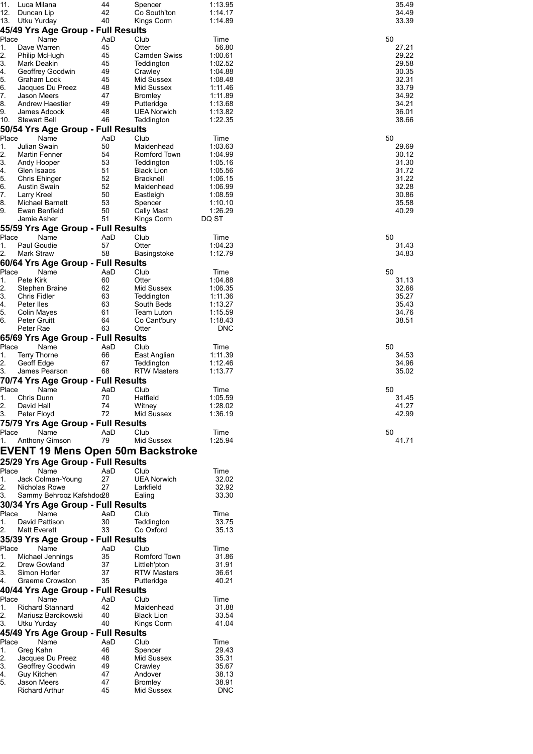| Place | Name | AaD | Club | Time | 50 |
|---|---|---|---|---|---|
| 11. | Luca Milana | 44 | Spencer | 1:13.95 | 35.49 |
| 12. | Duncan Lip | 42 | Co South'ton | 1:14.17 | 34.49 |
| 13. | Utku Yurday | 40 | Kings Corm | 1:14.89 | 33.39 |

### 45/49 Yrs Age Group - Full Results

| Place | Name | AaD | Club | Time | 50 |
|---|---|---|---|---|---|
| 1. | Dave Warren | 45 | Otter | 56.80 | 27.21 |
| 2. | Philip McHugh | 45 | Camden Swiss | 1:00.61 | 29.22 |
| 3. | Mark Deakin | 45 | Teddington | 1:02.52 | 29.58 |
| 4. | Geoffrey Goodwin | 49 | Crawley | 1:04.88 | 30.35 |
| 5. | Graham Lock | 45 | Mid Sussex | 1:08.48 | 32.31 |
| 6. | Jacques Du Preez | 48 | Mid Sussex | 1:11.46 | 33.79 |
| 7. | Jason Meers | 47 | Bromley | 1:11.89 | 34.92 |
| 8. | Andrew Haestier | 49 | Putteridge | 1:13.68 | 34.21 |
| 9. | James Adcock | 48 | UEA Norwich | 1:13.82 | 36.01 |
| 10. | Stewart Bell | 46 | Teddington | 1:22.35 | 38.66 |

### 50/54 Yrs Age Group - Full Results

| Place | Name | AaD | Club | Time | 50 |
|---|---|---|---|---|---|
| 1. | Julian Swain | 50 | Maidenhead | 1:03.63 | 29.69 |
| 2. | Martin Fenner | 54 | Romford Town | 1:04.99 | 30.12 |
| 3. | Andy Hooper | 53 | Teddington | 1:05.16 | 31.30 |
| 4. | Glen Isaacs | 51 | Black Lion | 1:05.56 | 31.72 |
| 5. | Chris Ehinger | 52 | Bracknell | 1:06.15 | 31.22 |
| 6. | Austin Swain | 52 | Maidenhead | 1:06.99 | 32.28 |
| 7. | Larry Kreel | 50 | Eastleigh | 1:08.59 | 30.86 |
| 8. | Michael Barnett | 53 | Spencer | 1:10.10 | 35.58 |
| 9. | Ewan Benfield | 50 | Cally Mast | 1:26.29 | 40.29 |
| | Jamie Asher | 51 | Kings Corm | DQ ST | |

### 55/59 Yrs Age Group - Full Results

| Place | Name | AaD | Club | Time | 50 |
|---|---|---|---|---|---|
| 1. | Paul Goudie | 57 | Otter | 1:04.23 | 31.43 |
| 2. | Mark Straw | 58 | Basingstoke | 1:12.79 | 34.83 |

### 60/64 Yrs Age Group - Full Results

| Place | Name | AaD | Club | Time | 50 |
|---|---|---|---|---|---|
| 1. | Pete Kirk | 60 | Otter | 1:04.88 | 31.13 |
| 2. | Stephen Braine | 62 | Mid Sussex | 1:06.35 | 32.66 |
| 3. | Chris Fidler | 63 | Teddington | 1:11.36 | 35.27 |
| 4. | Peter Iles | 63 | South Beds | 1:13.27 | 35.43 |
| 5. | Colin Mayes | 61 | Team Luton | 1:15.59 | 34.76 |
| 6. | Peter Gruitt | 64 | Co Cant'bury | 1:18.43 | 38.51 |
| | Peter Rae | 63 | Otter | DNC | |

### 65/69 Yrs Age Group - Full Results

| Place | Name | AaD | Club | Time | 50 |
|---|---|---|---|---|---|
| 1. | Terry Thorne | 66 | East Anglian | 1:11.39 | 34.53 |
| 2. | Geoff Edge | 67 | Teddington | 1:12.46 | 34.96 |
| 3. | James Pearson | 68 | RTW Masters | 1:13.77 | 35.02 |

### 70/74 Yrs Age Group - Full Results

| Place | Name | AaD | Club | Time | 50 |
|---|---|---|---|---|---|
| 1. | Chris Dunn | 70 | Hatfield | 1:05.59 | 31.45 |
| 2. | David Hall | 74 | Witney | 1:28.02 | 41.27 |
| 3. | Peter Floyd | 72 | Mid Sussex | 1:36.19 | 42.99 |

### 75/79 Yrs Age Group - Full Results

| Place | Name | AaD | Club | Time | 50 |
|---|---|---|---|---|---|
| 1. | Anthony Gimson | 79 | Mid Sussex | 1:25.94 | 41.71 |

## EVENT 19 Mens Open 50m Backstroke

### 25/29 Yrs Age Group - Full Results

| Place | Name | AaD | Club | Time |
|---|---|---|---|---|
| 1. | Jack Colman-Young | 27 | UEA Norwich | 32.02 |
| 2. | Nicholas Rowe | 27 | Larkfield | 32.92 |
| 3. | Sammy Behrooz Kafshdoo | 28 | Ealing | 33.30 |

### 30/34 Yrs Age Group - Full Results

| Place | Name | AaD | Club | Time |
|---|---|---|---|---|
| 1. | David Pattison | 30 | Teddington | 33.75 |
| 2. | Matt Everett | 33 | Co Oxford | 35.13 |

### 35/39 Yrs Age Group - Full Results

| Place | Name | AaD | Club | Time |
|---|---|---|---|---|
| 1. | Michael Jennings | 35 | Romford Town | 31.86 |
| 2. | Drew Gowland | 37 | Littleh'pton | 31.91 |
| 3. | Simon Horler | 37 | RTW Masters | 36.61 |
| 4. | Graeme Crowston | 35 | Putteridge | 40.21 |

### 40/44 Yrs Age Group - Full Results

| Place | Name | AaD | Club | Time |
|---|---|---|---|---|
| 1. | Richard Stannard | 42 | Maidenhead | 31.88 |
| 2. | Mariusz Barcikowski | 40 | Black Lion | 33.54 |
| 3. | Utku Yurday | 40 | Kings Corm | 41.04 |

### 45/49 Yrs Age Group - Full Results

| Place | Name | AaD | Club | Time |
|---|---|---|---|---|
| 1. | Greg Kahn | 46 | Spencer | 29.43 |
| 2. | Jacques Du Preez | 48 | Mid Sussex | 35.31 |
| 3. | Geoffrey Goodwin | 49 | Crawley | 35.67 |
| 4. | Guy Kitchen | 47 | Andover | 38.13 |
| 5. | Jason Meers | 47 | Bromley | 38.91 |
| | Richard Arthur | 45 | Mid Sussex | DNC |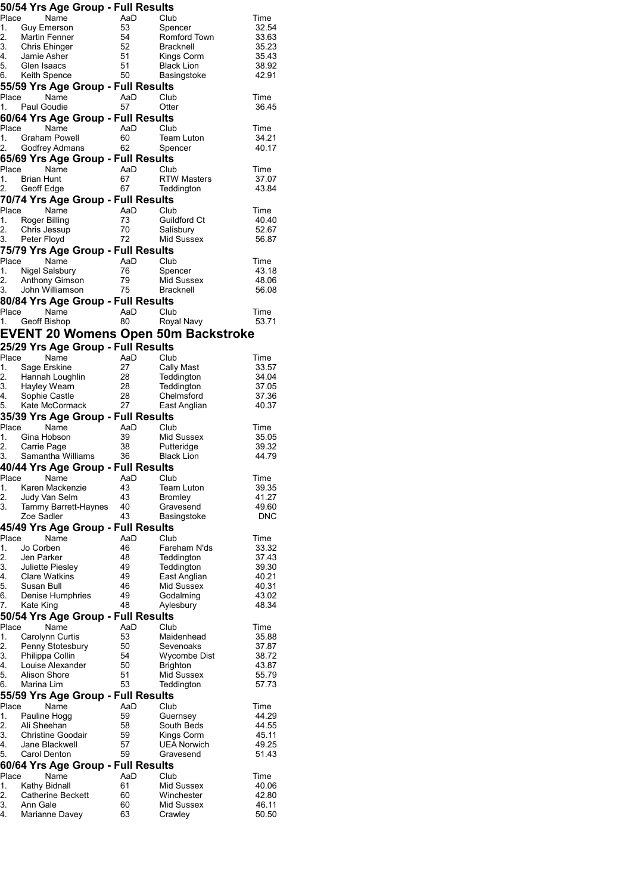### 50/54 Yrs Age Group - Full Results

| Place | Name | AaD | Club | Time |
|---|---|---|---|---|
| 1. | Guy Emerson | 53 | Spencer | 32.54 |
| 2. | Martin Fenner | 54 | Romford Town | 33.63 |
| 3. | Chris Ehinger | 52 | Bracknell | 35.23 |
| 4. | Jamie Asher | 51 | Kings Corm | 35.43 |
| 5. | Glen Isaacs | 51 | Black Lion | 38.92 |
| 6. | Keith Spence | 50 | Basingstoke | 42.91 |

### 55/59 Yrs Age Group - Full Results

| Place | Name | AaD | Club | Time |
|---|---|---|---|---|
| 1. | Paul Goudie | 57 | Otter | 36.45 |

### 60/64 Yrs Age Group - Full Results

| Place | Name | AaD | Club | Time |
|---|---|---|---|---|
| 1. | Graham Powell | 60 | Team Luton | 34.21 |
| 2. | Godfrey Admans | 62 | Spencer | 40.17 |

### 65/69 Yrs Age Group - Full Results

| Place | Name | AaD | Club | Time |
|---|---|---|---|---|
| 1. | Brian Hunt | 67 | RTW Masters | 37.07 |
| 2. | Geoff Edge | 67 | Teddington | 43.84 |

### 70/74 Yrs Age Group - Full Results

| Place | Name | AaD | Club | Time |
|---|---|---|---|---|
| 1. | Roger Billing | 73 | Guildford Ct | 40.40 |
| 2. | Chris Jessup | 70 | Salisbury | 52.67 |
| 3. | Peter Floyd | 72 | Mid Sussex | 56.87 |

### 75/79 Yrs Age Group - Full Results

| Place | Name | AaD | Club | Time |
|---|---|---|---|---|
| 1. | Nigel Salsbury | 76 | Spencer | 43.18 |
| 2. | Anthony Gimson | 79 | Mid Sussex | 48.06 |
| 3. | John Williamson | 75 | Bracknell | 56.08 |

### 80/84 Yrs Age Group - Full Results

| Place | Name | AaD | Club | Time |
|---|---|---|---|---|
| 1. | Geoff Bishop | 80 | Royal Navy | 53.71 |

## EVENT 20 Womens Open 50m Backstroke

### 25/29 Yrs Age Group - Full Results

| Place | Name | AaD | Club | Time |
|---|---|---|---|---|
| 1. | Sage Erskine | 27 | Cally Mast | 33.57 |
| 2. | Hannah Loughlin | 28 | Teddington | 34.04 |
| 3. | Hayley Wearn | 28 | Teddington | 37.05 |
| 4. | Sophie Castle | 28 | Chelmsford | 37.36 |
| 5. | Kate McCormack | 27 | East Anglian | 40.37 |

### 35/39 Yrs Age Group - Full Results

| Place | Name | AaD | Club | Time |
|---|---|---|---|---|
| 1. | Gina Hobson | 39 | Mid Sussex | 35.05 |
| 2. | Carrie Page | 38 | Putteridge | 39.32 |
| 3. | Samantha Williams | 36 | Black Lion | 44.79 |

### 40/44 Yrs Age Group - Full Results

| Place | Name | AaD | Club | Time |
|---|---|---|---|---|
| 1. | Karen Mackenzie | 43 | Team Luton | 39.35 |
| 2. | Judy Van Selm | 43 | Bromley | 41.27 |
| 3. | Tammy Barrett-Haynes | 40 | Gravesend | 49.60 |
| | Zoe Sadler | 43 | Basingstoke | DNC |

### 45/49 Yrs Age Group - Full Results

| Place | Name | AaD | Club | Time |
|---|---|---|---|---|
| 1. | Jo Corben | 46 | Fareham N'ds | 33.32 |
| 2. | Jen Parker | 48 | Teddington | 37.43 |
| 3. | Juliette Piesley | 49 | Teddington | 39.30 |
| 4. | Clare Watkins | 49 | East Anglian | 40.21 |
| 5. | Susan Bull | 46 | Mid Sussex | 40.31 |
| 6. | Denise Humphries | 49 | Godalming | 43.02 |
| 7. | Kate King | 48 | Aylesbury | 48.34 |

### 50/54 Yrs Age Group - Full Results

| Place | Name | AaD | Club | Time |
|---|---|---|---|---|
| 1. | Carolynn Curtis | 53 | Maidenhead | 35.88 |
| 2. | Penny Stotesbury | 50 | Sevenoaks | 37.87 |
| 3. | Philippa Collin | 54 | Wycombe Dist | 38.72 |
| 4. | Louise Alexander | 50 | Brighton | 43.87 |
| 5. | Alison Shore | 51 | Mid Sussex | 55.79 |
| 6. | Marina Lim | 53 | Teddington | 57.73 |

### 55/59 Yrs Age Group - Full Results

| Place | Name | AaD | Club | Time |
|---|---|---|---|---|
| 1. | Pauline Hogg | 59 | Guernsey | 44.29 |
| 2. | Ali Sheehan | 58 | South Beds | 44.55 |
| 3. | Christine Goodair | 59 | Kings Corm | 45.11 |
| 4. | Jane Blackwell | 57 | UEA Norwich | 49.25 |
| 5. | Carol Denton | 59 | Gravesend | 51.43 |

### 60/64 Yrs Age Group - Full Results

| Place | Name | AaD | Club | Time |
|---|---|---|---|---|
| 1. | Kathy Bidnall | 61 | Mid Sussex | 40.06 |
| 2. | Catherine Beckett | 60 | Winchester | 42.80 |
| 3. | Ann Gale | 60 | Mid Sussex | 46.11 |
| 4. | Marianne Davey | 63 | Crawley | 50.50 |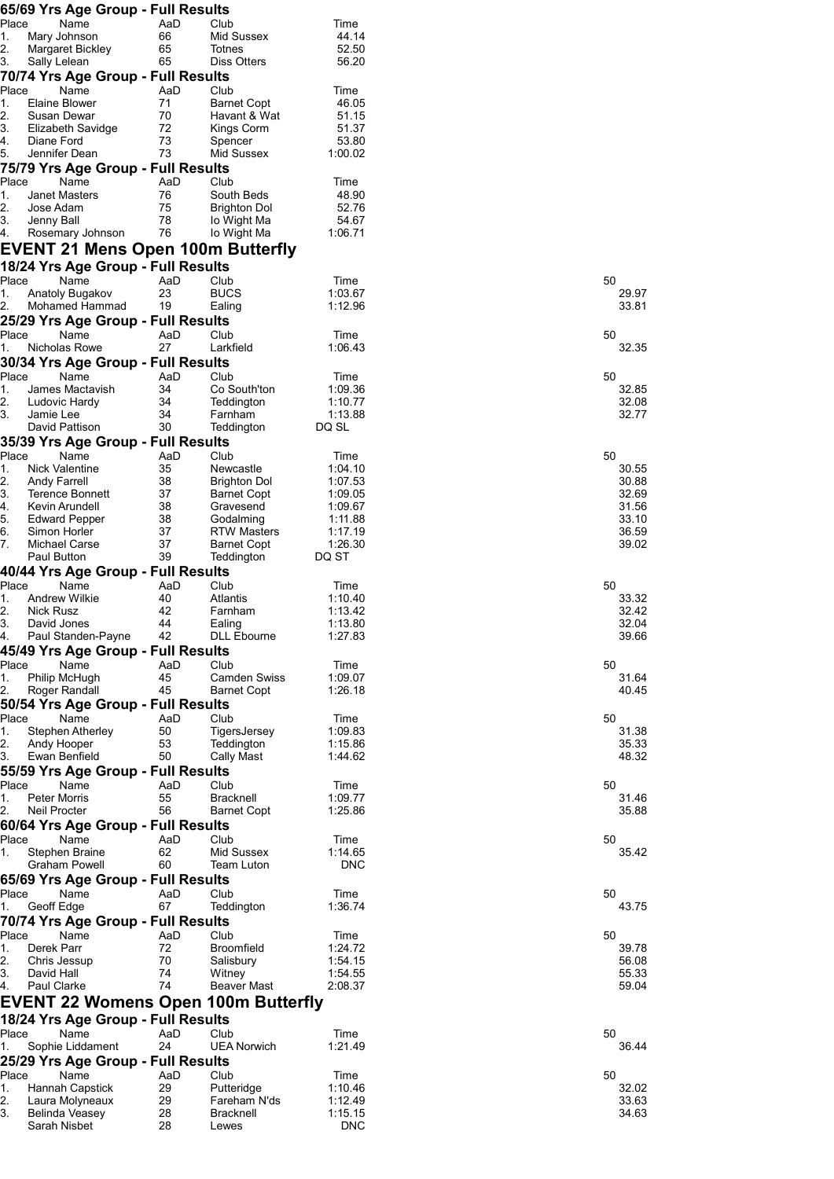### 65/69 Yrs Age Group - Full Results

| Place | Name | AaD | Club | Time |
|---|---|---|---|---|
| 1. | Mary Johnson | 66 | Mid Sussex | 44.14 |
| 2. | Margaret Bickley | 65 | Totnes | 52.50 |
| 3. | Sally Lelean | 65 | Diss Otters | 56.20 |

### 70/74 Yrs Age Group - Full Results

| Place | Name | AaD | Club | Time |
|---|---|---|---|---|
| 1. | Elaine Blower | 71 | Barnet Copt | 46.05 |
| 2. | Susan Dewar | 70 | Havant & Wat | 51.15 |
| 3. | Elizabeth Savidge | 72 | Kings Corm | 51.37 |
| 4. | Diane Ford | 73 | Spencer | 53.80 |
| 5. | Jennifer Dean | 73 | Mid Sussex | 1:00.02 |

### 75/79 Yrs Age Group - Full Results

| Place | Name | AaD | Club | Time |
|---|---|---|---|---|
| 1. | Janet Masters | 76 | South Beds | 48.90 |
| 2. | Jose Adam | 75 | Brighton Dol | 52.76 |
| 3. | Jenny Ball | 78 | Io Wight Ma | 54.67 |
| 4. | Rosemary Johnson | 76 | Io Wight Ma | 1:06.71 |

## EVENT 21 Mens Open 100m Butterfly

### 18/24 Yrs Age Group - Full Results

| Place | Name | AaD | Club | Time | 50 |
|---|---|---|---|---|---|
| 1. | Anatoly Bugakov | 23 | BUCS | 1:03.67 | 29.97 |
| 2. | Mohamed Hammad | 19 | Ealing | 1:12.96 | 33.81 |

### 25/29 Yrs Age Group - Full Results

| Place | Name | AaD | Club | Time | 50 |
|---|---|---|---|---|---|
| 1. | Nicholas Rowe | 27 | Larkfield | 1:06.43 | 32.35 |

### 30/34 Yrs Age Group - Full Results

| Place | Name | AaD | Club | Time | 50 |
|---|---|---|---|---|---|
| 1. | James Mactavish | 34 | Co South'ton | 1:09.36 | 32.85 |
| 2. | Ludovic Hardy | 34 | Teddington | 1:10.77 | 32.08 |
| 3. | Jamie Lee | 34 | Farnham | 1:13.88 | 32.77 |
| | David Pattison | 30 | Teddington | DQ SL | |

### 35/39 Yrs Age Group - Full Results

| Place | Name | AaD | Club | Time | 50 |
|---|---|---|---|---|---|
| 1. | Nick Valentine | 35 | Newcastle | 1:04.10 | 30.55 |
| 2. | Andy Farrell | 38 | Brighton Dol | 1:07.53 | 30.88 |
| 3. | Terence Bonnett | 37 | Barnet Copt | 1:09.05 | 32.69 |
| 4. | Kevin Arundell | 38 | Gravesend | 1:09.67 | 31.56 |
| 5. | Edward Pepper | 38 | Godalming | 1:11.88 | 33.10 |
| 6. | Simon Horler | 37 | RTW Masters | 1:17.19 | 36.59 |
| 7. | Michael Carse | 37 | Barnet Copt | 1:26.30 | 39.02 |
| | Paul Button | 39 | Teddington | DQ ST | |

### 40/44 Yrs Age Group - Full Results

| Place | Name | AaD | Club | Time | 50 |
|---|---|---|---|---|---|
| 1. | Andrew Wilkie | 40 | Atlantis | 1:10.40 | 33.32 |
| 2. | Nick Rusz | 42 | Farnham | 1:13.42 | 32.42 |
| 3. | David Jones | 44 | Ealing | 1:13.80 | 32.04 |
| 4. | Paul Standen-Payne | 42 | DLL Ebourne | 1:27.83 | 39.66 |

### 45/49 Yrs Age Group - Full Results

| Place | Name | AaD | Club | Time | 50 |
|---|---|---|---|---|---|
| 1. | Philip McHugh | 45 | Camden Swiss | 1:09.07 | 31.64 |
| 2. | Roger Randall | 45 | Barnet Copt | 1:26.18 | 40.45 |

### 50/54 Yrs Age Group - Full Results

| Place | Name | AaD | Club | Time | 50 |
|---|---|---|---|---|---|
| 1. | Stephen Atherley | 50 | TigersJersey | 1:09.83 | 31.38 |
| 2. | Andy Hooper | 53 | Teddington | 1:15.86 | 35.33 |
| 3. | Ewan Benfield | 50 | Cally Mast | 1:44.62 | 48.32 |

### 55/59 Yrs Age Group - Full Results

| Place | Name | AaD | Club | Time | 50 |
|---|---|---|---|---|---|
| 1. | Peter Morris | 55 | Bracknell | 1:09.77 | 31.46 |
| 2. | Neil Procter | 56 | Barnet Copt | 1:25.86 | 35.88 |

### 60/64 Yrs Age Group - Full Results

| Place | Name | AaD | Club | Time | 50 |
|---|---|---|---|---|---|
| 1. | Stephen Braine | 62 | Mid Sussex | 1:14.65 | 35.42 |
| | Graham Powell | 60 | Team Luton | DNC | |

### 65/69 Yrs Age Group - Full Results

| Place | Name | AaD | Club | Time | 50 |
|---|---|---|---|---|---|
| 1. | Geoff Edge | 67 | Teddington | 1:36.74 | 43.75 |

### 70/74 Yrs Age Group - Full Results

| Place | Name | AaD | Club | Time | 50 |
|---|---|---|---|---|---|
| 1. | Derek Parr | 72 | Broomfield | 1:24.72 | 39.78 |
| 2. | Chris Jessup | 70 | Salisbury | 1:54.15 | 56.08 |
| 3. | David Hall | 74 | Witney | 1:54.55 | 55.33 |
| 4. | Paul Clarke | 74 | Beaver Mast | 2:08.37 | 59.04 |

## EVENT 22 Womens Open 100m Butterfly

### 18/24 Yrs Age Group - Full Results

| Place | Name | AaD | Club | Time | 50 |
|---|---|---|---|---|---|
| 1. | Sophie Liddament | 24 | UEA Norwich | 1:21.49 | 36.44 |

### 25/29 Yrs Age Group - Full Results

| Place | Name | AaD | Club | Time | 50 |
|---|---|---|---|---|---|
| 1. | Hannah Capstick | 29 | Putteridge | 1:10.46 | 32.02 |
| 2. | Laura Molyneaux | 29 | Fareham N'ds | 1:12.49 | 33.63 |
| 3. | Belinda Veasey | 28 | Bracknell | 1:15.15 | 34.63 |
| | Sarah Nisbet | 28 | Lewes | DNC | |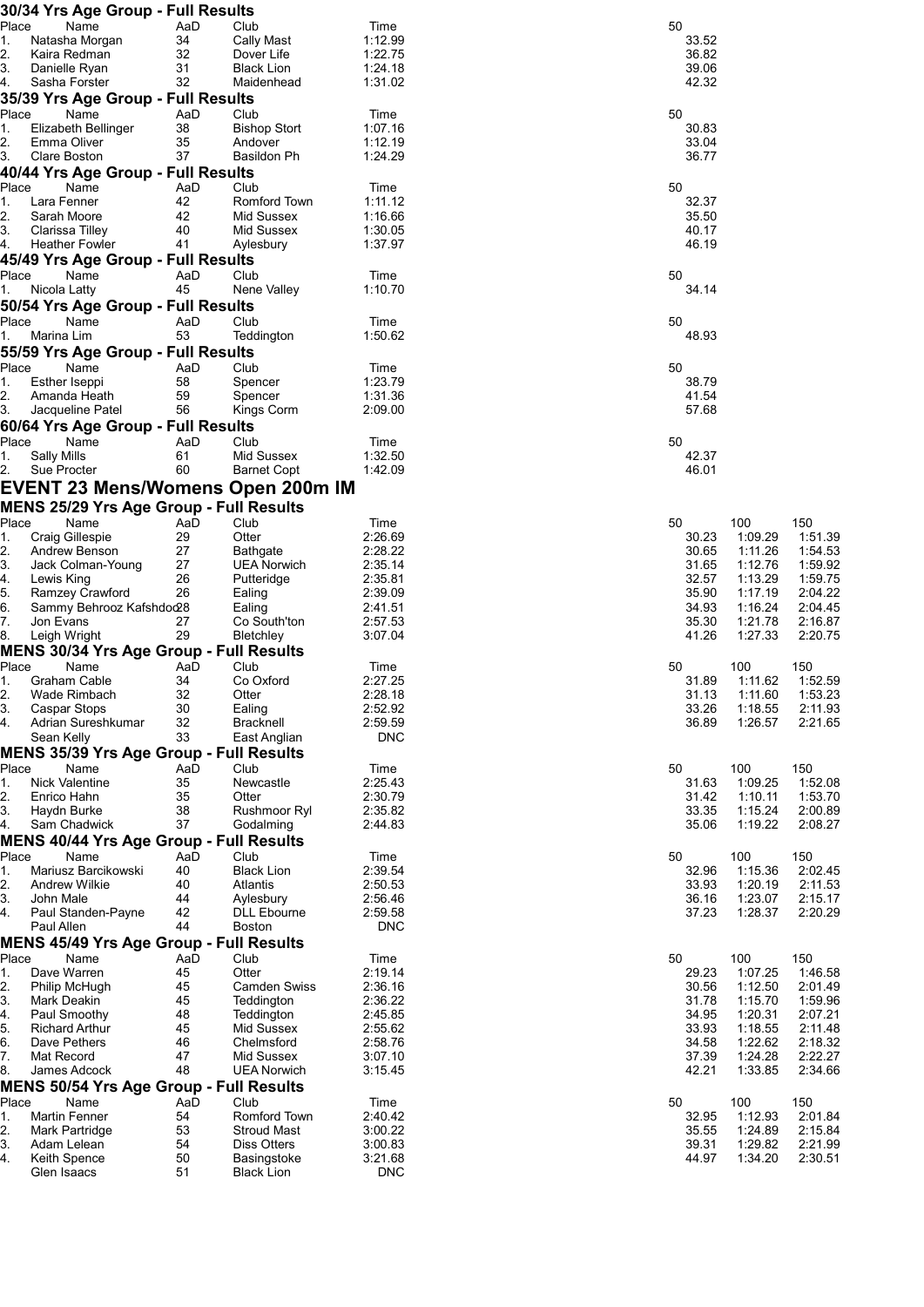## 30/34 Yrs Age Group - Full Results

| Place | Name | AaD | Club | Time | 50 |
|---|---|---|---|---|---|
| 1. | Natasha Morgan | 34 | Cally Mast | 1:12.99 | 33.52 |
| 2. | Kaira Redman | 32 | Dover Life | 1:22.75 | 36.82 |
| 3. | Danielle Ryan | 31 | Black Lion | 1:24.18 | 39.06 |
| 4. | Sasha Forster | 32 | Maidenhead | 1:31.02 | 42.32 |

## 35/39 Yrs Age Group - Full Results

| Place | Name | AaD | Club | Time | 50 |
|---|---|---|---|---|---|
| 1. | Elizabeth Bellinger | 38 | Bishop Stort | 1:07.16 | 30.83 |
| 2. | Emma Oliver | 35 | Andover | 1:12.19 | 33.04 |
| 3. | Clare Boston | 37 | Basildon Ph | 1:24.29 | 36.77 |

## 40/44 Yrs Age Group - Full Results

| Place | Name | AaD | Club | Time | 50 |
|---|---|---|---|---|---|
| 1. | Lara Fenner | 42 | Romford Town | 1:11.12 | 32.37 |
| 2. | Sarah Moore | 42 | Mid Sussex | 1:16.66 | 35.50 |
| 3. | Clarissa Tilley | 40 | Mid Sussex | 1:30.05 | 40.17 |
| 4. | Heather Fowler | 41 | Aylesbury | 1:37.97 | 46.19 |

## 45/49 Yrs Age Group - Full Results

| Place | Name | AaD | Club | Time | 50 |
|---|---|---|---|---|---|
| 1. | Nicola Latty | 45 | Nene Valley | 1:10.70 | 34.14 |

## 50/54 Yrs Age Group - Full Results

| Place | Name | AaD | Club | Time | 50 |
|---|---|---|---|---|---|
| 1. | Marina Lim | 53 | Teddington | 1:50.62 | 48.93 |

## 55/59 Yrs Age Group - Full Results

| Place | Name | AaD | Club | Time | 50 |
|---|---|---|---|---|---|
| 1. | Esther Iseppi | 58 | Spencer | 1:23.79 | 38.79 |
| 2. | Amanda Heath | 59 | Spencer | 1:31.36 | 41.54 |
| 3. | Jacqueline Patel | 56 | Kings Corm | 2:09.00 | 57.68 |

## 60/64 Yrs Age Group - Full Results

| Place | Name | AaD | Club | Time | 50 |
|---|---|---|---|---|---|
| 1. | Sally Mills | 61 | Mid Sussex | 1:32.50 | 42.37 |
| 2. | Sue Procter | 60 | Barnet Copt | 1:42.09 | 46.01 |

# EVENT 23 Mens/Womens Open 200m IM

## MENS 25/29 Yrs Age Group - Full Results

| Place | Name | AaD | Club | Time | 50 | 100 | 150 |
|---|---|---|---|---|---|---|---|
| 1. | Craig Gillespie | 29 | Otter | 2:26.69 | 30.23 | 1:09.29 | 1:51.39 |
| 2. | Andrew Benson | 27 | Bathgate | 2:28.22 | 30.65 | 1:11.26 | 1:54.53 |
| 3. | Jack Colman-Young | 27 | UEA Norwich | 2:35.14 | 31.65 | 1:12.76 | 1:59.92 |
| 4. | Lewis King | 26 | Putteridge | 2:35.81 | 32.57 | 1:13.29 | 1:59.75 |
| 5. | Ramzey Crawford | 26 | Ealing | 2:39.09 | 35.90 | 1:17.19 | 2:04.22 |
| 6. | Sammy Behrooz Kafshdoo | 28 | Ealing | 2:41.51 | 34.93 | 1:16.24 | 2:04.45 |
| 7. | Jon Evans | 27 | Co South'ton | 2:57.53 | 35.30 | 1:21.78 | 2:16.87 |
| 8. | Leigh Wright | 29 | Bletchley | 3:07.04 | 41.26 | 1:27.33 | 2:20.75 |

## MENS 30/34 Yrs Age Group - Full Results

| Place | Name | AaD | Club | Time | 50 | 100 | 150 |
|---|---|---|---|---|---|---|---|
| 1. | Graham Cable | 34 | Co Oxford | 2:27.25 | 31.89 | 1:11.62 | 1:52.59 |
| 2. | Wade Rimbach | 32 | Otter | 2:28.18 | 31.13 | 1:11.60 | 1:53.23 |
| 3. | Caspar Stops | 30 | Ealing | 2:52.92 | 33.26 | 1:18.55 | 2:11.93 |
| 4. | Adrian Sureshkumar | 32 | Bracknell | 2:59.59 | 36.89 | 1:26.57 | 2:21.65 |
| | Sean Kelly | 33 | East Anglian | DNC | | | |

## MENS 35/39 Yrs Age Group - Full Results

| Place | Name | AaD | Club | Time | 50 | 100 | 150 |
|---|---|---|---|---|---|---|---|
| 1. | Nick Valentine | 35 | Newcastle | 2:25.43 | 31.63 | 1:09.25 | 1:52.08 |
| 2. | Enrico Hahn | 35 | Otter | 2:30.79 | 31.42 | 1:10.11 | 1:53.70 |
| 3. | Haydn Burke | 38 | Rushmoor Ryl | 2:35.82 | 33.35 | 1:15.24 | 2:00.89 |
| 4. | Sam Chadwick | 37 | Godalming | 2:44.83 | 35.06 | 1:19.22 | 2:08.27 |

## MENS 40/44 Yrs Age Group - Full Results

| Place | Name | AaD | Club | Time | 50 | 100 | 150 |
|---|---|---|---|---|---|---|---|
| 1. | Mariusz Barcikowski | 40 | Black Lion | 2:39.54 | 32.96 | 1:15.36 | 2:02.45 |
| 2. | Andrew Wilkie | 40 | Atlantis | 2:50.53 | 33.93 | 1:20.19 | 2:11.53 |
| 3. | John Male | 44 | Aylesbury | 2:56.46 | 36.16 | 1:23.07 | 2:15.17 |
| 4. | Paul Standen-Payne | 42 | DLL Ebourne | 2:59.58 | 37.23 | 1:28.37 | 2:20.29 |
| | Paul Allen | 44 | Boston | DNC | | | |

## MENS 45/49 Yrs Age Group - Full Results

| Place | Name | AaD | Club | Time | 50 | 100 | 150 |
|---|---|---|---|---|---|---|---|
| 1. | Dave Warren | 45 | Otter | 2:19.14 | 29.23 | 1:07.25 | 1:46.58 |
| 2. | Philip McHugh | 45 | Camden Swiss | 2:36.16 | 30.56 | 1:12.50 | 2:01.49 |
| 3. | Mark Deakin | 45 | Teddington | 2:36.22 | 31.78 | 1:15.70 | 1:59.96 |
| 4. | Paul Smoothy | 48 | Teddington | 2:45.85 | 34.95 | 1:20.31 | 2:07.21 |
| 5. | Richard Arthur | 45 | Mid Sussex | 2:55.62 | 33.93 | 1:18.55 | 2:11.48 |
| 6. | Dave Pethers | 46 | Chelmsford | 2:58.76 | 34.58 | 1:22.62 | 2:18.32 |
| 7. | Mat Record | 47 | Mid Sussex | 3:07.10 | 37.39 | 1:24.28 | 2:22.27 |
| 8. | James Adcock | 48 | UEA Norwich | 3:15.45 | 42.21 | 1:33.85 | 2:34.66 |

## MENS 50/54 Yrs Age Group - Full Results

| Place | Name | AaD | Club | Time | 50 | 100 | 150 |
|---|---|---|---|---|---|---|---|
| 1. | Martin Fenner | 54 | Romford Town | 2:40.42 | 32.95 | 1:12.93 | 2:01.84 |
| 2. | Mark Partridge | 53 | Stroud Mast | 3:00.22 | 35.55 | 1:24.89 | 2:15.84 |
| 3. | Adam Lelean | 54 | Diss Otters | 3:00.83 | 39.31 | 1:29.82 | 2:21.99 |
| 4. | Keith Spence | 50 | Basingstoke | 3:21.68 | 44.97 | 1:34.20 | 2:30.51 |
| | Glen Isaacs | 51 | Black Lion | DNC | | | |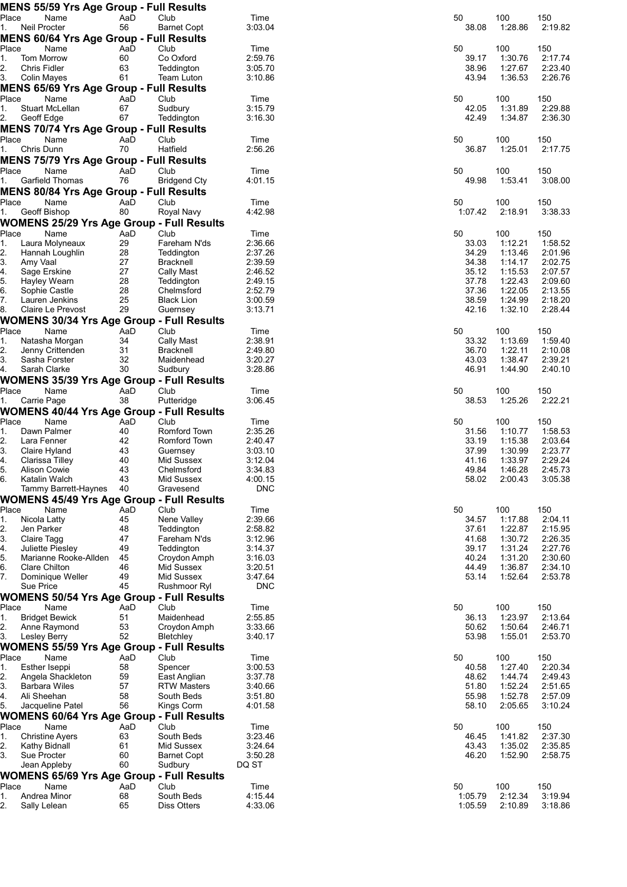## MENS 55/59 Yrs Age Group - Full Results

| Place | Name | AaD | Club | Time | 50 | 100 | 150 |
|---|---|---|---|---|---|---|---|
| 1. | Neil Procter | 56 | Barnet Copt | 3:03.04 | 38.08 | 1:28.86 | 2:19.82 |

## MENS 60/64 Yrs Age Group - Full Results

| Place | Name | AaD | Club | Time | 50 | 100 | 150 |
|---|---|---|---|---|---|---|---|
| 1. | Tom Morrow | 60 | Co Oxford | 2:59.76 | 39.17 | 1:30.76 | 2:17.74 |
| 2. | Chris Fidler | 63 | Teddington | 3:05.70 | 38.96 | 1:27.67 | 2:23.40 |
| 3. | Colin Mayes | 61 | Team Luton | 3:10.86 | 43.94 | 1:36.53 | 2:26.76 |

## MENS 65/69 Yrs Age Group - Full Results

| Place | Name | AaD | Club | Time | 50 | 100 | 150 |
|---|---|---|---|---|---|---|---|
| 1. | Stuart McLellan | 67 | Sudbury | 3:15.79 | 42.05 | 1:31.89 | 2:29.88 |
| 2. | Geoff Edge | 67 | Teddington | 3:16.30 | 42.49 | 1:34.87 | 2:36.30 |

## MENS 70/74 Yrs Age Group - Full Results

| Place | Name | AaD | Club | Time | 50 | 100 | 150 |
|---|---|---|---|---|---|---|---|
| 1. | Chris Dunn | 70 | Hatfield | 2:56.26 | 36.87 | 1:25.01 | 2:17.75 |

## MENS 75/79 Yrs Age Group - Full Results

| Place | Name | AaD | Club | Time | 50 | 100 | 150 |
|---|---|---|---|---|---|---|---|
| 1. | Garfield Thomas | 76 | Bridgend Cty | 4:01.15 | 49.98 | 1:53.41 | 3:08.00 |

## MENS 80/84 Yrs Age Group - Full Results

| Place | Name | AaD | Club | Time | 50 | 100 | 150 |
|---|---|---|---|---|---|---|---|
| 1. | Geoff Bishop | 80 | Royal Navy | 4:42.98 | 1:07.42 | 2:18.91 | 3:38.33 |

## WOMENS 25/29 Yrs Age Group - Full Results

| Place | Name | AaD | Club | Time | 50 | 100 | 150 |
|---|---|---|---|---|---|---|---|
| 1. | Laura Molyneaux | 29 | Fareham N'ds | 2:36.66 | 33.03 | 1:12.21 | 1:58.52 |
| 2. | Hannah Loughlin | 28 | Teddington | 2:37.26 | 34.29 | 1:13.46 | 2:01.96 |
| 3. | Amy Vaal | 27 | Bracknell | 2:39.59 | 34.38 | 1:14.17 | 2:02.75 |
| 4. | Sage Erskine | 27 | Cally Mast | 2:46.52 | 35.12 | 1:15.53 | 2:07.57 |
| 5. | Hayley Wearn | 28 | Teddington | 2:49.15 | 37.78 | 1:22.43 | 2:09.60 |
| 6. | Sophie Castle | 28 | Chelmsford | 2:52.79 | 37.36 | 1:22.05 | 2:13.55 |
| 7. | Lauren Jenkins | 25 | Black Lion | 3:00.59 | 38.59 | 1:24.99 | 2:18.20 |
| 8. | Claire Le Prevost | 29 | Guernsey | 3:13.71 | 42.16 | 1:32.10 | 2:28.44 |

## WOMENS 30/34 Yrs Age Group - Full Results

| Place | Name | AaD | Club | Time | 50 | 100 | 150 |
|---|---|---|---|---|---|---|---|
| 1. | Natasha Morgan | 34 | Cally Mast | 2:38.91 | 33.32 | 1:13.69 | 1:59.40 |
| 2. | Jenny Crittenden | 31 | Bracknell | 2:49.80 | 36.70 | 1:22.11 | 2:10.08 |
| 3. | Sasha Forster | 32 | Maidenhead | 3:20.27 | 43.03 | 1:38.47 | 2:39.21 |
| 4. | Sarah Clarke | 30 | Sudbury | 3:28.86 | 46.91 | 1:44.90 | 2:40.10 |

## WOMENS 35/39 Yrs Age Group - Full Results

| Place | Name | AaD | Club | Time | 50 | 100 | 150 |
|---|---|---|---|---|---|---|---|
| 1. | Carrie Page | 38 | Putteridge | 3:06.45 | 38.53 | 1:25.26 | 2:22.21 |

## WOMENS 40/44 Yrs Age Group - Full Results

| Place | Name | AaD | Club | Time | 50 | 100 | 150 |
|---|---|---|---|---|---|---|---|
| 1. | Dawn Palmer | 40 | Romford Town | 2:35.26 | 31.56 | 1:10.77 | 1:58.53 |
| 2. | Lara Fenner | 42 | Romford Town | 2:40.47 | 33.19 | 1:15.38 | 2:03.64 |
| 3. | Claire Hyland | 43 | Guernsey | 3:03.10 | 37.99 | 1:30.99 | 2:23.77 |
| 4. | Clarissa Tilley | 40 | Mid Sussex | 3:12.04 | 41.16 | 1:33.97 | 2:29.24 |
| 5. | Alison Cowie | 43 | Chelmsford | 3:34.83 | 49.84 | 1:46.28 | 2:45.73 |
| 6. | Katalin Walch | 43 | Mid Sussex | 4:00.15 | 58.02 | 2:00.43 | 3:05.38 |
| | Tammy Barrett-Haynes | 40 | Gravesend | DNC | | | |

## WOMENS 45/49 Yrs Age Group - Full Results

| Place | Name | AaD | Club | Time | 50 | 100 | 150 |
|---|---|---|---|---|---|---|---|
| 1. | Nicola Latty | 45 | Nene Valley | 2:39.66 | 34.57 | 1:17.88 | 2:04.11 |
| 2. | Jen Parker | 48 | Teddington | 2:58.82 | 37.61 | 1:22.87 | 2:15.95 |
| 3. | Claire Tagg | 47 | Fareham N'ds | 3:12.96 | 41.68 | 1:30.72 | 2:26.35 |
| 4. | Juliette Piesley | 49 | Teddington | 3:14.37 | 39.17 | 1:31.24 | 2:27.76 |
| 5. | Marianne Rooke-Allden | 45 | Croydon Amph | 3:16.03 | 40.24 | 1:31.20 | 2:30.60 |
| 6. | Clare Chilton | 46 | Mid Sussex | 3:20.51 | 44.49 | 1:36.87 | 2:34.10 |
| 7. | Dominique Weller | 49 | Mid Sussex | 3:47.64 | 53.14 | 1:52.64 | 2:53.78 |
| | Sue Price | 45 | Rushmoor Ryl | DNC | | | |

## WOMENS 50/54 Yrs Age Group - Full Results

| Place | Name | AaD | Club | Time | 50 | 100 | 150 |
|---|---|---|---|---|---|---|---|
| 1. | Bridget Bewick | 51 | Maidenhead | 2:55.85 | 36.13 | 1:23.97 | 2:13.64 |
| 2. | Anne Raymond | 53 | Croydon Amph | 3:33.66 | 50.62 | 1:50.64 | 2:46.71 |
| 3. | Lesley Berry | 52 | Bletchley | 3:40.17 | 53.98 | 1:55.01 | 2:53.70 |

## WOMENS 55/59 Yrs Age Group - Full Results

| Place | Name | AaD | Club | Time | 50 | 100 | 150 |
|---|---|---|---|---|---|---|---|
| 1. | Esther Iseppi | 58 | Spencer | 3:00.53 | 40.58 | 1:27.40 | 2:20.34 |
| 2. | Angela Shackleton | 59 | East Anglian | 3:37.78 | 48.62 | 1:44.74 | 2:49.43 |
| 3. | Barbara Wiles | 57 | RTW Masters | 3:40.66 | 51.80 | 1:52.24 | 2:51.65 |
| 4. | Ali Sheehan | 58 | South Beds | 3:51.80 | 55.98 | 1:52.78 | 2:57.09 |
| 5. | Jacqueline Patel | 56 | Kings Corm | 4:01.58 | 58.10 | 2:05.65 | 3:10.24 |

## WOMENS 60/64 Yrs Age Group - Full Results

| Place | Name | AaD | Club | Time | 50 | 100 | 150 |
|---|---|---|---|---|---|---|---|
| 1. | Christine Ayers | 63 | South Beds | 3:23.46 | 46.45 | 1:41.82 | 2:37.30 |
| 2. | Kathy Bidnall | 61 | Mid Sussex | 3:24.64 | 43.43 | 1:35.02 | 2:35.85 |
| 3. | Sue Procter | 60 | Barnet Copt | 3:50.28 | 46.20 | 1:52.90 | 2:58.75 |
| | Jean Appleby | 60 | Sudbury | DQ ST | | | |

## WOMENS 65/69 Yrs Age Group - Full Results

| Place | Name | AaD | Club | Time | 50 | 100 | 150 |
|---|---|---|---|---|---|---|---|
| 1. | Andrea Minor | 68 | South Beds | 4:15.44 | 1:05.79 | 2:12.34 | 3:19.94 |
| 2. | Sally Lelean | 65 | Diss Otters | 4:33.06 | 1:05.59 | 2:10.89 | 3:18.86 |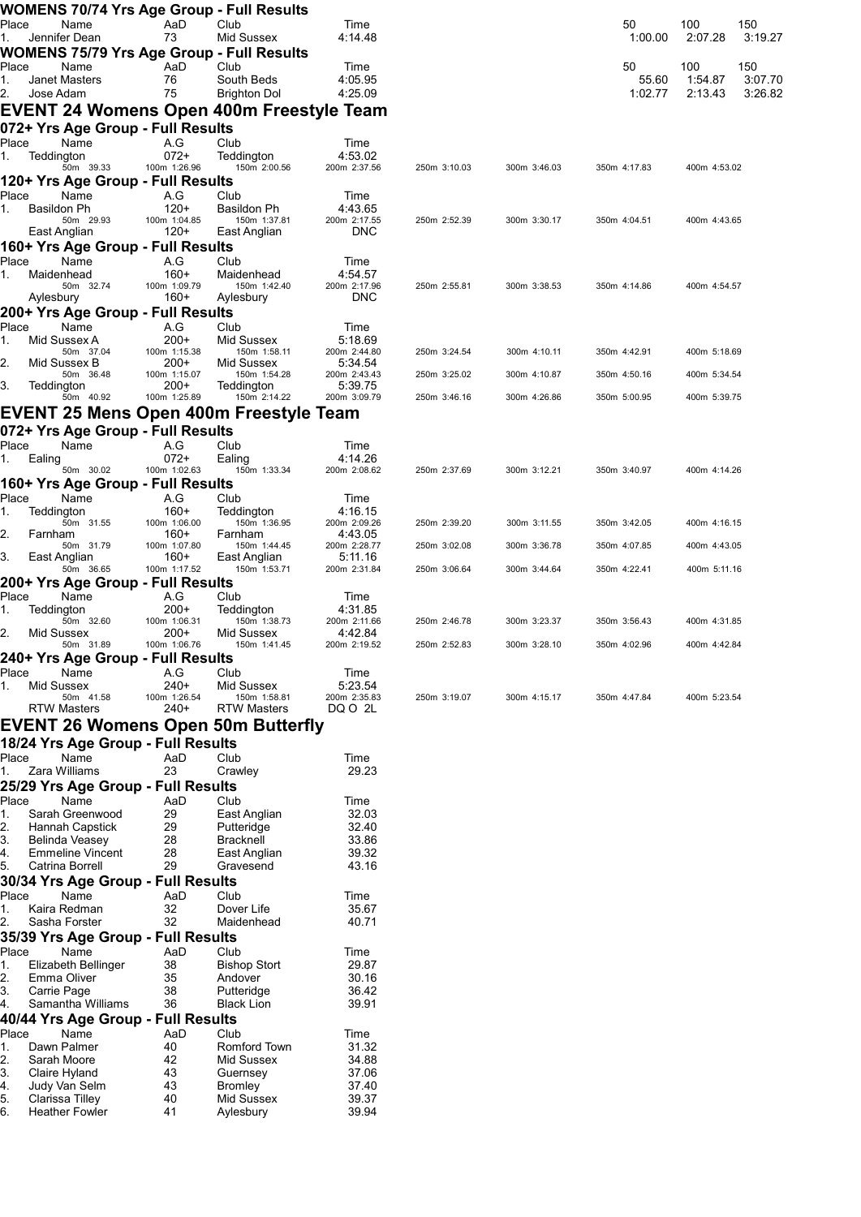### WOMENS 70/74 Yrs Age Group - Full Results

| Place | Name | AaD | Club | Time | 50 | 100 | 150 |
|---|---|---|---|---|---|---|---|
| 1. | Jennifer Dean | 73 | Mid Sussex | 4:14.48 | 1:00.00 | 2:07.28 | 3:19.27 |

### WOMENS 75/79 Yrs Age Group - Full Results

| Place | Name | AaD | Club | Time | 50 | 100 | 150 |
|---|---|---|---|---|---|---|---|
| 1. | Janet Masters | 76 | South Beds | 4:05.95 | 55.60 | 1:54.87 | 3:07.70 |
| 2. | Jose Adam | 75 | Brighton Dol | 4:25.09 | 1:02.77 | 2:13.43 | 3:26.82 |

## EVENT 24 Womens Open 400m Freestyle Team

### 072+ Yrs Age Group - Full Results

| Place | Name | A.G | Club | Time | | | | |
|---|---|---|---|---|---|---|---|---|
| 1. | Teddington | 072+ | Teddington | 4:53.02 | | | | |
| | 50m 39.33 | 100m 1:26.96 | 150m 2:00.56 | 200m 2:37.56 | 250m 3:10.03 | 300m 3:46.03 | 350m 4:17.83 | 400m 4:53.02 |

### 120+ Yrs Age Group - Full Results

| Place | Name | A.G | Club | Time | | | | |
|---|---|---|---|---|---|---|---|---|
| 1. | Basildon Ph | 120+ | Basildon Ph | 4:43.65 | | | | |
| | 50m 29.93 | 100m 1:04.85 | 150m 1:37.81 | 200m 2:17.55 | 250m 2:52.39 | 300m 3:30.17 | 350m 4:04.51 | 400m 4:43.65 |
| | East Anglian | 120+ | East Anglian | DNC | | | | |

### 160+ Yrs Age Group - Full Results

| Place | Name | A.G | Club | Time | | | | |
|---|---|---|---|---|---|---|---|---|
| 1. | Maidenhead | 160+ | Maidenhead | 4:54.57 | | | | |
| | 50m 32.74 | 100m 1:09.79 | 150m 1:42.40 | 200m 2:17.96 | 250m 2:55.81 | 300m 3:38.53 | 350m 4:14.86 | 400m 4:54.57 |
| | Aylesbury | 160+ | Aylesbury | DNC | | | | |

### 200+ Yrs Age Group - Full Results

| Place | Name | A.G | Club | Time | | | | |
|---|---|---|---|---|---|---|---|---|
| 1. | Mid Sussex A | 200+ | Mid Sussex | 5:18.69 | | | | |
| | 50m 37.04 | 100m 1:15.38 | 150m 1:58.11 | 200m 2:44.80 | 250m 3:24.54 | 300m 4:10.11 | 350m 4:42.91 | 400m 5:18.69 |
| 2. | Mid Sussex B | 200+ | Mid Sussex | 5:34.54 | | | | |
| | 50m 36.48 | 100m 1:15.07 | 150m 1:54.28 | 200m 2:43.43 | 250m 3:25.02 | 300m 4:10.87 | 350m 4:50.16 | 400m 5:34.54 |
| 3. | Teddington | 200+ | Teddington | 5:39.75 | | | | |
| | 50m 40.92 | 100m 1:25.89 | 150m 2:14.22 | 200m 3:09.79 | 250m 3:46.16 | 300m 4:26.86 | 350m 5:00.95 | 400m 5:39.75 |

## EVENT 25 Mens Open 400m Freestyle Team

### 072+ Yrs Age Group - Full Results

| Place | Name | A.G | Club | Time | | | | |
|---|---|---|---|---|---|---|---|---|
| 1. | Ealing | 072+ | Ealing | 4:14.26 | | | | |
| | 50m 30.02 | 100m 1:02.63 | 150m 1:33.34 | 200m 2:08.62 | 250m 2:37.69 | 300m 3:12.21 | 350m 3:40.97 | 400m 4:14.26 |

### 160+ Yrs Age Group - Full Results

| Place | Name | A.G | Club | Time | | | | |
|---|---|---|---|---|---|---|---|---|
| 1. | Teddington | 160+ | Teddington | 4:16.15 | | | | |
| | 50m 31.55 | 100m 1:06.00 | 150m 1:36.95 | 200m 2:09.26 | 250m 2:39.20 | 300m 3:11.55 | 350m 3:42.05 | 400m 4:16.15 |
| 2. | Farnham | 160+ | Farnham | 4:43.05 | | | | |
| | 50m 31.79 | 100m 1:07.80 | 150m 1:44.45 | 200m 2:28.77 | 250m 3:02.08 | 300m 3:36.78 | 350m 4:07.85 | 400m 4:43.05 |
| 3. | East Anglian | 160+ | East Anglian | 5:11.16 | | | | |
| | 50m 36.65 | 100m 1:17.52 | 150m 1:53.71 | 200m 2:31.84 | 250m 3:06.64 | 300m 3:44.64 | 350m 4:22.41 | 400m 5:11.16 |

### 200+ Yrs Age Group - Full Results

| Place | Name | A.G | Club | Time | | | | |
|---|---|---|---|---|---|---|---|---|
| 1. | Teddington | 200+ | Teddington | 4:31.85 | | | | |
| | 50m 32.60 | 100m 1:06.31 | 150m 1:38.73 | 200m 2:11.66 | 250m 2:46.78 | 300m 3:23.37 | 350m 3:56.43 | 400m 4:31.85 |
| 2. | Mid Sussex | 200+ | Mid Sussex | 4:42.84 | | | | |
| | 50m 31.89 | 100m 1:06.76 | 150m 1:41.45 | 200m 2:19.52 | 250m 2:52.83 | 300m 3:28.10 | 350m 4:02.96 | 400m 4:42.84 |

### 240+ Yrs Age Group - Full Results

| Place | Name | A.G | Club | Time | | | | |
|---|---|---|---|---|---|---|---|---|
| 1. | Mid Sussex | 240+ | Mid Sussex | 5:23.54 | | | | |
| | 50m 41.58 | 100m 1:26.54 | 150m 1:58.81 | 200m 2:35.83 | 250m 3:19.07 | 300m 4:15.17 | 350m 4:47.84 | 400m 5:23.54 |
| | RTW Masters | 240+ | RTW Masters | DQ O 2L | | | | |

## EVENT 26 Womens Open 50m Butterfly

### 18/24 Yrs Age Group - Full Results

| Place | Name | AaD | Club | Time |
|---|---|---|---|---|
| 1. | Zara Williams | 23 | Crawley | 29.23 |

### 25/29 Yrs Age Group - Full Results

| Place | Name | AaD | Club | Time |
|---|---|---|---|---|
| 1. | Sarah Greenwood | 29 | East Anglian | 32.03 |
| 2. | Hannah Capstick | 29 | Putteridge | 32.40 |
| 3. | Belinda Veasey | 28 | Bracknell | 33.86 |
| 4. | Emmeline Vincent | 28 | East Anglian | 39.32 |
| 5. | Catrina Borrell | 29 | Gravesend | 43.16 |

### 30/34 Yrs Age Group - Full Results

| Place | Name | AaD | Club | Time |
|---|---|---|---|---|
| 1. | Kaira Redman | 32 | Dover Life | 35.67 |
| 2. | Sasha Forster | 32 | Maidenhead | 40.71 |

### 35/39 Yrs Age Group - Full Results

| Place | Name | AaD | Club | Time |
|---|---|---|---|---|
| 1. | Elizabeth Bellinger | 38 | Bishop Stort | 29.87 |
| 2. | Emma Oliver | 35 | Andover | 30.16 |
| 3. | Carrie Page | 38 | Putteridge | 36.42 |
| 4. | Samantha Williams | 36 | Black Lion | 39.91 |

### 40/44 Yrs Age Group - Full Results

| Place | Name | AaD | Club | Time |
|---|---|---|---|---|
| 1. | Dawn Palmer | 40 | Romford Town | 31.32 |
| 2. | Sarah Moore | 42 | Mid Sussex | 34.88 |
| 3. | Claire Hyland | 43 | Guernsey | 37.06 |
| 4. | Judy Van Selm | 43 | Bromley | 37.40 |
| 5. | Clarissa Tilley | 40 | Mid Sussex | 39.37 |
| 6. | Heather Fowler | 41 | Aylesbury | 39.94 |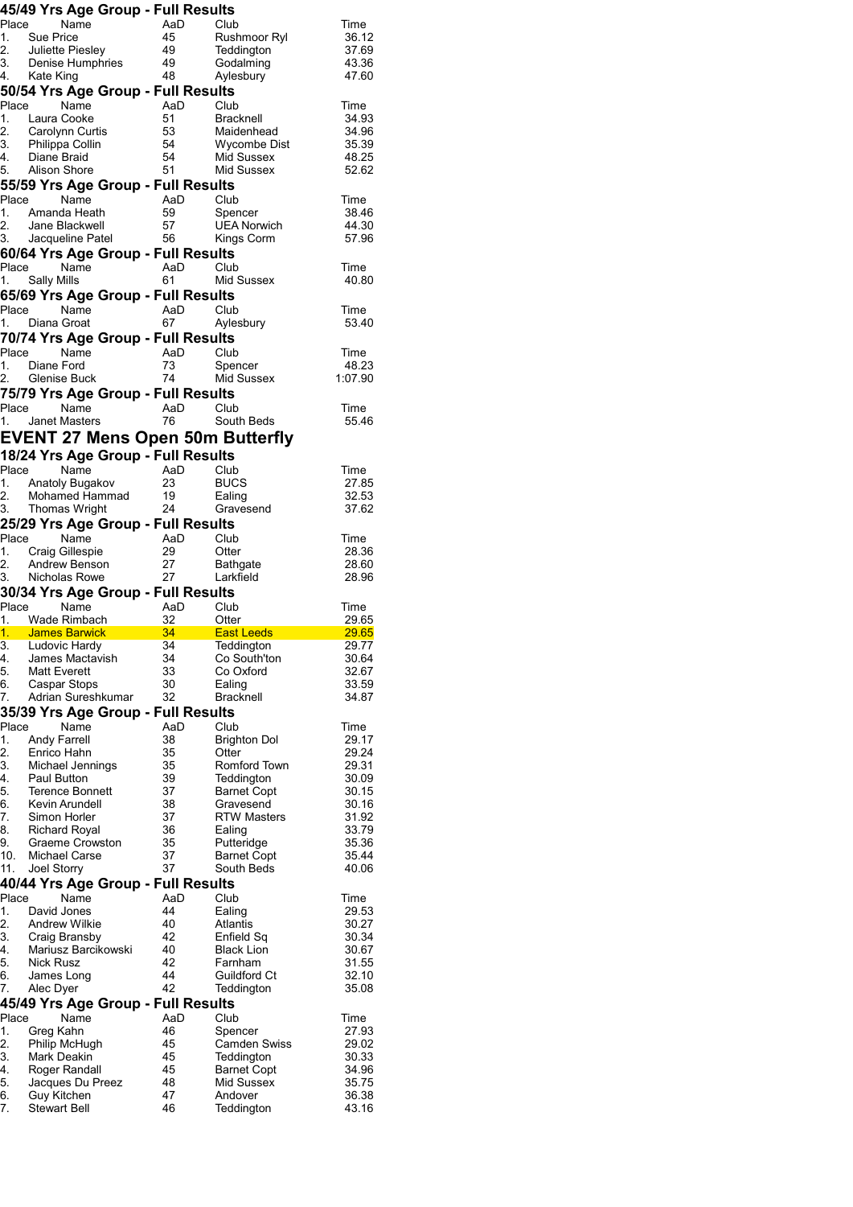### 45/49 Yrs Age Group - Full Results

| Place | Name | AaD | Club | Time |
|---|---|---|---|---|
| 1. | Sue Price | 45 | Rushmoor Ryl | 36.12 |
| 2. | Juliette Piesley | 49 | Teddington | 37.69 |
| 3. | Denise Humphries | 49 | Godalming | 43.36 |
| 4. | Kate King | 48 | Aylesbury | 47.60 |

### 50/54 Yrs Age Group - Full Results

| Place | Name | AaD | Club | Time |
|---|---|---|---|---|
| 1. | Laura Cooke | 51 | Bracknell | 34.93 |
| 2. | Carolynn Curtis | 53 | Maidenhead | 34.96 |
| 3. | Philippa Collin | 54 | Wycombe Dist | 35.39 |
| 4. | Diane Braid | 54 | Mid Sussex | 48.25 |
| 5. | Alison Shore | 51 | Mid Sussex | 52.62 |

### 55/59 Yrs Age Group - Full Results

| Place | Name | AaD | Club | Time |
|---|---|---|---|---|
| 1. | Amanda Heath | 59 | Spencer | 38.46 |
| 2. | Jane Blackwell | 57 | UEA Norwich | 44.30 |
| 3. | Jacqueline Patel | 56 | Kings Corm | 57.96 |

### 60/64 Yrs Age Group - Full Results

| Place | Name | AaD | Club | Time |
|---|---|---|---|---|
| 1. | Sally Mills | 61 | Mid Sussex | 40.80 |

### 65/69 Yrs Age Group - Full Results

| Place | Name | AaD | Club | Time |
|---|---|---|---|---|
| 1. | Diana Groat | 67 | Aylesbury | 53.40 |

### 70/74 Yrs Age Group - Full Results

| Place | Name | AaD | Club | Time |
|---|---|---|---|---|
| 1. | Diane Ford | 73 | Spencer | 48.23 |
| 2. | Glenise Buck | 74 | Mid Sussex | 1:07.90 |

### 75/79 Yrs Age Group - Full Results

| Place | Name | AaD | Club | Time |
|---|---|---|---|---|
| 1. | Janet Masters | 76 | South Beds | 55.46 |

## EVENT 27 Mens Open 50m Butterfly

### 18/24 Yrs Age Group - Full Results

| Place | Name | AaD | Club | Time |
|---|---|---|---|---|
| 1. | Anatoly Bugakov | 23 | BUCS | 27.85 |
| 2. | Mohamed Hammad | 19 | Ealing | 32.53 |
| 3. | Thomas Wright | 24 | Gravesend | 37.62 |

### 25/29 Yrs Age Group - Full Results

| Place | Name | AaD | Club | Time |
|---|---|---|---|---|
| 1. | Craig Gillespie | 29 | Otter | 28.36 |
| 2. | Andrew Benson | 27 | Bathgate | 28.60 |
| 3. | Nicholas Rowe | 27 | Larkfield | 28.96 |

### 30/34 Yrs Age Group - Full Results

| Place | Name | AaD | Club | Time |
|---|---|---|---|---|
| 1. | Wade Rimbach | 32 | Otter | 29.65 |
| 1. | James Barwick | 34 | East Leeds | 29.65 |
| 3. | Ludovic Hardy | 34 | Teddington | 29.77 |
| 4. | James Mactavish | 34 | Co South'ton | 30.64 |
| 5. | Matt Everett | 33 | Co Oxford | 32.67 |
| 6. | Caspar Stops | 30 | Ealing | 33.59 |
| 7. | Adrian Sureshkumar | 32 | Bracknell | 34.87 |

### 35/39 Yrs Age Group - Full Results

| Place | Name | AaD | Club | Time |
|---|---|---|---|---|
| 1. | Andy Farrell | 38 | Brighton Dol | 29.17 |
| 2. | Enrico Hahn | 35 | Otter | 29.24 |
| 3. | Michael Jennings | 35 | Romford Town | 29.31 |
| 4. | Paul Button | 39 | Teddington | 30.09 |
| 5. | Terence Bonnett | 37 | Barnet Copt | 30.15 |
| 6. | Kevin Arundell | 38 | Gravesend | 30.16 |
| 7. | Simon Horler | 37 | RTW Masters | 31.92 |
| 8. | Richard Royal | 36 | Ealing | 33.79 |
| 9. | Graeme Crowston | 35 | Putteridge | 35.36 |
| 10. | Michael Carse | 37 | Barnet Copt | 35.44 |
| 11. | Joel Storry | 37 | South Beds | 40.06 |

### 40/44 Yrs Age Group - Full Results

| Place | Name | AaD | Club | Time |
|---|---|---|---|---|
| 1. | David Jones | 44 | Ealing | 29.53 |
| 2. | Andrew Wilkie | 40 | Atlantis | 30.27 |
| 3. | Craig Bransby | 42 | Enfield Sq | 30.34 |
| 4. | Mariusz Barcikowski | 40 | Black Lion | 30.67 |
| 5. | Nick Rusz | 42 | Farnham | 31.55 |
| 6. | James Long | 44 | Guildford Ct | 32.10 |
| 7. | Alec Dyer | 42 | Teddington | 35.08 |

### 45/49 Yrs Age Group - Full Results

| Place | Name | AaD | Club | Time |
|---|---|---|---|---|
| 1. | Greg Kahn | 46 | Spencer | 27.93 |
| 2. | Philip McHugh | 45 | Camden Swiss | 29.02 |
| 3. | Mark Deakin | 45 | Teddington | 30.33 |
| 4. | Roger Randall | 45 | Barnet Copt | 34.96 |
| 5. | Jacques Du Preez | 48 | Mid Sussex | 35.75 |
| 6. | Guy Kitchen | 47 | Andover | 36.38 |
| 7. | Stewart Bell | 46 | Teddington | 43.16 |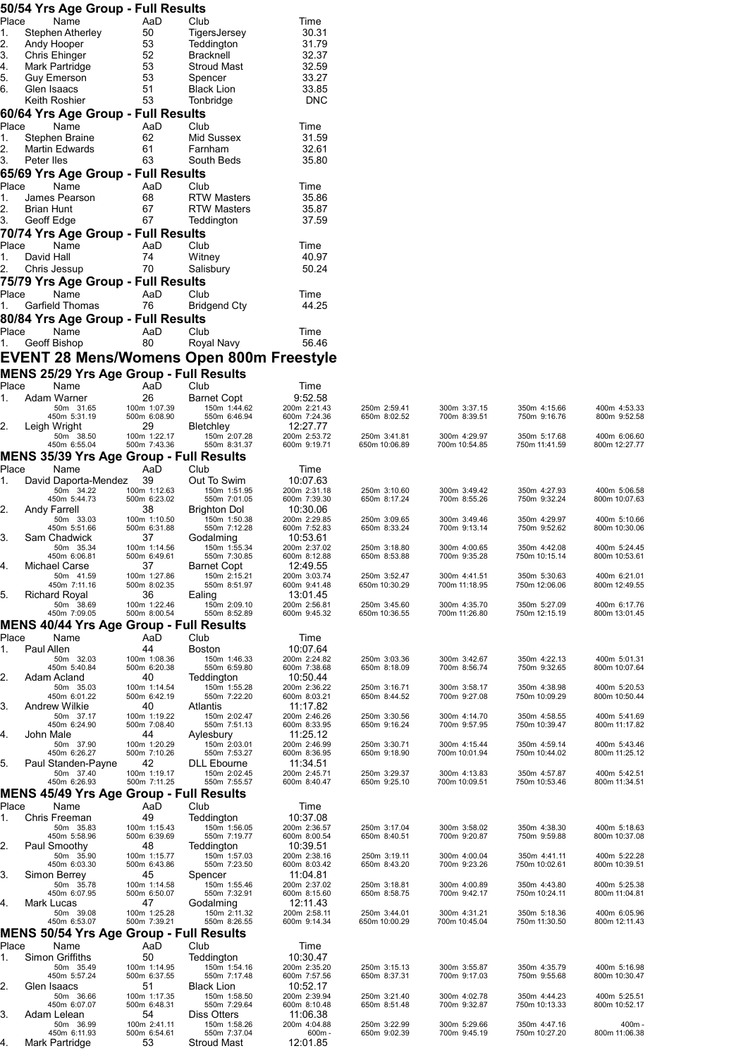### 50/54 Yrs Age Group - Full Results

| Place | Name | AaD | Club | Time |
|---|---|---|---|---|
| 1. | Stephen Atherley | 50 | TigersJersey | 30.31 |
| 2. | Andy Hooper | 53 | Teddington | 31.79 |
| 3. | Chris Ehinger | 52 | Bracknell | 32.37 |
| 4. | Mark Partridge | 53 | Stroud Mast | 32.59 |
| 5. | Guy Emerson | 53 | Spencer | 33.27 |
| 6. | Glen Isaacs | 51 | Black Lion | 33.85 |
| | Keith Roshier | 53 | Tonbridge | DNC |

### 60/64 Yrs Age Group - Full Results

| Place | Name | AaD | Club | Time |
|---|---|---|---|---|
| 1. | Stephen Braine | 62 | Mid Sussex | 31.59 |
| 2. | Martin Edwards | 61 | Farnham | 32.61 |
| 3. | Peter Iles | 63 | South Beds | 35.80 |

### 65/69 Yrs Age Group - Full Results

| Place | Name | AaD | Club | Time |
|---|---|---|---|---|
| 1. | James Pearson | 68 | RTW Masters | 35.86 |
| 2. | Brian Hunt | 67 | RTW Masters | 35.87 |
| 3. | Geoff Edge | 67 | Teddington | 37.59 |

### 70/74 Yrs Age Group - Full Results

| Place | Name | AaD | Club | Time |
|---|---|---|---|---|
| 1. | David Hall | 74 | Witney | 40.97 |
| 2. | Chris Jessup | 70 | Salisbury | 50.24 |

### 75/79 Yrs Age Group - Full Results

| Place | Name | AaD | Club | Time |
|---|---|---|---|---|
| 1. | Garfield Thomas | 76 | Bridgend Cty | 44.25 |

### 80/84 Yrs Age Group - Full Results

| Place | Name | AaD | Club | Time |
|---|---|---|---|---|
| 1. | Geoff Bishop | 80 | Royal Navy | 56.46 |

# EVENT 28 Mens/Womens Open 800m Freestyle

### MENS 25/29 Yrs Age Group - Full Results

| Place | Name | AaD | Club | Time | | | | |
|---|---|---|---|---|---|---|---|---|
| 1. | Adam Warner | 26 | Barnet Copt | 9:52.58 | | | | |
| | 50m 31.65 | 100m 1:07.39 | 150m 1:44.62 | 200m 2:21.43 | 250m 2:59.41 | 300m 3:37.15 | 350m 4:15.66 | 400m 4:53.33 |
| | 450m 5:31.19 | 500m 6:08.90 | 550m 6:46.94 | 600m 7:24.36 | 650m 8:02.52 | 700m 8:39.51 | 750m 9:16.76 | 800m 9:52.58 |
| 2. | Leigh Wright | 29 | Bletchley | 12:27.77 | | | | |
| | 50m 38.50 | 100m 1:22.17 | 150m 2:07.28 | 200m 2:53.72 | 250m 3:41.81 | 300m 4:29.97 | 350m 5:17.68 | 400m 6:06.60 |
| | 450m 6:55.04 | 500m 7:43.36 | 550m 8:31.37 | 600m 9:19.71 | 650m 10:06.89 | 700m 10:54.85 | 750m 11:41.59 | 800m 12:27.77 |

### MENS 35/39 Yrs Age Group - Full Results

| Place | Name | AaD | Club | Time | | | | |
|---|---|---|---|---|---|---|---|---|
| 1. | David Daporta-Mendez | 39 | Out To Swim | 10:07.63 | | | | |
| | 50m 34.22 | 100m 1:12.63 | 150m 1:51.95 | 200m 2:31.18 | 250m 3:10.60 | 300m 3:49.42 | 350m 4:27.93 | 400m 5:06.58 |
| | 450m 5:44.73 | 500m 6:23.02 | 550m 7:01.05 | 600m 7:39.30 | 650m 8:17.24 | 700m 8:55.26 | 750m 9:32.24 | 800m 10:07.63 |
| 2. | Andy Farrell | 38 | Brighton Dol | 10:30.06 | | | | |
| | 50m 33.03 | 100m 1:10.50 | 150m 1:50.38 | 200m 2:29.85 | 250m 3:09.65 | 300m 3:49.46 | 350m 4:29.97 | 400m 5:10.66 |
| | 450m 5:51.66 | 500m 6:31.88 | 550m 7:12.28 | 600m 7:52.83 | 650m 8:33.24 | 700m 9:13.14 | 750m 9:52.62 | 800m 10:30.06 |
| 3. | Sam Chadwick | 37 | Godalming | 10:53.61 | | | | |
| | 50m 35.34 | 100m 1:14.56 | 150m 1:55.34 | 200m 2:37.02 | 250m 3:18.80 | 300m 4:00.65 | 350m 4:42.08 | 400m 5:24.45 |
| | 450m 6:06.81 | 500m 6:49.61 | 550m 7:30.85 | 600m 8:12.88 | 650m 8:53.88 | 700m 9:35.28 | 750m 10:15.14 | 800m 10:53.61 |
| 4. | Michael Carse | 37 | Barnet Copt | 12:49.55 | | | | |
| | 50m 41.59 | 100m 1:27.86 | 150m 2:15.21 | 200m 3:03.74 | 250m 3:52.47 | 300m 4:41.51 | 350m 5:30.63 | 400m 6:21.01 |
| | 450m 7:11.16 | 500m 8:02.35 | 550m 8:51.97 | 600m 9:41.48 | 650m 10:30.29 | 700m 11:18.95 | 750m 12:06.06 | 800m 12:49.55 |
| 5. | Richard Royal | 36 | Ealing | 13:01.45 | | | | |
| | 50m 38.69 | 100m 1:22.46 | 150m 2:09.10 | 200m 2:56.81 | 250m 3:45.60 | 300m 4:35.70 | 350m 5:27.09 | 400m 6:17.76 |
| | 450m 7:09.05 | 500m 8:00.54 | 550m 8:52.89 | 600m 9:45.32 | 650m 10:36.55 | 700m 11:26.80 | 750m 12:15.19 | 800m 13:01.45 |

### MENS 40/44 Yrs Age Group - Full Results

| Place | Name | AaD | Club | Time | | | | |
|---|---|---|---|---|---|---|---|---|
| 1. | Paul Allen | 44 | Boston | 10:07.64 | | | | |
| | 50m 32.03 | 100m 1:08.36 | 150m 1:46.33 | 200m 2:24.82 | 250m 3:03.36 | 300m 3:42.67 | 350m 4:22.13 | 400m 5:01.31 |
| | 450m 5:40.84 | 500m 6:20.38 | 550m 6:59.80 | 600m 7:38.68 | 650m 8:18.09 | 700m 8:56.74 | 750m 9:32.65 | 800m 10:07.64 |
| 2. | Adam Acland | 40 | Teddington | 10:50.44 | | | | |
| | 50m 35.03 | 100m 1:14.54 | 150m 1:55.28 | 200m 2:36.22 | 250m 3:16.71 | 300m 3:58.17 | 350m 4:38.98 | 400m 5:20.53 |
| | 450m 6:01.22 | 500m 6:42.19 | 550m 7:22.20 | 600m 8:03.21 | 650m 8:44.52 | 700m 9:27.08 | 750m 10:09.29 | 800m 10:50.44 |
| 3. | Andrew Wilkie | 40 | Atlantis | 11:17.82 | | | | |
| | 50m 37.17 | 100m 1:19.22 | 150m 2:02.47 | 200m 2:46.26 | 250m 3:30.56 | 300m 4:14.70 | 350m 4:58.55 | 400m 5:41.69 |
| | 450m 6:24.90 | 500m 7:08.40 | 550m 7:51.13 | 600m 8:33.95 | 650m 9:16.24 | 700m 9:57.95 | 750m 10:39.47 | 800m 11:17.82 |
| 4. | John Male | 44 | Aylesbury | 11:25.12 | | | | |
| | 50m 37.90 | 100m 1:20.29 | 150m 2:03.01 | 200m 2:46.99 | 250m 3:30.71 | 300m 4:15.44 | 350m 4:59.14 | 400m 5:43.46 |
| | 450m 6:26.27 | 500m 7:10.26 | 550m 7:53.27 | 600m 8:36.95 | 650m 9:18.90 | 700m 10:01.94 | 750m 10:44.02 | 800m 11:25.12 |
| 5. | Paul Standen-Payne | 42 | DLL Ebourne | 11:34.51 | | | | |
| | 50m 37.40 | 100m 1:19.17 | 150m 2:02.45 | 200m 2:45.71 | 250m 3:29.37 | 300m 4:13.83 | 350m 4:57.87 | 400m 5:42.51 |
| | 450m 6:26.93 | 500m 7:11.25 | 550m 7:55.57 | 600m 8:40.47 | 650m 9:25.10 | 700m 10:09.51 | 750m 10:53.46 | 800m 11:34.51 |

### MENS 45/49 Yrs Age Group - Full Results

| Place | Name | AaD | Club | Time | | | | |
|---|---|---|---|---|---|---|---|---|
| 1. | Chris Freeman | 49 | Teddington | 10:37.08 | | | | |
| | 50m 35.83 | 100m 1:15.43 | 150m 1:56.05 | 200m 2:36.57 | 250m 3:17.04 | 300m 3:58.02 | 350m 4:38.30 | 400m 5:18.63 |
| | 450m 5:58.96 | 500m 6:39.69 | 550m 7:19.77 | 600m 8:00.54 | 650m 8:40.51 | 700m 9:20.87 | 750m 9:59.88 | 800m 10:37.08 |
| 2. | Paul Smoothy | 48 | Teddington | 10:39.51 | | | | |
| | 50m 35.90 | 100m 1:15.77 | 150m 1:57.03 | 200m 2:38.16 | 250m 3:19.11 | 300m 4:00.04 | 350m 4:41.11 | 400m 5:22.28 |
| | 450m 6:03.30 | 500m 6:43.86 | 550m 7:23.50 | 600m 8:03.42 | 650m 8:43.20 | 700m 9:23.26 | 750m 10:02.61 | 800m 10:39.51 |
| 3. | Simon Berrey | 45 | Spencer | 11:04.81 | | | | |
| | 50m 35.78 | 100m 1:14.58 | 150m 1:55.46 | 200m 2:37.02 | 250m 3:18.81 | 300m 4:00.89 | 350m 4:43.80 | 400m 5:25.38 |
| | 450m 6:07.95 | 500m 6:50.07 | 550m 7:32.91 | 600m 8:15.60 | 650m 8:58.75 | 700m 9:42.17 | 750m 10:24.11 | 800m 11:04.81 |
| 4. | Mark Lucas | 47 | Godalming | 12:11.43 | | | | |
| | 50m 39.08 | 100m 1:25.28 | 150m 2:11.32 | 200m 2:58.11 | 250m 3:44.01 | 300m 4:31.21 | 350m 5:18.36 | 400m 6:05.96 |
| | 450m 6:53.07 | 500m 7:39.21 | 550m 8:26.55 | 600m 9:14.34 | 650m 10:00.29 | 700m 10:45.04 | 750m 11:30.50 | 800m 12:11.43 |

### MENS 50/54 Yrs Age Group - Full Results

| Place | Name | AaD | Club | Time | | | | |
|---|---|---|---|---|---|---|---|---|
| 1. | Simon Griffiths | 50 | Teddington | 10:30.47 | | | | |
| | 50m 35.49 | 100m 1:14.95 | 150m 1:54.16 | 200m 2:35.20 | 250m 3:15.13 | 300m 3:55.87 | 350m 4:35.79 | 400m 5:16.98 |
| | 450m 5:57.24 | 500m 6:37.55 | 550m 7:17.48 | 600m 7:57.56 | 650m 8:37.31 | 700m 9:17.03 | 750m 9:55.68 | 800m 10:30.47 |
| 2. | Glen Isaacs | 51 | Black Lion | 10:52.17 | | | | |
| | 50m 36.66 | 100m 1:17.35 | 150m 1:58.50 | 200m 2:39.94 | 250m 3:21.40 | 300m 4:02.78 | 350m 4:44.23 | 400m 5:25.51 |
| | 450m 6:07.07 | 500m 6:48.31 | 550m 7:29.64 | 600m 8:10.48 | 650m 8:51.48 | 700m 9:32.87 | 750m 10:13.33 | 800m 10:52.17 |
| 3. | Adam Lelean | 54 | Diss Otters | 11:06.38 | | | | |
| | 50m 36.99 | 100m 2:41.11 | 150m 1:58.26 | 200m 4:04.88 | 250m 3:22.99 | 300m 5:29.66 | 350m 4:47.16 | 400m - |
| | 450m 6:11.93 | 500m 6:54.61 | 550m 7:37.04 | 600m - | 650m 9:02.39 | 700m 9:45.19 | 750m 10:27.20 | 800m 11:06.38 |
| 4. | Mark Partridge | 53 | Stroud Mast | 12:01.85 | | | | |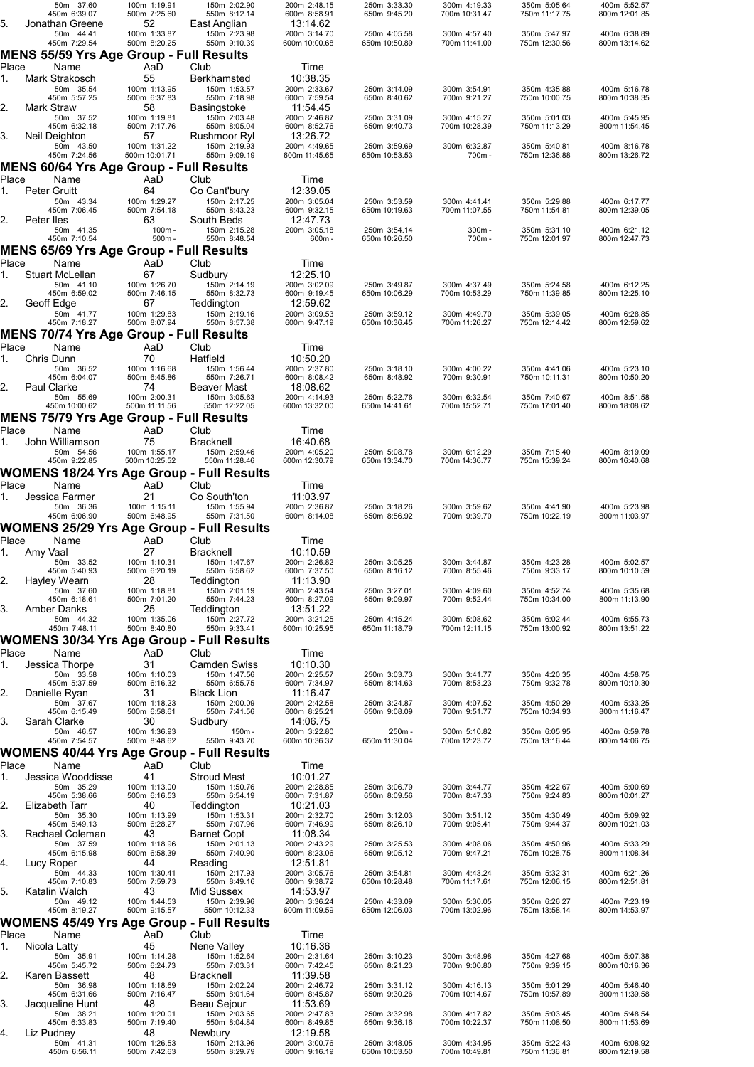| | | | | | | | | |
|---|---|---|---|---|---|---|---|---|
| 50m 37.60 | 100m 1:19.91 | 150m 2:02.90 | 200m 2:48.15 | 250m 3:33.30 | 300m 4:19.33 | 350m 5:05.64 | 400m 5:52.57 |
| 450m 6:39.07 | 500m 7:25.60 | 550m 8:12.14 | 600m 8:58.91 | 650m 9:45.20 | 700m 10:31.47 | 750m 11:17.75 | 800m 12:01.85 |

| Place | Name | AaD | Club | Time |
|---|---|---|---|---|
| 5. | Jonathan Greene | 52 | East Anglian | 13:14.62 |

50m 44.41, 100m 1:33.87, 150m 2:23.98, 200m 3:14.70, 250m 4:05.58, 300m 4:57.40, 350m 5:47.97, 400m 6:38.89, 450m 7:29.54, 500m 8:20.25, 550m 9:10.39, 600m 10:00.68, 650m 10:50.89, 700m 11:41.00, 750m 12:30.56, 800m 13:14.62

## MENS 55/59 Yrs Age Group - Full Results

| Place | Name | AaD | Club | Time |
|---|---|---|---|---|
| 1. | Mark Strakosch | 55 | Berkhamsted | 10:38.35 |
| 2. | Mark Straw | 58 | Basingstoke | 11:54.45 |
| 3. | Neil Deighton | 57 | Rushmoor Ryl | 13:26.72 |

Mark Strakosch: 50m 35.54, 100m 1:13.95, 150m 1:53.57, 200m 2:33.67, 250m 3:14.09, 300m 3:54.91, 350m 4:35.88, 400m 5:16.78, 450m 5:57.25, 500m 6:37.83, 550m 7:18.98, 600m 7:59.54, 650m 8:40.62, 700m 9:21.27, 750m 10:00.75, 800m 10:38.35

Mark Straw: 50m 37.52, 100m 1:19.81, 150m 2:03.48, 200m 2:46.87, 250m 3:31.09, 300m 4:15.27, 350m 5:01.03, 400m 5:45.95, 450m 6:32.18, 500m 7:17.76, 550m 8:05.04, 600m 8:52.76, 650m 9:40.73, 700m 10:28.39, 750m 11:13.29, 800m 11:54.45

Neil Deighton: 50m 43.50, 100m 1:31.22, 150m 2:19.93, 200m 4:49.65, 250m 3:59.69, 300m 6:32.87, 350m 5:40.81, 400m 8:16.78, 450m 7:24.56, 500m 10:01.71, 550m 9:09.19, 600m 11:45.65, 650m 10:53.53, 700m -, 750m 12:36.88, 800m 13:26.72

## MENS 60/64 Yrs Age Group - Full Results

| Place | Name | AaD | Club | Time |
|---|---|---|---|---|
| 1. | Peter Gruitt | 64 | Co Cant'bury | 12:39.05 |
| 2. | Peter Iles | 63 | South Beds | 12:47.73 |

Peter Gruitt: 50m 43.34, 100m 1:29.27, 150m 2:17.25, 200m 3:05.04, 250m 3:53.59, 300m 4:41.41, 350m 5:29.88, 400m 6:17.77, 450m 7:06.45, 500m 7:54.18, 550m 8:43.23, 600m 9:32.15, 650m 10:19.63, 700m 11:07.55, 750m 11:54.81, 800m 12:39.05

Peter Iles: 50m 41.35, 100m -, 150m 2:15.28, 200m 3:05.18, 250m 3:54.14, 300m -, 350m 5:31.10, 400m 6:21.12, 450m 7:10.54, 500m -, 550m 8:48.54, 600m -, 650m 10:26.50, 700m -, 750m 12:01.97, 800m 12:47.73

## MENS 65/69 Yrs Age Group - Full Results

| Place | Name | AaD | Club | Time |
|---|---|---|---|---|
| 1. | Stuart McLellan | 67 | Sudbury | 12:25.10 |
| 2. | Geoff Edge | 67 | Teddington | 12:59.62 |

Stuart McLellan: 50m 41.10, 100m 1:26.70, 150m 2:14.19, 200m 3:02.09, 250m 3:49.87, 300m 4:37.49, 350m 5:24.58, 400m 6:12.25, 450m 6:59.02, 500m 7:46.15, 550m 8:32.73, 600m 9:19.45, 650m 10:06.29, 700m 10:53.29, 750m 11:39.85, 800m 12:25.10

Geoff Edge: 50m 41.77, 100m 1:29.83, 150m 2:19.16, 200m 3:09.53, 250m 3:59.12, 300m 4:49.70, 350m 5:39.05, 400m 6:28.85, 450m 7:18.27, 500m 8:07.94, 550m 8:57.38, 600m 9:47.19, 650m 10:36.45, 700m 11:26.27, 750m 12:14.42, 800m 12:59.62

## MENS 70/74 Yrs Age Group - Full Results

| Place | Name | AaD | Club | Time |
|---|---|---|---|---|
| 1. | Chris Dunn | 70 | Hatfield | 10:50.20 |
| 2. | Paul Clarke | 74 | Beaver Mast | 18:08.62 |

Chris Dunn: 50m 36.52, 100m 1:16.68, 150m 1:56.44, 200m 2:37.80, 250m 3:18.10, 300m 4:00.22, 350m 4:41.06, 400m 5:23.10, 450m 6:04.07, 500m 6:45.86, 550m 7:26.71, 600m 8:08.42, 650m 8:48.92, 700m 9:30.91, 750m 10:11.31, 800m 10:50.20

Paul Clarke: 50m 55.69, 100m 2:00.31, 150m 3:05.63, 200m 4:14.93, 250m 5:22.76, 300m 6:32.54, 350m 7:40.67, 400m 8:51.58, 450m 10:00.62, 500m 11:11.56, 550m 12:22.05, 600m 13:32.00, 650m 14:41.61, 700m 15:52.71, 750m 17:01.40, 800m 18:08.62

## MENS 75/79 Yrs Age Group - Full Results

| Place | Name | AaD | Club | Time |
|---|---|---|---|---|
| 1. | John Williamson | 75 | Bracknell | 16:40.68 |

John Williamson: 50m 54.56, 100m 1:55.17, 150m 2:59.46, 200m 4:05.20, 250m 5:08.78, 300m 6:12.29, 350m 7:15.40, 400m 8:19.09, 450m 9:22.85, 500m 10:25.52, 550m 11:28.46, 600m 12:30.79, 650m 13:34.70, 700m 14:36.77, 750m 15:39.24, 800m 16:40.68

## WOMENS 18/24 Yrs Age Group - Full Results

| Place | Name | AaD | Club | Time |
|---|---|---|---|---|
| 1. | Jessica Farmer | 21 | Co South'ton | 11:03.97 |

Jessica Farmer: 50m 36.36, 100m 1:15.11, 150m 1:55.94, 200m 2:36.87, 250m 3:18.26, 300m 3:59.62, 350m 4:41.90, 400m 5:23.98, 450m 6:06.90, 500m 6:48.95, 550m 7:31.50, 600m 8:14.08, 650m 8:56.92, 700m 9:39.70, 750m 10:22.19, 800m 11:03.97

## WOMENS 25/29 Yrs Age Group - Full Results

| Place | Name | AaD | Club | Time |
|---|---|---|---|---|
| 1. | Amy Vaal | 27 | Bracknell | 10:10.59 |
| 2. | Hayley Wearn | 28 | Teddington | 11:13.90 |
| 3. | Amber Danks | 25 | Teddington | 13:51.22 |

Amy Vaal: 50m 33.52, 100m 1:10.31, 150m 1:47.67, 200m 2:26.82, 250m 3:05.25, 300m 3:44.87, 350m 4:23.28, 400m 5:02.57, 450m 5:40.93, 500m 6:20.19, 550m 6:58.62, 600m 7:37.50, 650m 8:16.12, 700m 8:55.46, 750m 9:33.17, 800m 10:10.59

Hayley Wearn: 50m 37.60, 100m 1:18.81, 150m 2:01.19, 200m 2:43.54, 250m 3:27.01, 300m 4:09.60, 350m 4:52.74, 400m 5:35.68, 450m 6:18.61, 500m 7:01.20, 550m 7:44.23, 600m 8:27.09, 650m 9:09.97, 700m 9:52.44, 750m 10:34.00, 800m 11:13.90

Amber Danks: 50m 44.32, 100m 1:35.06, 150m 2:27.72, 200m 3:21.25, 250m 4:15.24, 300m 5:08.62, 350m 6:02.44, 400m 6:55.73, 450m 7:48.11, 500m 8:40.80, 550m 9:33.41, 600m 10:25.95, 650m 11:18.79, 700m 12:11.15, 750m 13:00.92, 800m 13:51.22

## WOMENS 30/34 Yrs Age Group - Full Results

| Place | Name | AaD | Club | Time |
|---|---|---|---|---|
| 1. | Jessica Thorpe | 31 | Camden Swiss | 10:10.30 |
| 2. | Danielle Ryan | 31 | Black Lion | 11:16.47 |
| 3. | Sarah Clarke | 30 | Sudbury | 14:06.75 |

Jessica Thorpe: 50m 33.58, 100m 1:10.03, 150m 1:47.56, 200m 2:25.57, 250m 3:03.73, 300m 3:41.77, 350m 4:20.35, 400m 4:58.75, 450m 5:37.59, 500m 6:16.32, 550m 6:55.75, 600m 7:34.97, 650m 8:14.63, 700m 8:53.23, 750m 9:32.78, 800m 10:10.30

Danielle Ryan: 50m 37.67, 100m 1:18.23, 150m 2:00.09, 200m 2:42.58, 250m 3:24.87, 300m 4:07.52, 350m 4:50.29, 400m 5:33.25, 450m 6:15.49, 500m 6:58.61, 550m 7:41.56, 600m 8:25.21, 650m 9:08.09, 700m 9:51.77, 750m 10:34.93, 800m 11:16.47

Sarah Clarke: 50m 46.57, 100m 1:36.93, 150m -, 200m 3:22.80, 250m -, 300m 5:10.82, 350m 6:05.95, 400m 6:59.78, 450m 7:54.57, 500m 8:48.62, 550m 9:43.20, 600m 10:36.37, 650m 11:30.04, 700m 12:23.72, 750m 13:16.44, 800m 14:06.75

## WOMENS 40/44 Yrs Age Group - Full Results

| Place | Name | AaD | Club | Time |
|---|---|---|---|---|
| 1. | Jessica Wooddisse | 41 | Stroud Mast | 10:01.27 |
| 2. | Elizabeth Tarr | 40 | Teddington | 10:21.03 |
| 3. | Rachael Coleman | 43 | Barnet Copt | 11:08.34 |
| 4. | Lucy Roper | 44 | Reading | 12:51.81 |
| 5. | Katalin Walch | 43 | Mid Sussex | 14:53.97 |

Jessica Wooddisse: 50m 35.29, 100m 1:13.00, 150m 1:50.76, 200m 2:28.85, 250m 3:06.79, 300m 3:44.77, 350m 4:22.67, 400m 5:00.69, 450m 5:38.66, 500m 6:16.53, 550m 6:54.19, 600m 7:31.87, 650m 8:09.56, 700m 8:47.33, 750m 9:24.83, 800m 10:01.27

Elizabeth Tarr: 50m 35.30, 100m 1:13.99, 150m 1:53.31, 200m 2:32.70, 250m 3:12.03, 300m 3:51.12, 350m 4:30.49, 400m 5:09.92, 450m 5:49.13, 500m 6:28.27, 550m 7:07.96, 600m 7:46.99, 650m 8:26.10, 700m 9:05.41, 750m 9:44.37, 800m 10:21.03

Rachael Coleman: 50m 37.59, 100m 1:18.96, 150m 2:01.13, 200m 2:43.29, 250m 3:25.53, 300m 4:08.06, 350m 4:50.96, 400m 5:33.29, 450m 6:15.98, 500m 6:58.39, 550m 7:40.90, 600m 8:23.06, 650m 9:05.12, 700m 9:47.21, 750m 10:28.75, 800m 11:08.34

Lucy Roper: 50m 44.33, 100m 1:30.41, 150m 2:17.93, 200m 3:05.76, 250m 3:54.81, 300m 4:43.24, 350m 5:32.31, 400m 6:21.26, 450m 7:10.83, 500m 7:59.73, 550m 8:49.16, 600m 9:38.72, 650m 10:28.48, 700m 11:17.61, 750m 12:06.15, 800m 12:51.81

Katalin Walch: 50m 49.12, 100m 1:44.53, 150m 2:39.96, 200m 3:36.24, 250m 4:33.09, 300m 5:30.05, 350m 6:26.27, 400m 7:23.19, 450m 8:19.27, 500m 9:15.57, 550m 10:12.33, 600m 11:09.59, 650m 12:06.03, 700m 13:02.96, 750m 13:58.14, 800m 14:53.97

## WOMENS 45/49 Yrs Age Group - Full Results

| Place | Name | AaD | Club | Time |
|---|---|---|---|---|
| 1. | Nicola Latty | 45 | Nene Valley | 10:16.36 |
| 2. | Karen Bassett | 48 | Bracknell | 11:39.58 |
| 3. | Jacqueline Hunt | 48 | Beau Sejour | 11:53.69 |
| 4. | Liz Pudney | 48 | Newbury | 12:19.58 |

Nicola Latty: 50m 35.91, 100m 1:14.28, 150m 1:52.64, 200m 2:31.64, 250m 3:10.23, 300m 3:48.98, 350m 4:27.68, 400m 5:07.38, 450m 5:45.72, 500m 6:24.73, 550m 7:03.31, 600m 7:42.45, 650m 8:21.23, 700m 9:00.80, 750m 9:39.15, 800m 10:16.36

Karen Bassett: 50m 36.98, 100m 1:18.69, 150m 2:02.24, 200m 2:46.72, 250m 3:31.12, 300m 4:16.13, 350m 5:01.29, 400m 5:46.40, 450m 6:31.66, 500m 7:16.47, 550m 8:01.64, 600m 8:45.87, 650m 9:30.26, 700m 10:14.67, 750m 10:57.89, 800m 11:39.58

Jacqueline Hunt: 50m 38.21, 100m 1:20.01, 150m 2:03.65, 200m 2:47.83, 250m 3:32.98, 300m 4:17.82, 350m 5:03.45, 400m 5:48.54, 450m 6:33.83, 500m 7:19.40, 550m 8:04.84, 600m 8:49.85, 650m 9:36.16, 700m 10:22.37, 750m 11:08.50, 800m 11:53.69

Liz Pudney: 50m 41.31, 100m 1:26.53, 150m 2:13.96, 200m 3:00.76, 250m 3:48.05, 300m 4:34.95, 350m 5:22.43, 400m 6:08.92, 450m 6:56.11, 500m 7:42.63, 550m 8:29.79, 600m 9:16.19, 650m 10:03.50, 700m 10:49.81, 750m 11:36.81, 800m 12:19.58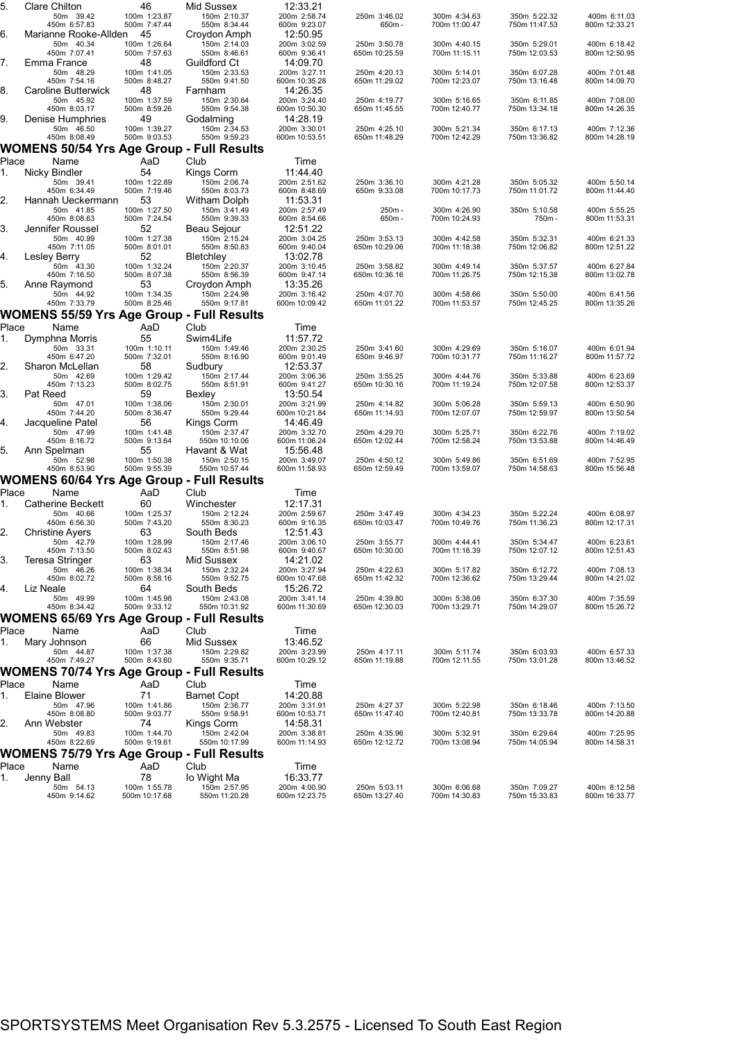| | | | | | | | |
|---|---|---|---|---|---|---|---|
| 5. Clare Chilton | 46 | Mid Sussex | 12:33.21 | | | | |
| 50m 39.42 | 100m 1:23.87 | 150m 2:10.37 | 200m 2:58.74 | 250m 3:46.02 | 300m 4:34.63 | 350m 5:22.32 | 400m 6:11.03 |
| 450m 6:57.83 | 500m 7:47.44 | 550m 8:34.44 | 600m 9:23.07 | 650m - | 700m 11:00.47 | 750m 11:47.53 | 800m 12:33.21 |
| 6. Marianne Rooke-Allden | 45 | Croydon Amph | 12:50.95 | | | | |
| 50m 40.34 | 100m 1:26.64 | 150m 2:14.03 | 200m 3:02.59 | 250m 3:50.78 | 300m 4:40.15 | 350m 5:29.01 | 400m 6:18.42 |
| 450m 7:07.41 | 500m 7:57.63 | 550m 8:46.61 | 600m 9:36.41 | 650m 10:25.59 | 700m 11:15.11 | 750m 12:03.53 | 800m 12:50.95 |
| 7. Emma France | 48 | Guildford Ct | 14:09.70 | | | | |
| 50m 48.29 | 100m 1:41.05 | 150m 2:33.53 | 200m 3:27.11 | 250m 4:20.13 | 300m 5:14.01 | 350m 6:07.28 | 400m 7:01.48 |
| 450m 7:54.16 | 500m 8:48.27 | 550m 9:41.50 | 600m 10:35.28 | 650m 11:29.02 | 700m 12:23.07 | 750m 13:16.48 | 800m 14:09.70 |
| 8. Caroline Butterwick | 48 | Farnham | 14:26.35 | | | | |
| 50m 45.92 | 100m 1:37.59 | 150m 2:30.64 | 200m 3:24.40 | 250m 4:19.77 | 300m 5:16.65 | 350m 6:11.85 | 400m 7:08.00 |
| 450m 8:03.17 | 500m 8:59.26 | 550m 9:54.38 | 600m 10:50.30 | 650m 11:45.55 | 700m 12:40.77 | 750m 13:34.18 | 800m 14:26.35 |
| 9. Denise Humphries | 49 | Godalming | 14:28.19 | | | | |
| 50m 46.50 | 100m 1:39.27 | 150m 2:34.53 | 200m 3:30.01 | 250m 4:25.10 | 300m 5:21.34 | 350m 6:17.13 | 400m 7:12.36 |
| 450m 8:08.49 | 500m 9:03.53 | 550m 9:59.23 | 600m 10:53.51 | 650m 11:48.29 | 700m 12:42.29 | 750m 13:36.82 | 800m 14:28.19 |

## WOMENS 50/54 Yrs Age Group - Full Results

| Place Name | AaD | Club | Time | | | | |
|---|---|---|---|---|---|---|---|
| 1. Nicky Bindler | 54 | Kings Corm | 11:44.40 | | | | |
| 50m 39.41 | 100m 1:22.89 | 150m 2:06.74 | 200m 2:51.62 | 250m 3:36.10 | 300m 4:21.28 | 350m 5:05.32 | 400m 5:50.14 |
| 450m 6:34.49 | 500m 7:19.46 | 550m 8:03.73 | 600m 8:48.69 | 650m 9:33.08 | 700m 10:17.73 | 750m 11:01.72 | 800m 11:44.40 |
| 2. Hannah Ueckermann | 53 | Witham Dolph | 11:53.31 | | | | |
| 50m 41.85 | 100m 1:27.50 | 150m 3:41.49 | 200m 2:57.49 | 250m - | 300m 4:26.90 | 350m 5:10.58 | 400m 5:55.25 |
| 450m 8:08.63 | 500m 7:24.54 | 550m 9:39.33 | 600m 8:54.66 | 650m - | 700m 10:24.93 | 750m - | 800m 11:53.31 |
| 3. Jennifer Roussel | 52 | Beau Sejour | 12:51.22 | | | | |
| 50m 40.99 | 100m 1:27.38 | 150m 2:15.24 | 200m 3:04.25 | 250m 3:53.13 | 300m 4:42.58 | 350m 5:32.31 | 400m 6:21.33 |
| 450m 7:11.05 | 500m 8:01.01 | 550m 8:50.83 | 600m 9:40.04 | 650m 10:29.06 | 700m 11:18.38 | 750m 12:06.82 | 800m 12:51.22 |
| 4. Lesley Berry | 52 | Bletchley | 13:02.78 | | | | |
| 50m 43.30 | 100m 1:32.24 | 150m 2:20.37 | 200m 3:10.45 | 250m 3:58.82 | 300m 4:49.14 | 350m 5:37.57 | 400m 6:27.84 |
| 450m 7:16.50 | 500m 8:07.38 | 550m 8:56.39 | 600m 9:47.14 | 650m 10:36.16 | 700m 11:26.75 | 750m 12:15.38 | 800m 13:02.78 |
| 5. Anne Raymond | 53 | Croydon Amph | 13:35.26 | | | | |
| 50m 44.92 | 100m 1:34.35 | 150m 2:24.98 | 200m 3:16.42 | 250m 4:07.70 | 300m 4:58.66 | 350m 5:50.00 | 400m 6:41.56 |
| 450m 7:33.79 | 500m 8:25.46 | 550m 9:17.81 | 600m 10:09.42 | 650m 11:01.22 | 700m 11:53.57 | 750m 12:45.25 | 800m 13:35.26 |

## WOMENS 55/59 Yrs Age Group - Full Results

| Place Name | AaD | Club | Time | | | | |
|---|---|---|---|---|---|---|---|
| 1. Dymphna Morris | 55 | Swim4Life | 11:57.72 | | | | |
| 50m 33.31 | 100m 1:10.11 | 150m 1:49.46 | 200m 2:30.25 | 250m 3:41.60 | 300m 4:29.69 | 350m 5:16.07 | 400m 6:01.94 |
| 450m 6:47.20 | 500m 7:32.01 | 550m 8:16.90 | 600m 9:01.49 | 650m 9:46.97 | 700m 10:31.77 | 750m 11:16.27 | 800m 11:57.72 |
| 2. Sharon McLellan | 58 | Sudbury | 12:53.37 | | | | |
| 50m 42.69 | 100m 1:29.42 | 150m 2:17.44 | 200m 3:06.36 | 250m 3:55.25 | 300m 4:44.76 | 350m 5:33.88 | 400m 6:23.69 |
| 450m 7:13.23 | 500m 8:02.75 | 550m 8:51.91 | 600m 9:41.27 | 650m 10:30.16 | 700m 11:19.24 | 750m 12:07.58 | 800m 12:53.37 |
| 3. Pat Reed | 59 | Bexley | 13:50.54 | | | | |
| 50m 47.01 | 100m 1:38.06 | 150m 2:30.01 | 200m 3:21.99 | 250m 4:14.82 | 300m 5:06.28 | 350m 5:59.13 | 400m 6:50.90 |
| 450m 7:44.20 | 500m 8:36.47 | 550m 9:29.44 | 600m 10:21.84 | 650m 11:14.93 | 700m 12:07.07 | 750m 12:59.97 | 800m 13:50.54 |
| 4. Jacqueline Patel | 56 | Kings Corm | 14:46.49 | | | | |
| 50m 47.99 | 100m 1:41.48 | 150m 2:37.47 | 200m 3:32.70 | 250m 4:29.70 | 300m 5:25.71 | 350m 6:22.76 | 400m 7:19.02 |
| 450m 8:16.72 | 500m 9:13.64 | 550m 10:10.06 | 600m 11:06.24 | 650m 12:02.44 | 700m 12:58.24 | 750m 13:53.88 | 800m 14:46.49 |
| 5. Ann Spelman | 55 | Havant & Wat | 15:56.48 | | | | |
| 50m 52.98 | 100m 1:50.38 | 150m 2:50.15 | 200m 3:49.07 | 250m 4:50.12 | 300m 5:49.86 | 350m 6:51.69 | 400m 7:52.95 |
| 450m 8:53.90 | 500m 9:55.39 | 550m 10:57.44 | 600m 11:58.93 | 650m 12:59.49 | 700m 13:59.07 | 750m 14:58.63 | 800m 15:56.48 |

## WOMENS 60/64 Yrs Age Group - Full Results

| Place Name | AaD | Club | Time | | | | |
|---|---|---|---|---|---|---|---|
| 1. Catherine Beckett | 60 | Winchester | 12:17.31 | | | | |
| 50m 40.66 | 100m 1:25.37 | 150m 2:12.24 | 200m 2:59.67 | 250m 3:47.49 | 300m 4:34.23 | 350m 5:22.24 | 400m 6:08.97 |
| 450m 6:56.30 | 500m 7:43.20 | 550m 8:30.23 | 600m 9:16.35 | 650m 10:03.47 | 700m 10:49.76 | 750m 11:36.23 | 800m 12:17.31 |
| 2. Christine Ayers | 63 | South Beds | 12:51.43 | | | | |
| 50m 42.79 | 100m 1:28.99 | 150m 2:17.46 | 200m 3:06.10 | 250m 3:55.77 | 300m 4:44.41 | 350m 5:34.47 | 400m 6:23.61 |
| 450m 7:13.50 | 500m 8:02.43 | 550m 8:51.98 | 600m 9:40.67 | 650m 10:30.00 | 700m 11:18.39 | 750m 12:07.12 | 800m 12:51.43 |
| 3. Teresa Stringer | 63 | Mid Sussex | 14:21.02 | | | | |
| 50m 46.26 | 100m 1:38.34 | 150m 2:32.24 | 200m 3:27.94 | 250m 4:22.63 | 300m 5:17.82 | 350m 6:12.72 | 400m 7:08.13 |
| 450m 8:02.72 | 500m 8:58.16 | 550m 9:52.75 | 600m 10:47.68 | 650m 11:42.32 | 700m 12:36.62 | 750m 13:29.44 | 800m 14:21.02 |
| 4. Liz Neale | 64 | South Beds | 15:26.72 | | | | |
| 50m 49.99 | 100m 1:45.98 | 150m 2:43.08 | 200m 3:41.14 | 250m 4:39.80 | 300m 5:38.08 | 350m 6:37.30 | 400m 7:35.59 |
| 450m 8:34.42 | 500m 9:33.12 | 550m 10:31.92 | 600m 11:30.69 | 650m 12:30.03 | 700m 13:29.71 | 750m 14:29.07 | 800m 15:26.72 |

## WOMENS 65/69 Yrs Age Group - Full Results

| Place Name | AaD | Club | Time | | | | |
|---|---|---|---|---|---|---|---|
| 1. Mary Johnson | 66 | Mid Sussex | 13:46.52 | | | | |
| 50m 44.87 | 100m 1:37.38 | 150m 2:29.82 | 200m 3:23.99 | 250m 4:17.11 | 300m 5:11.74 | 350m 6:03.93 | 400m 6:57.33 |
| 450m 7:49.27 | 500m 8:43.60 | 550m 9:35.71 | 600m 10:29.12 | 650m 11:19.88 | 700m 12:11.55 | 750m 13:01.28 | 800m 13:46.52 |

## WOMENS 70/74 Yrs Age Group - Full Results

| Place Name | AaD | Club | Time | | | | |
|---|---|---|---|---|---|---|---|
| 1. Elaine Blower | 71 | Barnet Copt | 14:20.88 | | | | |
| 50m 47.96 | 100m 1:41.86 | 150m 2:36.77 | 200m 3:31.91 | 250m 4:27.37 | 300m 5:22.98 | 350m 6:18.46 | 400m 7:13.50 |
| 450m 8:08.80 | 500m 9:03.77 | 550m 9:58.91 | 600m 10:53.71 | 650m 11:47.40 | 700m 12:40.81 | 750m 13:33.78 | 800m 14:20.88 |
| 2. Ann Webster | 74 | Kings Corm | 14:58.31 | | | | |
| 50m 49.83 | 100m 1:44.70 | 150m 2:42.04 | 200m 3:38.81 | 250m 4:35.96 | 300m 5:32.91 | 350m 6:29.64 | 400m 7:25.95 |
| 450m 8:22.69 | 500m 9:19.61 | 550m 10:17.99 | 600m 11:14.93 | 650m 12:12.72 | 700m 13:08.94 | 750m 14:05.94 | 800m 14:58.31 |

## WOMENS 75/79 Yrs Age Group - Full Results

| Place Name | AaD | Club | Time | | | | |
|---|---|---|---|---|---|---|---|
| 1. Jenny Ball | 78 | Io Wight Ma | 16:33.77 | | | | |
| 50m 54.13 | 100m 1:55.78 | 150m 2:57.95 | 200m 4:00.90 | 250m 5:03.11 | 300m 6:06.68 | 350m 7:09.27 | 400m 8:12.58 |
| 450m 9:14.62 | 500m 10:17.68 | 550m 11:20.28 | 600m 12:23.75 | 650m 13:27.40 | 700m 14:30.83 | 750m 15:33.83 | 800m 16:33.77 |